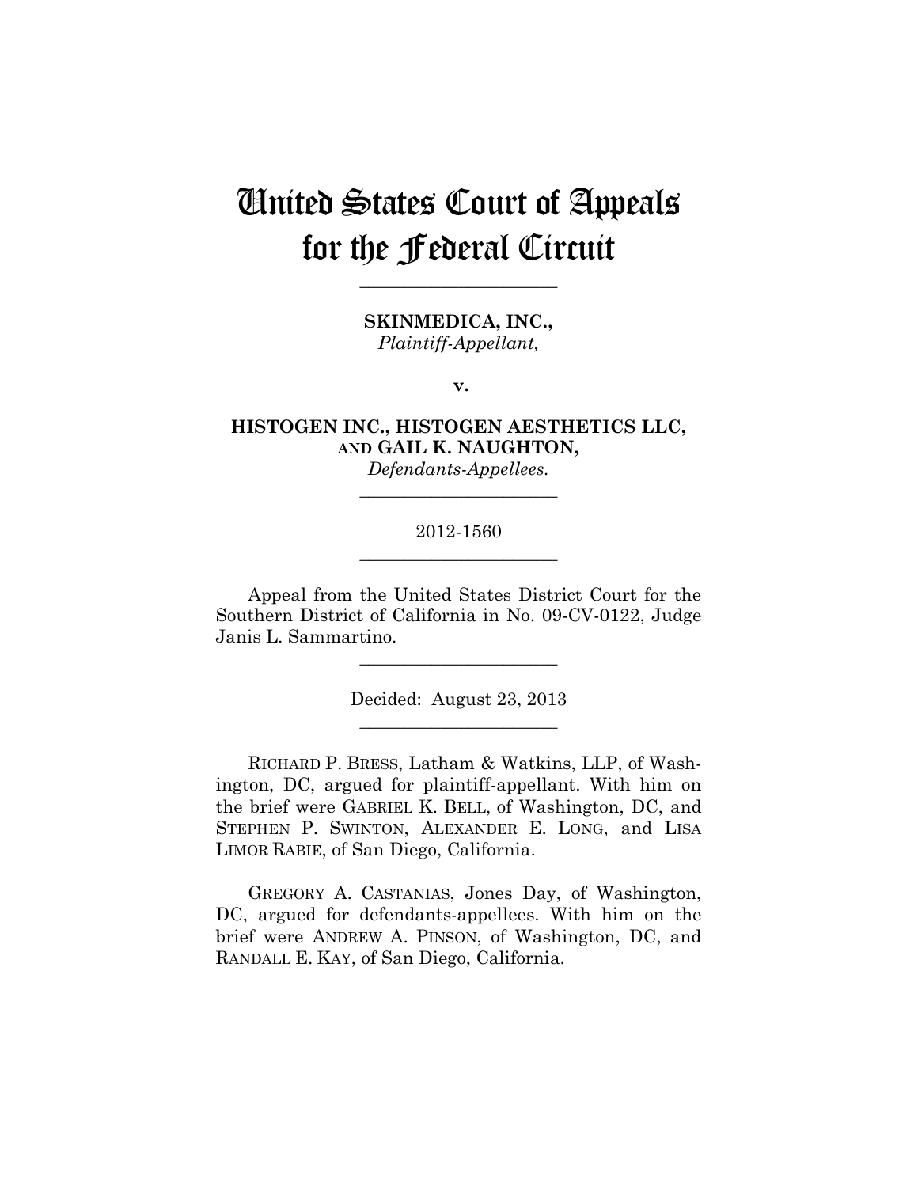# United States Court of Appeals for the Federal Circuit

______________________

**SKINMEDICA, INC.,**
*Plaintiff-Appellant,*

**v.**

**HISTOGEN INC., HISTOGEN AESTHETICS LLC, AND GAIL K. NAUGHTON,**
*Defendants-Appellees.*

______________________

2012-1560

______________________

Appeal from the United States District Court for the Southern District of California in No. 09-CV-0122, Judge Janis L. Sammartino.

______________________

Decided: August 23, 2013

______________________

RICHARD P. BRESS, Latham & Watkins, LLP, of Washington, DC, argued for plaintiff-appellant. With him on the brief were GABRIEL K. BELL, of Washington, DC, and STEPHEN P. SWINTON, ALEXANDER E. LONG, and LISA LIMOR RABIE, of San Diego, California.

GREGORY A. CASTANIAS, Jones Day, of Washington, DC, argued for defendants-appellees. With him on the brief were ANDREW A. PINSON, of Washington, DC, and RANDALL E. KAY, of San Diego, California.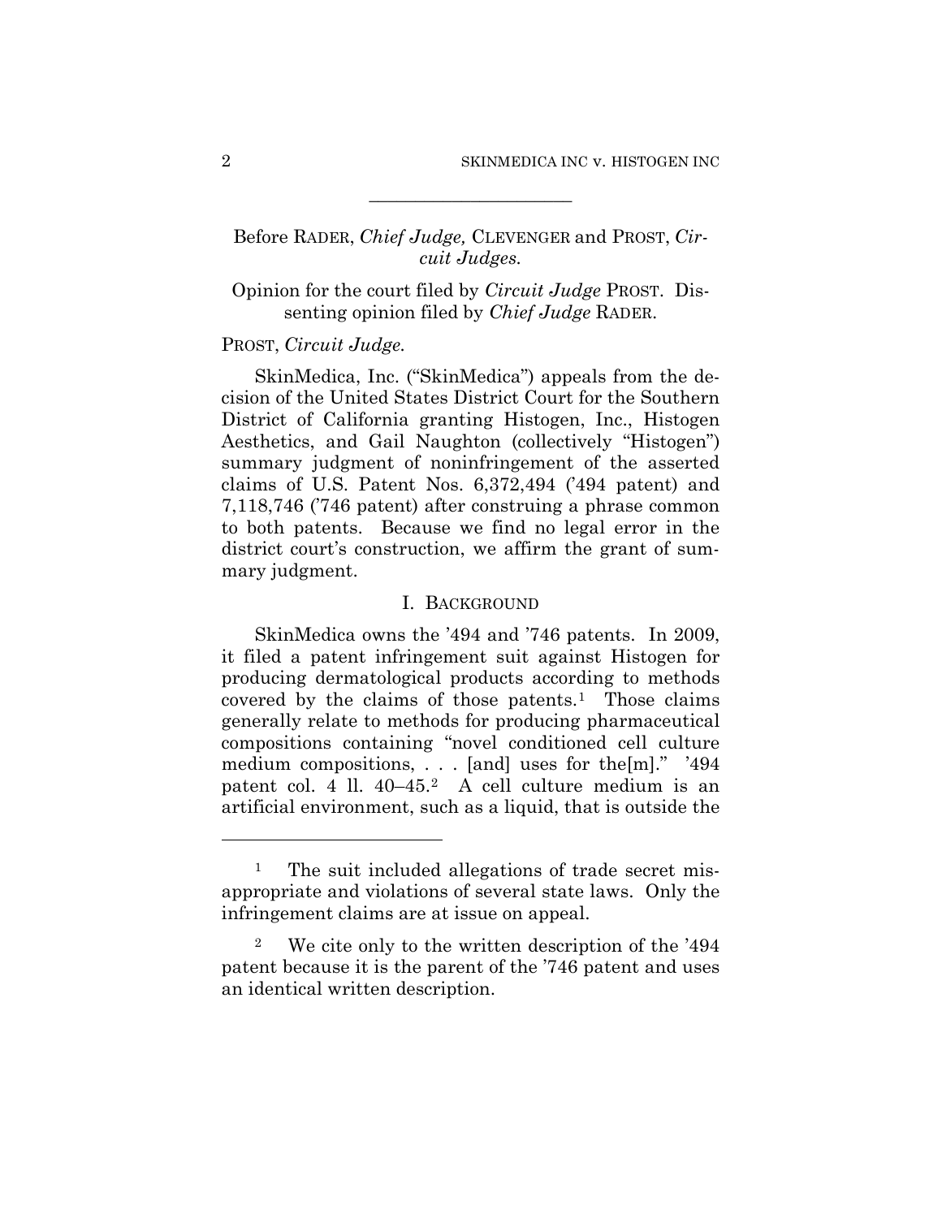Before RADER, *Chief Judge,* CLEVENGER and PROST, *Circuit Judges.*

Opinion for the court filed by *Circuit Judge* PROST. Dissenting opinion filed by *Chief Judge* RADER.

PROST, *Circuit Judge.*

SkinMedica, Inc. ("SkinMedica") appeals from the decision of the United States District Court for the Southern District of California granting Histogen, Inc., Histogen Aesthetics, and Gail Naughton (collectively "Histogen") summary judgment of noninfringement of the asserted claims of U.S. Patent Nos. 6,372,494 ('494 patent) and 7,118,746 ('746 patent) after construing a phrase common to both patents. Because we find no legal error in the district court's construction, we affirm the grant of summary judgment.

## I. BACKGROUND

SkinMedica owns the '494 and '746 patents. In 2009, it filed a patent infringement suit against Histogen for producing dermatological products according to methods covered by the claims of those patents.[1] Those claims generally relate to methods for producing pharmaceutical compositions containing "novel conditioned cell culture medium compositions, . . . [and] uses for the[m]." '494 patent col. 4 ll. 40–45.[2] A cell culture medium is an artificial environment, such as a liquid, that is outside the

---

[1] The suit included allegations of trade secret misappropriate and violations of several state laws. Only the infringement claims are at issue on appeal.

[2] We cite only to the written description of the '494 patent because it is the parent of the '746 patent and uses an identical written description.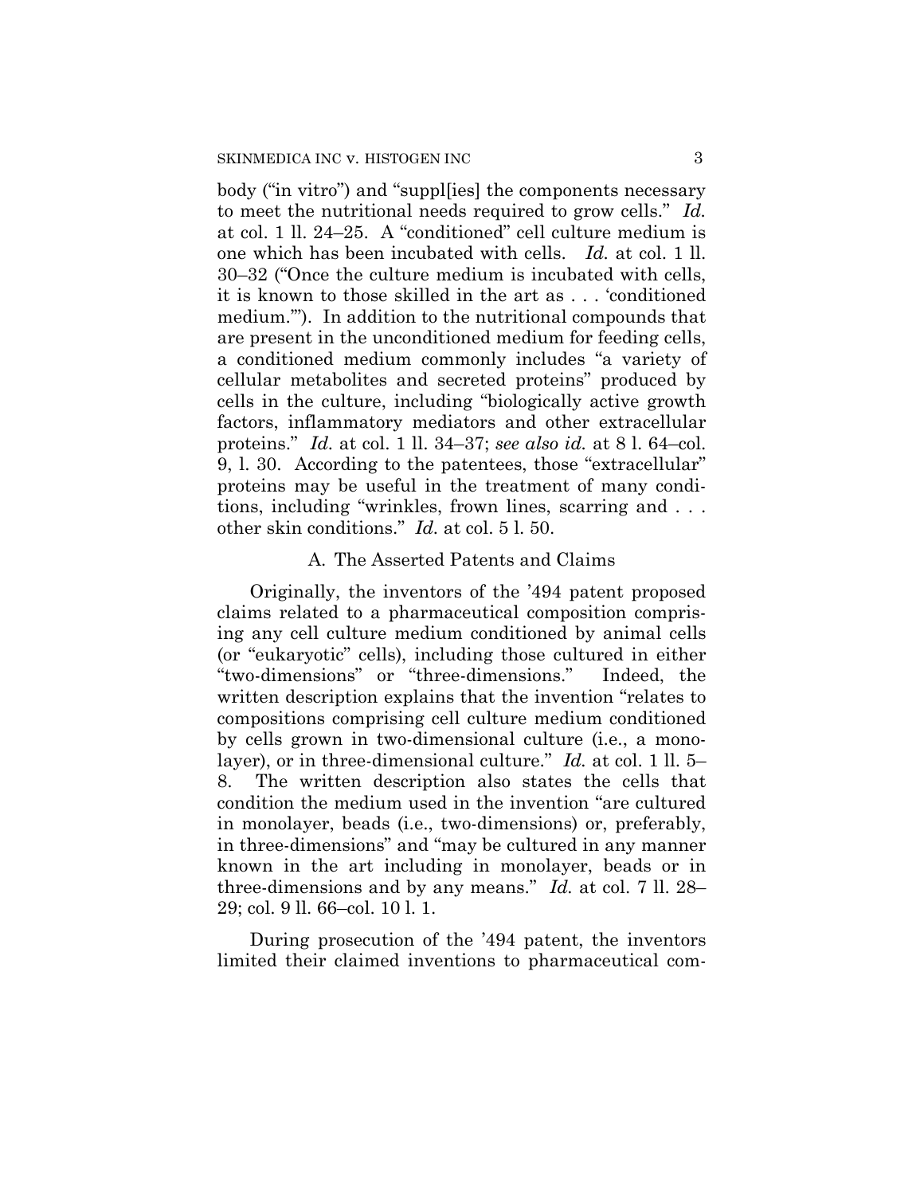body ("in vitro") and "suppl[ies] the components necessary to meet the nutritional needs required to grow cells." *Id.* at col. 1 ll. 24–25. A "conditioned" cell culture medium is one which has been incubated with cells. *Id.* at col. 1 ll. 30–32 ("Once the culture medium is incubated with cells, it is known to those skilled in the art as . . . 'conditioned medium.'"). In addition to the nutritional compounds that are present in the unconditioned medium for feeding cells, a conditioned medium commonly includes "a variety of cellular metabolites and secreted proteins" produced by cells in the culture, including "biologically active growth factors, inflammatory mediators and other extracellular proteins." *Id.* at col. 1 ll. 34–37; *see also id.* at 8 l. 64–col. 9, l. 30. According to the patentees, those "extracellular" proteins may be useful in the treatment of many conditions, including "wrinkles, frown lines, scarring and . . . other skin conditions." *Id.* at col. 5 l. 50.

### A. The Asserted Patents and Claims

Originally, the inventors of the '494 patent proposed claims related to a pharmaceutical composition comprising any cell culture medium conditioned by animal cells (or "eukaryotic" cells), including those cultured in either "two-dimensions" or "three-dimensions." Indeed, the written description explains that the invention "relates to compositions comprising cell culture medium conditioned by cells grown in two-dimensional culture (i.e., a monolayer), or in three-dimensional culture." *Id.* at col. 1 ll. 5–8. The written description also states the cells that condition the medium used in the invention "are cultured in monolayer, beads (i.e., two-dimensions) or, preferably, in three-dimensions" and "may be cultured in any manner known in the art including in monolayer, beads or in three-dimensions and by any means." *Id.* at col. 7 ll. 28–29; col. 9 ll. 66–col. 10 l. 1.

During prosecution of the '494 patent, the inventors limited their claimed inventions to pharmaceutical com-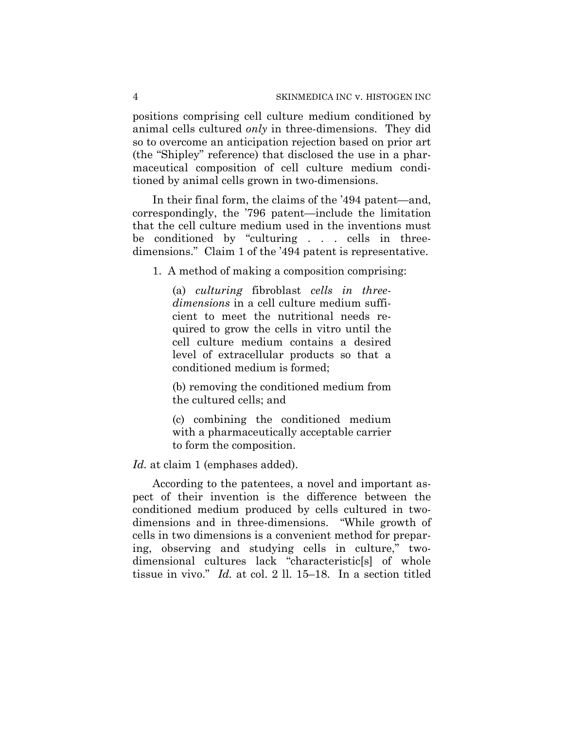positions comprising cell culture medium conditioned by animal cells cultured *only* in three-dimensions. They did so to overcome an anticipation rejection based on prior art (the "Shipley" reference) that disclosed the use in a pharmaceutical composition of cell culture medium conditioned by animal cells grown in two-dimensions.

In their final form, the claims of the '494 patent—and, correspondingly, the '796 patent—include the limitation that the cell culture medium used in the inventions must be conditioned by "culturing . . . cells in three-dimensions." Claim 1 of the '494 patent is representative.

> 1. A method of making a composition comprising:
>
> > (a) *culturing* fibroblast *cells in three-dimensions* in a cell culture medium sufficient to meet the nutritional needs required to grow the cells in vitro until the cell culture medium contains a desired level of extracellular products so that a conditioned medium is formed;
> >
> > (b) removing the conditioned medium from the cultured cells; and
> >
> > (c) combining the conditioned medium with a pharmaceutically acceptable carrier to form the composition.

*Id.* at claim 1 (emphases added).

According to the patentees, a novel and important aspect of their invention is the difference between the conditioned medium produced by cells cultured in two-dimensions and in three-dimensions. "While growth of cells in two dimensions is a convenient method for preparing, observing and studying cells in culture," two-dimensional cultures lack "characteristic[s] of whole tissue in vivo." *Id.* at col. 2 ll. 15–18. In a section titled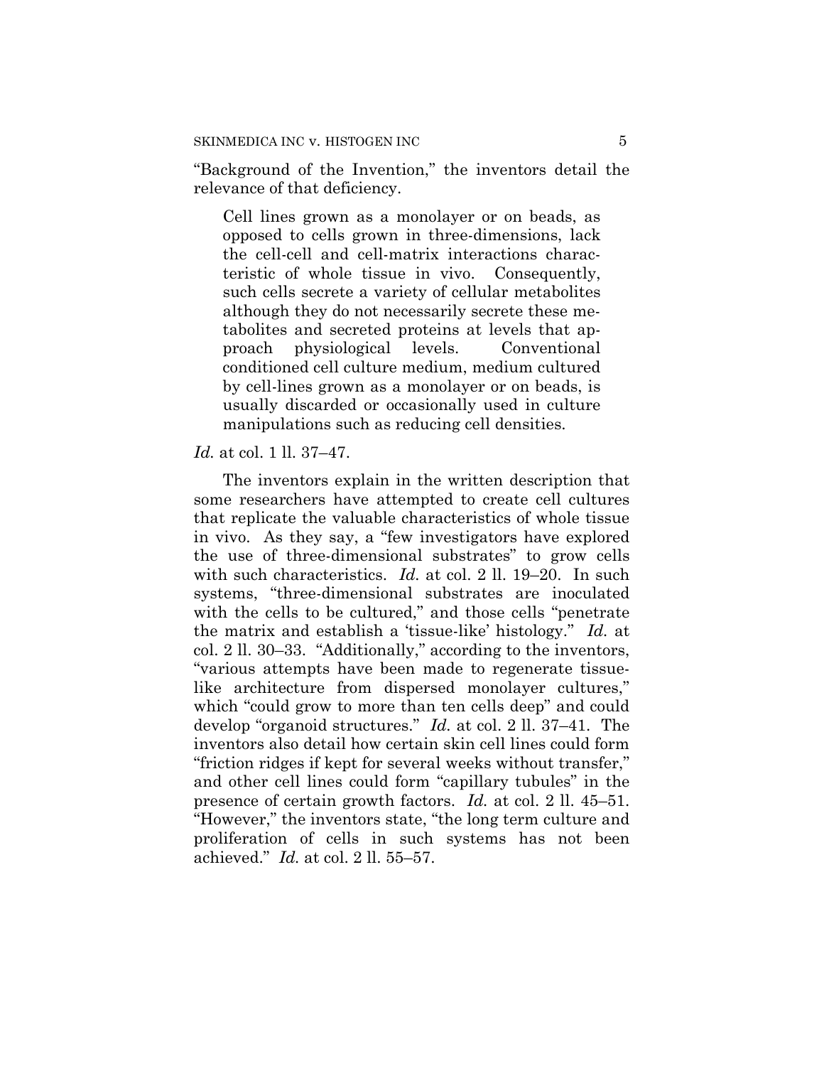"Background of the Invention," the inventors detail the relevance of that deficiency.

> Cell lines grown as a monolayer or on beads, as opposed to cells grown in three-dimensions, lack the cell-cell and cell-matrix interactions characteristic of whole tissue in vivo. Consequently, such cells secrete a variety of cellular metabolites although they do not necessarily secrete these metabolites and secreted proteins at levels that approach physiological levels. Conventional conditioned cell culture medium, medium cultured by cell-lines grown as a monolayer or on beads, is usually discarded or occasionally used in culture manipulations such as reducing cell densities.

*Id.* at col. 1 ll. 37–47.

The inventors explain in the written description that some researchers have attempted to create cell cultures that replicate the valuable characteristics of whole tissue in vivo. As they say, a "few investigators have explored the use of three-dimensional substrates" to grow cells with such characteristics. *Id.* at col. 2 ll. 19–20. In such systems, "three-dimensional substrates are inoculated with the cells to be cultured," and those cells "penetrate the matrix and establish a 'tissue-like' histology." *Id.* at col. 2 ll. 30–33. "Additionally," according to the inventors, "various attempts have been made to regenerate tissue-like architecture from dispersed monolayer cultures," which "could grow to more than ten cells deep" and could develop "organoid structures." *Id.* at col. 2 ll. 37–41. The inventors also detail how certain skin cell lines could form "friction ridges if kept for several weeks without transfer," and other cell lines could form "capillary tubules" in the presence of certain growth factors. *Id.* at col. 2 ll. 45–51. "However," the inventors state, "the long term culture and proliferation of cells in such systems has not been achieved." *Id.* at col. 2 ll. 55–57.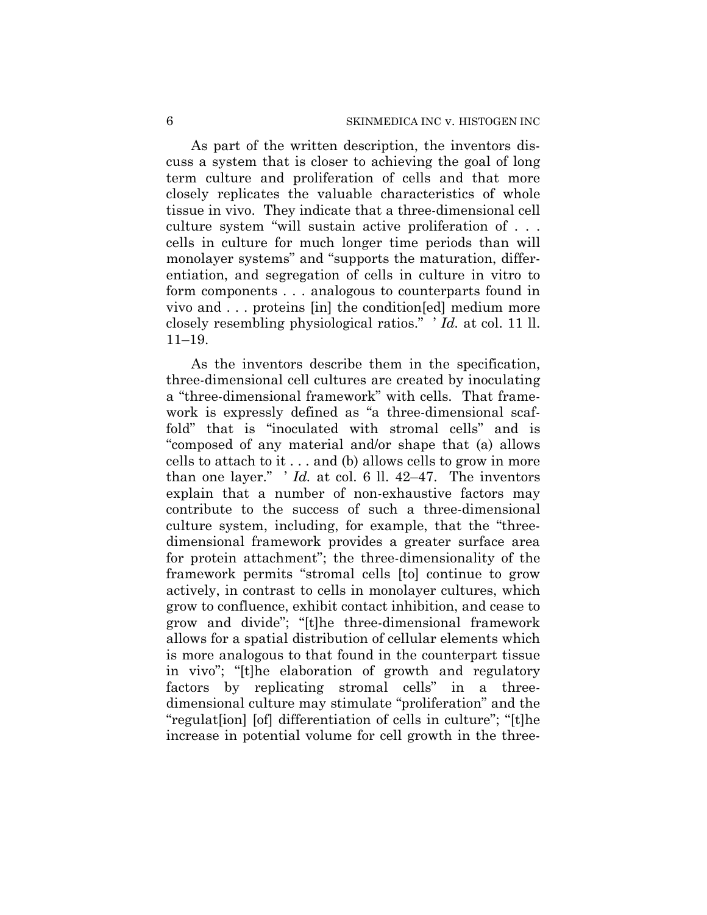As part of the written description, the inventors discuss a system that is closer to achieving the goal of long term culture and proliferation of cells and that more closely replicates the valuable characteristics of whole tissue in vivo. They indicate that a three-dimensional cell culture system "will sustain active proliferation of . . . cells in culture for much longer time periods than will monolayer systems" and "supports the maturation, differentiation, and segregation of cells in culture in vitro to form components . . . analogous to counterparts found in vivo and . . . proteins [in] the condition[ed] medium more closely resembling physiological ratios." ' *Id.* at col. 11 ll. 11–19.

As the inventors describe them in the specification, three-dimensional cell cultures are created by inoculating a "three-dimensional framework" with cells. That framework is expressly defined as "a three-dimensional scaffold" that is "inoculated with stromal cells" and is "composed of any material and/or shape that (a) allows cells to attach to it . . . and (b) allows cells to grow in more than one layer." ' *Id.* at col. 6 ll. 42–47. The inventors explain that a number of non-exhaustive factors may contribute to the success of such a three-dimensional culture system, including, for example, that the "three-dimensional framework provides a greater surface area for protein attachment"; the three-dimensionality of the framework permits "stromal cells [to] continue to grow actively, in contrast to cells in monolayer cultures, which grow to confluence, exhibit contact inhibition, and cease to grow and divide"; "[t]he three-dimensional framework allows for a spatial distribution of cellular elements which is more analogous to that found in the counterpart tissue in vivo"; "[t]he elaboration of growth and regulatory factors by replicating stromal cells" in a three-dimensional culture may stimulate "proliferation" and the "regulat[ion] [of] differentiation of cells in culture"; "[t]he increase in potential volume for cell growth in the three-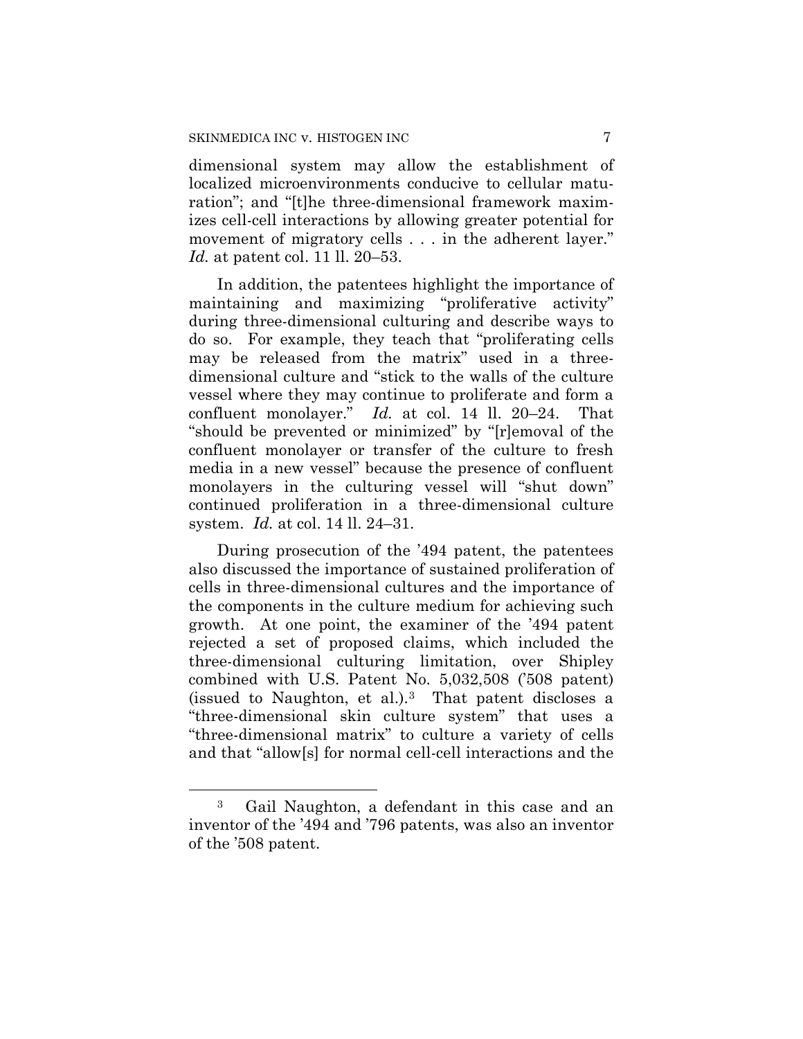dimensional system may allow the establishment of localized microenvironments conducive to cellular maturation"; and "[t]he three-dimensional framework maximizes cell-cell interactions by allowing greater potential for movement of migratory cells . . . in the adherent layer." *Id.* at patent col. 11 ll. 20–53.

In addition, the patentees highlight the importance of maintaining and maximizing "proliferative activity" during three-dimensional culturing and describe ways to do so. For example, they teach that "proliferating cells may be released from the matrix" used in a three-dimensional culture and "stick to the walls of the culture vessel where they may continue to proliferate and form a confluent monolayer." *Id.* at col. 14 ll. 20–24. That "should be prevented or minimized" by "[r]emoval of the confluent monolayer or transfer of the culture to fresh media in a new vessel" because the presence of confluent monolayers in the culturing vessel will "shut down" continued proliferation in a three-dimensional culture system. *Id.* at col. 14 ll. 24–31.

During prosecution of the '494 patent, the patentees also discussed the importance of sustained proliferation of cells in three-dimensional cultures and the importance of the components in the culture medium for achieving such growth. At one point, the examiner of the '494 patent rejected a set of proposed claims, which included the three-dimensional culturing limitation, over Shipley combined with U.S. Patent No. 5,032,508 ('508 patent) (issued to Naughton, et al.).[3] That patent discloses a "three-dimensional skin culture system" that uses a "three-dimensional matrix" to culture a variety of cells and that "allow[s] for normal cell-cell interactions and the

---

[3] Gail Naughton, a defendant in this case and an inventor of the '494 and '796 patents, was also an inventor of the '508 patent.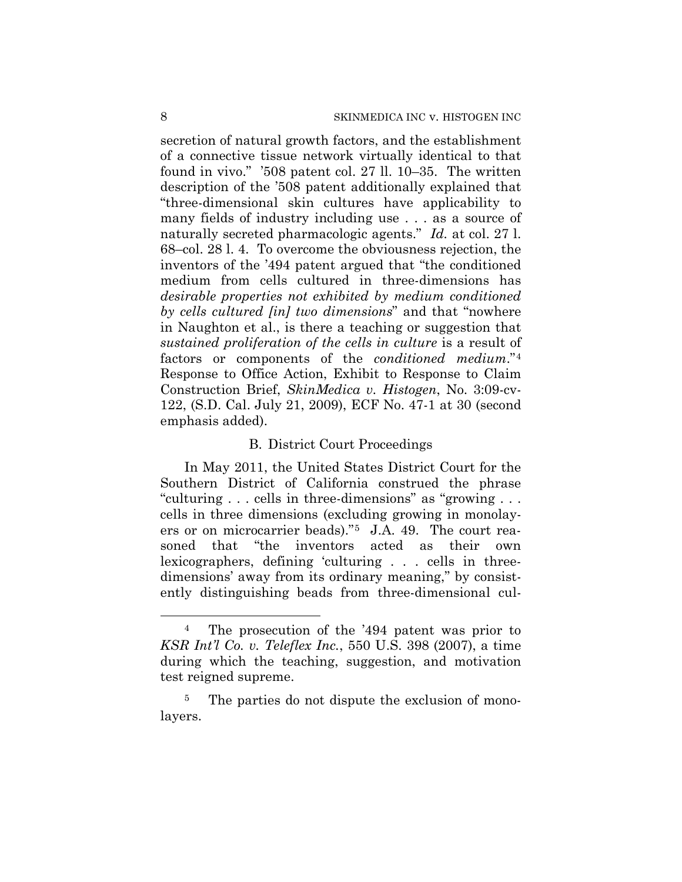secretion of natural growth factors, and the establishment of a connective tissue network virtually identical to that found in vivo." '508 patent col. 27 ll. 10–35. The written description of the '508 patent additionally explained that "three-dimensional skin cultures have applicability to many fields of industry including use . . . as a source of naturally secreted pharmacologic agents." *Id.* at col. 27 l. 68–col. 28 l. 4. To overcome the obviousness rejection, the inventors of the '494 patent argued that "the conditioned medium from cells cultured in three-dimensions has *desirable properties not exhibited by medium conditioned by cells cultured [in] two dimensions*" and that "nowhere in Naughton et al., is there a teaching or suggestion that *sustained proliferation of the cells in culture* is a result of factors or components of the *conditioned medium*."[4] Response to Office Action, Exhibit to Response to Claim Construction Brief, *SkinMedica v. Histogen*, No. 3:09-cv-122, (S.D. Cal. July 21, 2009), ECF No. 47-1 at 30 (second emphasis added).

### B. District Court Proceedings

In May 2011, the United States District Court for the Southern District of California construed the phrase "culturing . . . cells in three-dimensions" as "growing . . . cells in three dimensions (excluding growing in monolayers or on microcarrier beads)."[5] J.A. 49. The court reasoned that "the inventors acted as their own lexicographers, defining 'culturing . . . cells in three-dimensions' away from its ordinary meaning," by consistently distinguishing beads from three-dimensional cul-

---

[4] The prosecution of the '494 patent was prior to *KSR Int'l Co. v. Teleflex Inc.*, 550 U.S. 398 (2007), a time during which the teaching, suggestion, and motivation test reigned supreme.

[5] The parties do not dispute the exclusion of monolayers.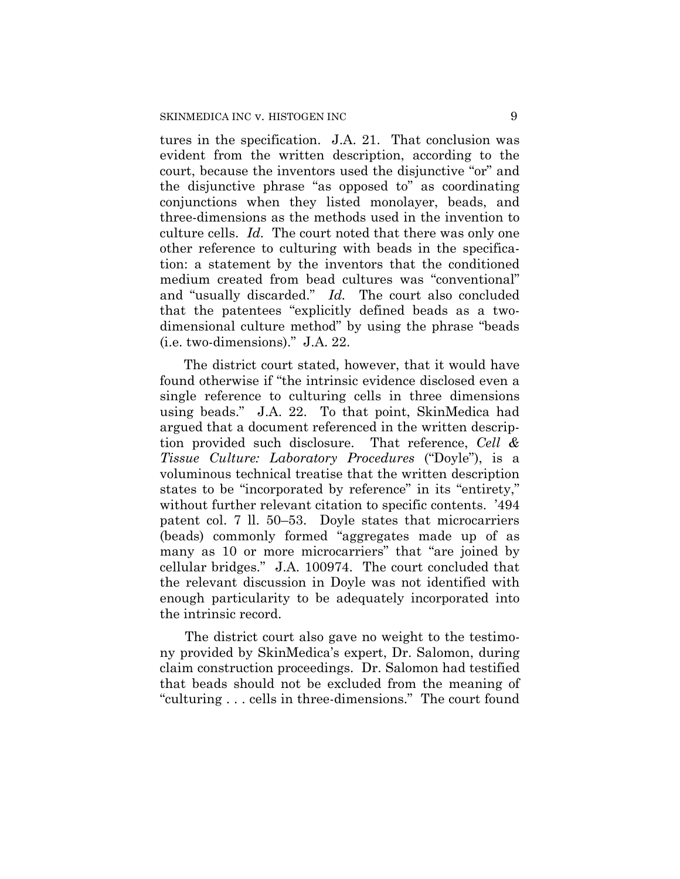tures in the specification. J.A. 21. That conclusion was evident from the written description, according to the court, because the inventors used the disjunctive "or" and the disjunctive phrase "as opposed to" as coordinating conjunctions when they listed monolayer, beads, and three-dimensions as the methods used in the invention to culture cells. *Id.* The court noted that there was only one other reference to culturing with beads in the specification: a statement by the inventors that the conditioned medium created from bead cultures was "conventional" and "usually discarded." *Id.* The court also concluded that the patentees "explicitly defined beads as a two-dimensional culture method" by using the phrase "beads (i.e. two-dimensions)." J.A. 22.

The district court stated, however, that it would have found otherwise if "the intrinsic evidence disclosed even a single reference to culturing cells in three dimensions using beads." J.A. 22. To that point, SkinMedica had argued that a document referenced in the written description provided such disclosure. That reference, *Cell & Tissue Culture: Laboratory Procedures* ("Doyle"), is a voluminous technical treatise that the written description states to be "incorporated by reference" in its "entirety," without further relevant citation to specific contents. '494 patent col. 7 ll. 50–53. Doyle states that microcarriers (beads) commonly formed "aggregates made up of as many as 10 or more microcarriers" that "are joined by cellular bridges." J.A. 100974. The court concluded that the relevant discussion in Doyle was not identified with enough particularity to be adequately incorporated into the intrinsic record.

The district court also gave no weight to the testimony provided by SkinMedica's expert, Dr. Salomon, during claim construction proceedings. Dr. Salomon had testified that beads should not be excluded from the meaning of "culturing . . . cells in three-dimensions." The court found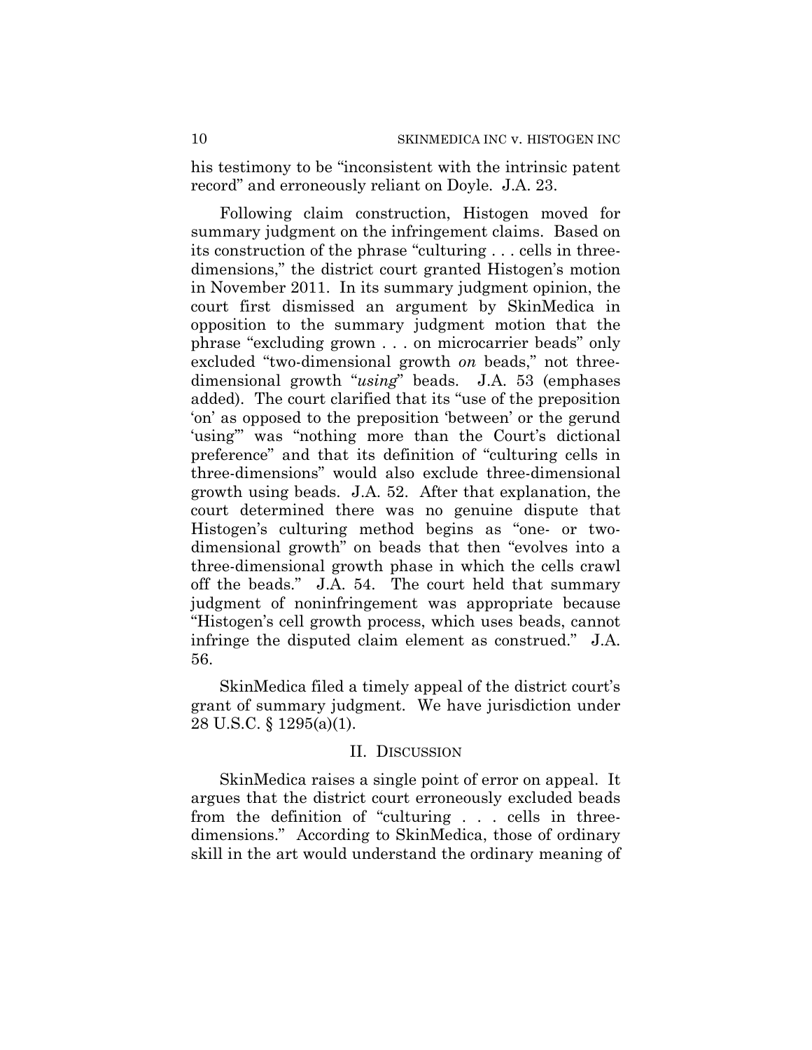his testimony to be "inconsistent with the intrinsic patent record" and erroneously reliant on Doyle. J.A. 23.

Following claim construction, Histogen moved for summary judgment on the infringement claims. Based on its construction of the phrase "culturing . . . cells in three-dimensions," the district court granted Histogen's motion in November 2011. In its summary judgment opinion, the court first dismissed an argument by SkinMedica in opposition to the summary judgment motion that the phrase "excluding grown . . . on microcarrier beads" only excluded "two-dimensional growth *on* beads," not three-dimensional growth "*using*" beads. J.A. 53 (emphases added). The court clarified that its "use of the preposition 'on' as opposed to the preposition 'between' or the gerund 'using'" was "nothing more than the Court's dictional preference" and that its definition of "culturing cells in three-dimensions" would also exclude three-dimensional growth using beads. J.A. 52. After that explanation, the court determined there was no genuine dispute that Histogen's culturing method begins as "one- or two-dimensional growth" on beads that then "evolves into a three-dimensional growth phase in which the cells crawl off the beads." J.A. 54. The court held that summary judgment of noninfringement was appropriate because "Histogen's cell growth process, which uses beads, cannot infringe the disputed claim element as construed." J.A. 56.

SkinMedica filed a timely appeal of the district court's grant of summary judgment. We have jurisdiction under 28 U.S.C. § 1295(a)(1).

## II. Discussion

SkinMedica raises a single point of error on appeal. It argues that the district court erroneously excluded beads from the definition of "culturing . . . cells in three-dimensions." According to SkinMedica, those of ordinary skill in the art would understand the ordinary meaning of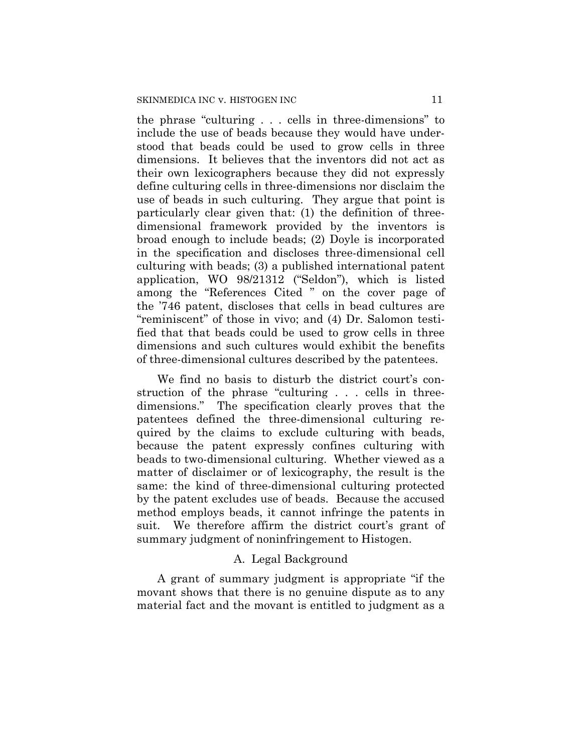the phrase "culturing . . . cells in three-dimensions" to include the use of beads because they would have understood that beads could be used to grow cells in three dimensions. It believes that the inventors did not act as their own lexicographers because they did not expressly define culturing cells in three-dimensions nor disclaim the use of beads in such culturing. They argue that point is particularly clear given that: (1) the definition of three-dimensional framework provided by the inventors is broad enough to include beads; (2) Doyle is incorporated in the specification and discloses three-dimensional cell culturing with beads; (3) a published international patent application, WO 98/21312 ("Seldon"), which is listed among the "References Cited " on the cover page of the '746 patent, discloses that cells in bead cultures are "reminiscent" of those in vivo; and (4) Dr. Salomon testified that that beads could be used to grow cells in three dimensions and such cultures would exhibit the benefits of three-dimensional cultures described by the patentees.

We find no basis to disturb the district court's construction of the phrase "culturing . . . cells in three-dimensions." The specification clearly proves that the patentees defined the three-dimensional culturing required by the claims to exclude culturing with beads, because the patent expressly confines culturing with beads to two-dimensional culturing. Whether viewed as a matter of disclaimer or of lexicography, the result is the same: the kind of three-dimensional culturing protected by the patent excludes use of beads. Because the accused method employs beads, it cannot infringe the patents in suit. We therefore affirm the district court's grant of summary judgment of noninfringement to Histogen.

### A. Legal Background

A grant of summary judgment is appropriate "if the movant shows that there is no genuine dispute as to any material fact and the movant is entitled to judgment as a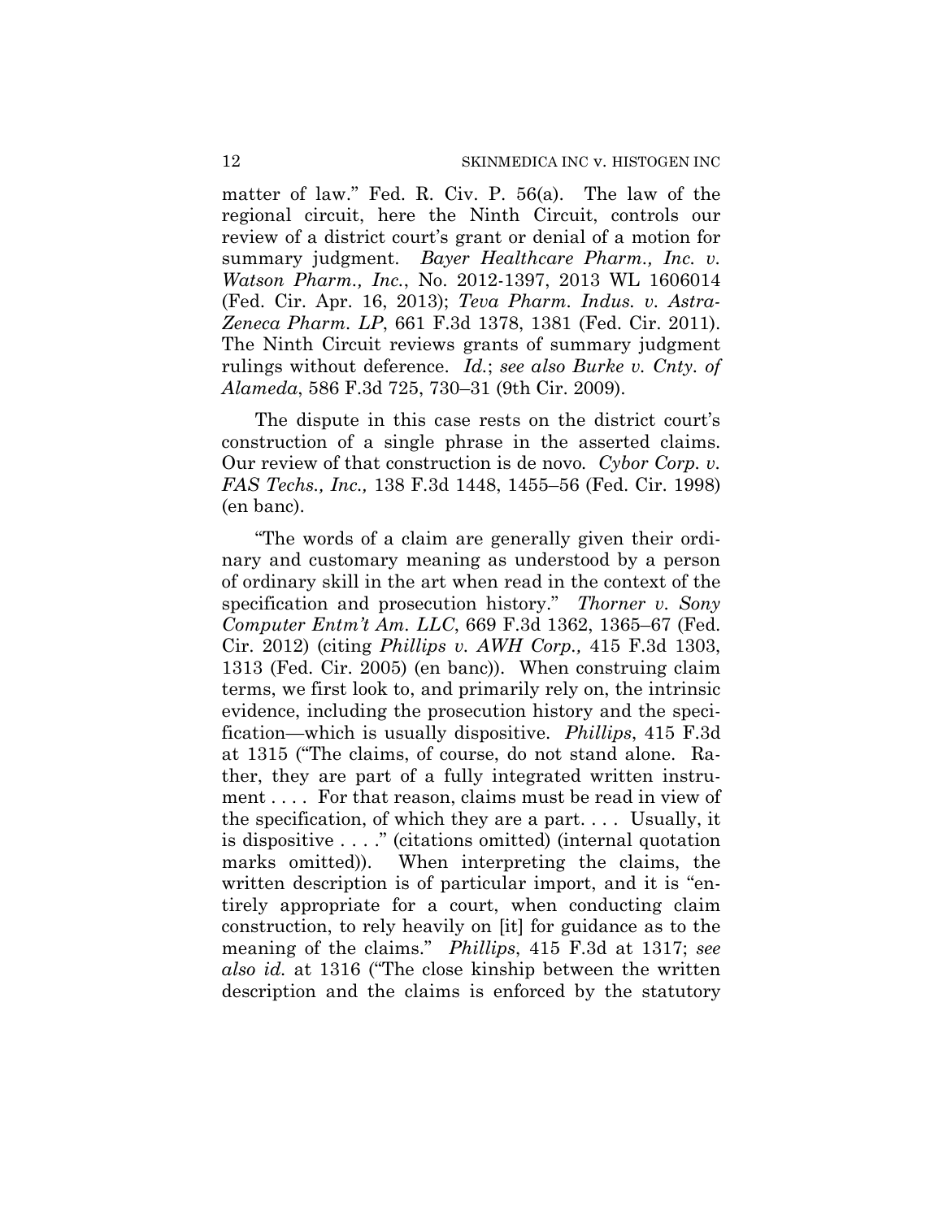matter of law." Fed. R. Civ. P. 56(a). The law of the regional circuit, here the Ninth Circuit, controls our review of a district court's grant or denial of a motion for summary judgment. *Bayer Healthcare Pharm., Inc. v. Watson Pharm., Inc.*, No. 2012-1397, 2013 WL 1606014 (Fed. Cir. Apr. 16, 2013); *Teva Pharm. Indus. v. AstraZeneca Pharm. LP*, 661 F.3d 1378, 1381 (Fed. Cir. 2011). The Ninth Circuit reviews grants of summary judgment rulings without deference. *Id.*; *see also Burke v. Cnty. of Alameda*, 586 F.3d 725, 730–31 (9th Cir. 2009).

The dispute in this case rests on the district court's construction of a single phrase in the asserted claims. Our review of that construction is de novo. *Cybor Corp. v. FAS Techs., Inc.,* 138 F.3d 1448, 1455–56 (Fed. Cir. 1998) (en banc).

"The words of a claim are generally given their ordinary and customary meaning as understood by a person of ordinary skill in the art when read in the context of the specification and prosecution history." *Thorner v. Sony Computer Entm't Am. LLC*, 669 F.3d 1362, 1365–67 (Fed. Cir. 2012) (citing *Phillips v. AWH Corp.,* 415 F.3d 1303, 1313 (Fed. Cir. 2005) (en banc)). When construing claim terms, we first look to, and primarily rely on, the intrinsic evidence, including the prosecution history and the specification—which is usually dispositive. *Phillips*, 415 F.3d at 1315 ("The claims, of course, do not stand alone. Rather, they are part of a fully integrated written instrument . . . . For that reason, claims must be read in view of the specification, of which they are a part. . . . Usually, it is dispositive . . . ." (citations omitted) (internal quotation marks omitted)). When interpreting the claims, the written description is of particular import, and it is "entirely appropriate for a court, when conducting claim construction, to rely heavily on [it] for guidance as to the meaning of the claims." *Phillips*, 415 F.3d at 1317; *see also id.* at 1316 ("The close kinship between the written description and the claims is enforced by the statutory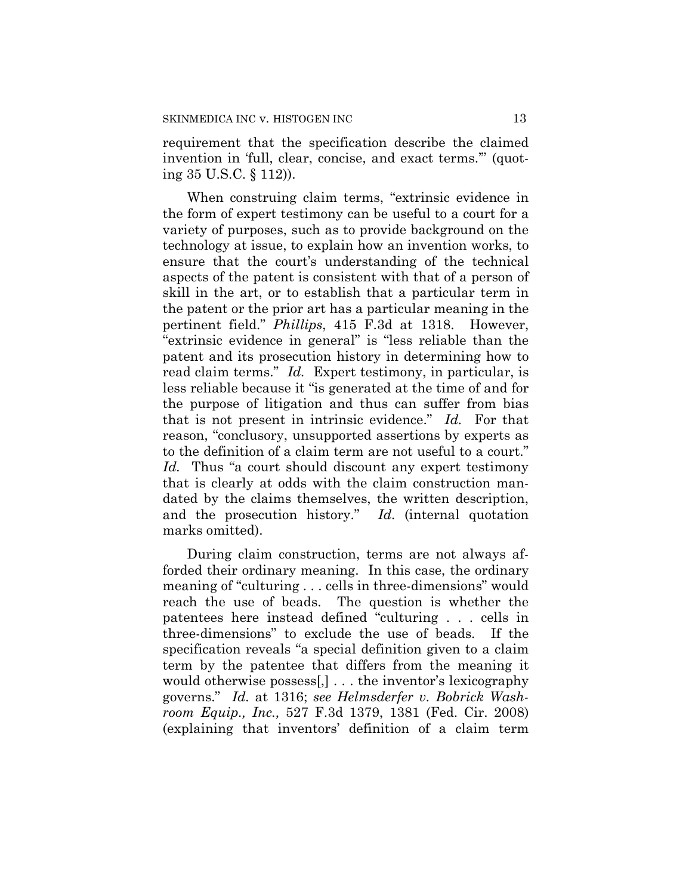requirement that the specification describe the claimed invention in 'full, clear, concise, and exact terms.'" (quoting 35 U.S.C. § 112)).

When construing claim terms, "extrinsic evidence in the form of expert testimony can be useful to a court for a variety of purposes, such as to provide background on the technology at issue, to explain how an invention works, to ensure that the court's understanding of the technical aspects of the patent is consistent with that of a person of skill in the art, or to establish that a particular term in the patent or the prior art has a particular meaning in the pertinent field." *Phillips*, 415 F.3d at 1318. However, "extrinsic evidence in general" is "less reliable than the patent and its prosecution history in determining how to read claim terms." *Id.* Expert testimony, in particular, is less reliable because it "is generated at the time of and for the purpose of litigation and thus can suffer from bias that is not present in intrinsic evidence." *Id.* For that reason, "conclusory, unsupported assertions by experts as to the definition of a claim term are not useful to a court." *Id.* Thus "a court should discount any expert testimony that is clearly at odds with the claim construction mandated by the claims themselves, the written description, and the prosecution history." *Id.* (internal quotation marks omitted).

During claim construction, terms are not always afforded their ordinary meaning. In this case, the ordinary meaning of "culturing . . . cells in three-dimensions" would reach the use of beads. The question is whether the patentees here instead defined "culturing . . . cells in three-dimensions" to exclude the use of beads. If the specification reveals "a special definition given to a claim term by the patentee that differs from the meaning it would otherwise possess[,] . . . the inventor's lexicography governs." *Id.* at 1316; *see Helmsderfer v. Bobrick Washroom Equip., Inc.,* 527 F.3d 1379, 1381 (Fed. Cir. 2008) (explaining that inventors' definition of a claim term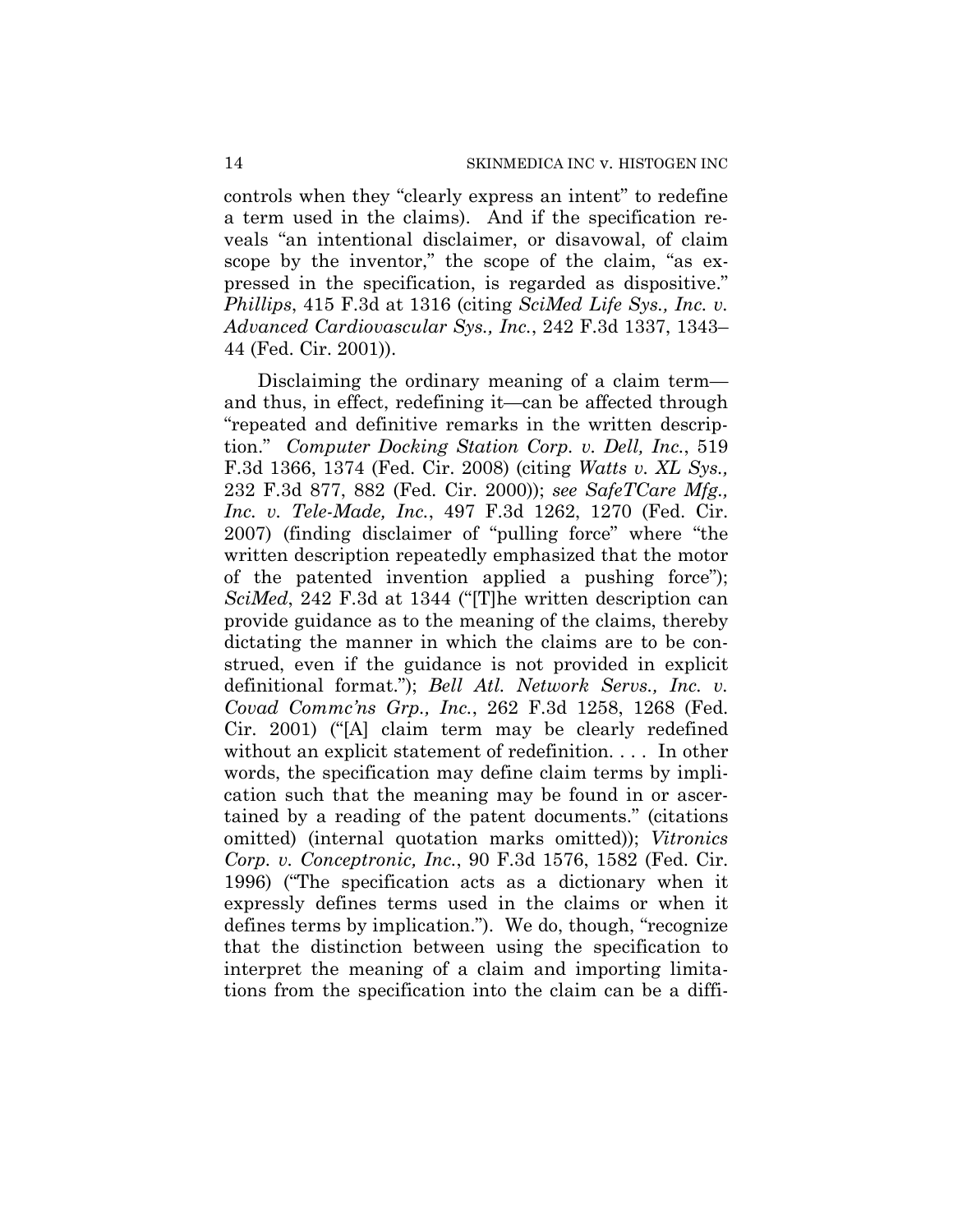controls when they "clearly express an intent" to redefine a term used in the claims). And if the specification reveals "an intentional disclaimer, or disavowal, of claim scope by the inventor," the scope of the claim, "as expressed in the specification, is regarded as dispositive." *Phillips*, 415 F.3d at 1316 (citing *SciMed Life Sys., Inc. v. Advanced Cardiovascular Sys., Inc.*, 242 F.3d 1337, 1343–44 (Fed. Cir. 2001)).

Disclaiming the ordinary meaning of a claim term—and thus, in effect, redefining it—can be affected through "repeated and definitive remarks in the written description." *Computer Docking Station Corp. v. Dell, Inc.*, 519 F.3d 1366, 1374 (Fed. Cir. 2008) (citing *Watts v. XL Sys.,* 232 F.3d 877, 882 (Fed. Cir. 2000)); *see SafeTCare Mfg., Inc. v. Tele-Made, Inc.*, 497 F.3d 1262, 1270 (Fed. Cir. 2007) (finding disclaimer of "pulling force" where "the written description repeatedly emphasized that the motor of the patented invention applied a pushing force"); *SciMed*, 242 F.3d at 1344 ("[T]he written description can provide guidance as to the meaning of the claims, thereby dictating the manner in which the claims are to be construed, even if the guidance is not provided in explicit definitional format."); *Bell Atl. Network Servs., Inc. v. Covad Commc'ns Grp., Inc.*, 262 F.3d 1258, 1268 (Fed. Cir. 2001) ("[A] claim term may be clearly redefined without an explicit statement of redefinition. . . . In other words, the specification may define claim terms by implication such that the meaning may be found in or ascertained by a reading of the patent documents." (citations omitted) (internal quotation marks omitted)); *Vitronics Corp. v. Conceptronic, Inc.*, 90 F.3d 1576, 1582 (Fed. Cir. 1996) ("The specification acts as a dictionary when it expressly defines terms used in the claims or when it defines terms by implication."). We do, though, "recognize that the distinction between using the specification to interpret the meaning of a claim and importing limitations from the specification into the claim can be a diffi-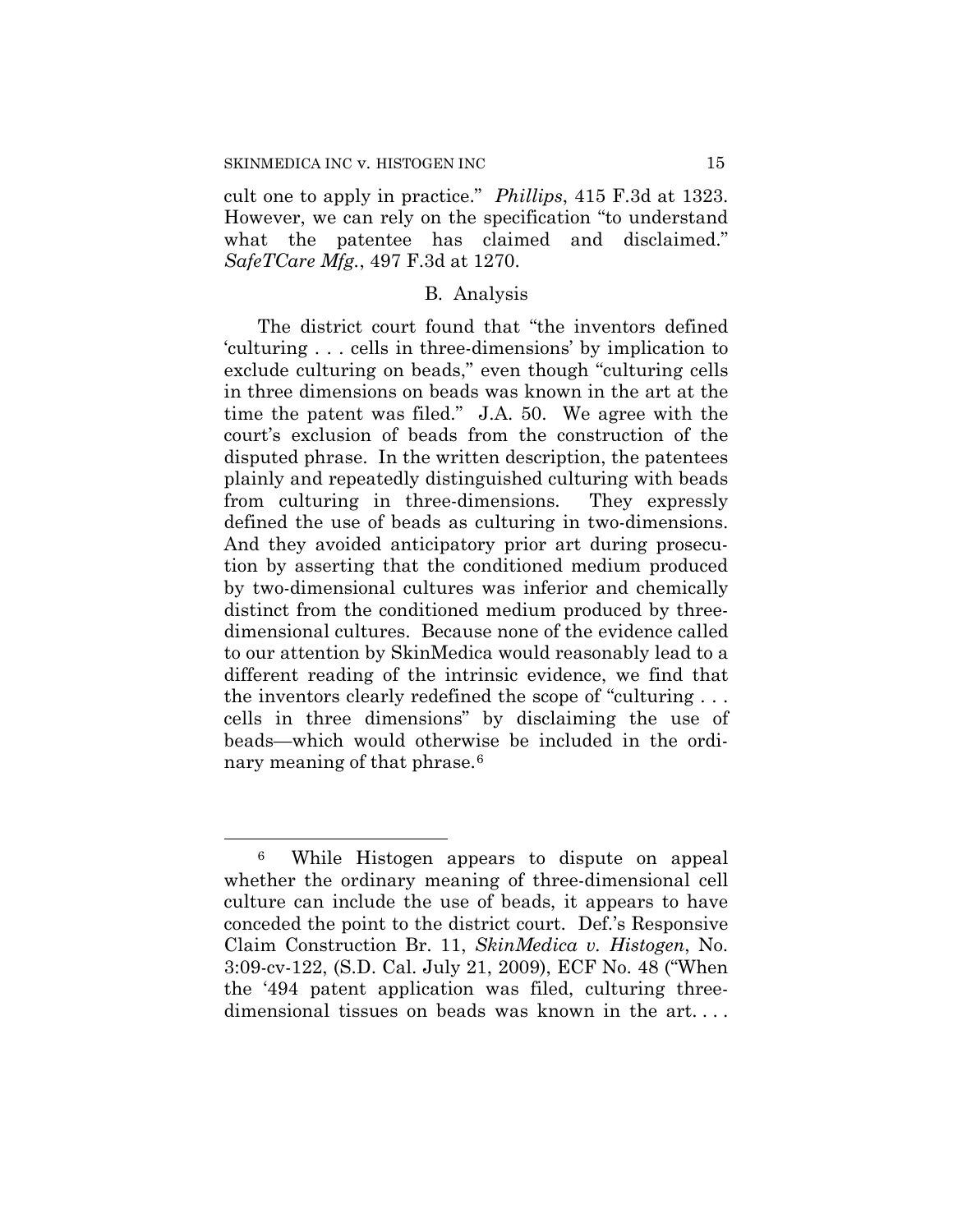cult one to apply in practice." *Phillips*, 415 F.3d at 1323. However, we can rely on the specification "to understand what the patentee has claimed and disclaimed." *SafeTCare Mfg.*, 497 F.3d at 1270.

### B. Analysis

The district court found that "the inventors defined 'culturing . . . cells in three-dimensions' by implication to exclude culturing on beads," even though "culturing cells in three dimensions on beads was known in the art at the time the patent was filed." J.A. 50. We agree with the court's exclusion of beads from the construction of the disputed phrase. In the written description, the patentees plainly and repeatedly distinguished culturing with beads from culturing in three-dimensions. They expressly defined the use of beads as culturing in two-dimensions. And they avoided anticipatory prior art during prosecution by asserting that the conditioned medium produced by two-dimensional cultures was inferior and chemically distinct from the conditioned medium produced by three-dimensional cultures. Because none of the evidence called to our attention by SkinMedica would reasonably lead to a different reading of the intrinsic evidence, we find that the inventors clearly redefined the scope of "culturing . . . cells in three dimensions" by disclaiming the use of beads—which would otherwise be included in the ordinary meaning of that phrase.[6]

---

[6] While Histogen appears to dispute on appeal whether the ordinary meaning of three-dimensional cell culture can include the use of beads, it appears to have conceded the point to the district court. Def.'s Responsive Claim Construction Br. 11, *SkinMedica v. Histogen*, No. 3:09-cv-122, (S.D. Cal. July 21, 2009), ECF No. 48 ("When the '494 patent application was filed, culturing three-dimensional tissues on beads was known in the art. . . .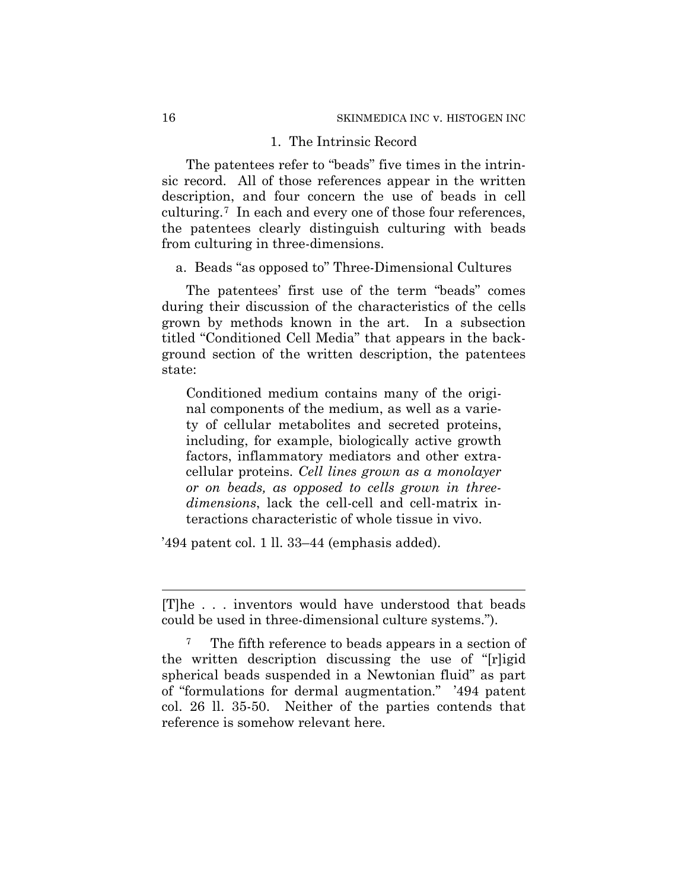### 1. The Intrinsic Record

The patentees refer to "beads" five times in the intrinsic record. All of those references appear in the written description, and four concern the use of beads in cell culturing.[7] In each and every one of those four references, the patentees clearly distinguish culturing with beads from culturing in three-dimensions.

#### a. Beads "as opposed to" Three-Dimensional Cultures

The patentees' first use of the term "beads" comes during their discussion of the characteristics of the cells grown by methods known in the art. In a subsection titled "Conditioned Cell Media" that appears in the background section of the written description, the patentees state:

> Conditioned medium contains many of the original components of the medium, as well as a variety of cellular metabolites and secreted proteins, including, for example, biologically active growth factors, inflammatory mediators and other extracellular proteins. *Cell lines grown as a monolayer or on beads, as opposed to cells grown in three-dimensions*, lack the cell-cell and cell-matrix interactions characteristic of whole tissue in vivo.

'494 patent col. 1 ll. 33–44 (emphasis added).

---

[T]he . . . inventors would have understood that beads could be used in three-dimensional culture systems.").

[7] The fifth reference to beads appears in a section of the written description discussing the use of "[r]igid spherical beads suspended in a Newtonian fluid" as part of "formulations for dermal augmentation." '494 patent col. 26 ll. 35-50. Neither of the parties contends that reference is somehow relevant here.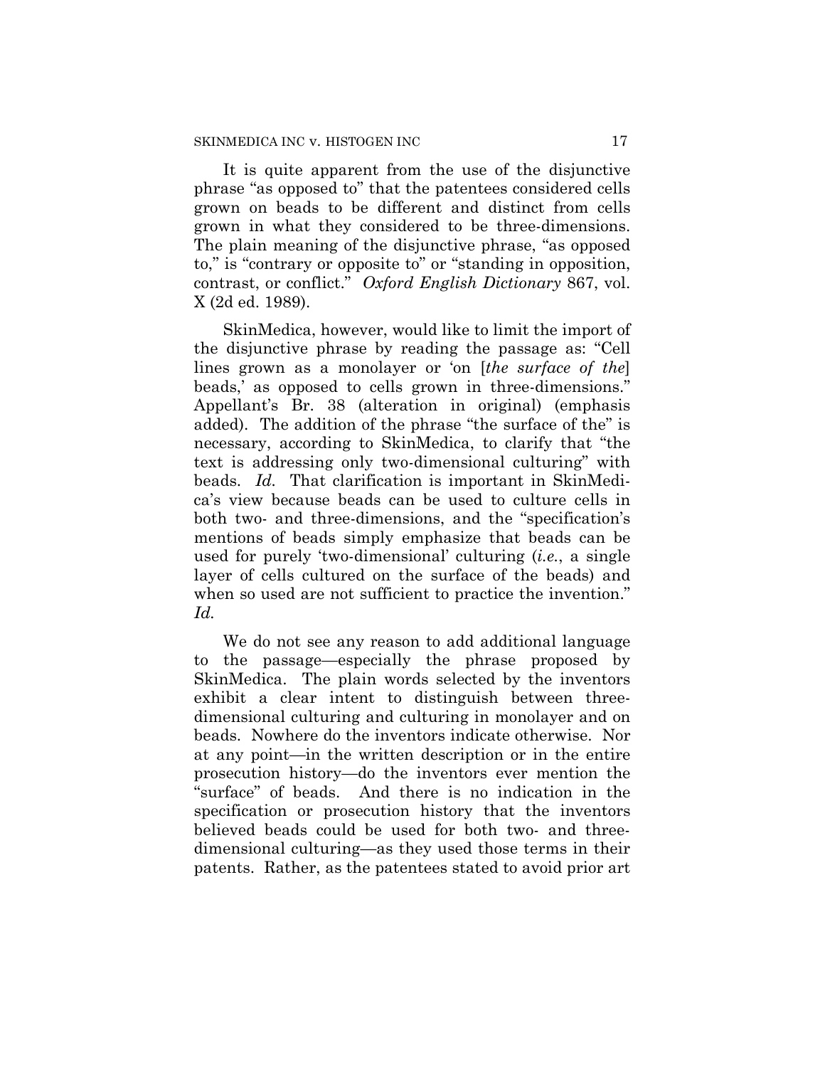It is quite apparent from the use of the disjunctive phrase "as opposed to" that the patentees considered cells grown on beads to be different and distinct from cells grown in what they considered to be three-dimensions. The plain meaning of the disjunctive phrase, "as opposed to," is "contrary or opposite to" or "standing in opposition, contrast, or conflict." *Oxford English Dictionary* 867, vol. X (2d ed. 1989).

SkinMedica, however, would like to limit the import of the disjunctive phrase by reading the passage as: "Cell lines grown as a monolayer or 'on [*the surface of the*] beads,' as opposed to cells grown in three-dimensions." Appellant's Br. 38 (alteration in original) (emphasis added). The addition of the phrase "the surface of the" is necessary, according to SkinMedica, to clarify that "the text is addressing only two-dimensional culturing" with beads. *Id.* That clarification is important in SkinMedica's view because beads can be used to culture cells in both two- and three-dimensions, and the "specification's mentions of beads simply emphasize that beads can be used for purely 'two-dimensional' culturing (*i.e.*, a single layer of cells cultured on the surface of the beads) and when so used are not sufficient to practice the invention." *Id.*

We do not see any reason to add additional language to the passage—especially the phrase proposed by SkinMedica. The plain words selected by the inventors exhibit a clear intent to distinguish between three-dimensional culturing and culturing in monolayer and on beads. Nowhere do the inventors indicate otherwise. Nor at any point—in the written description or in the entire prosecution history—do the inventors ever mention the "surface" of beads. And there is no indication in the specification or prosecution history that the inventors believed beads could be used for both two- and three-dimensional culturing—as they used those terms in their patents. Rather, as the patentees stated to avoid prior art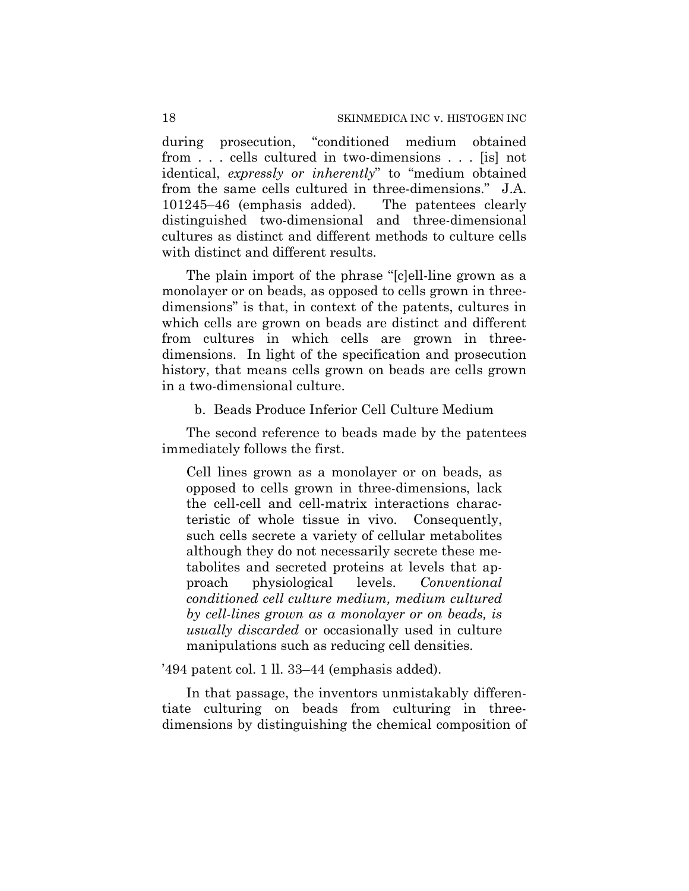during prosecution, "conditioned medium obtained from . . . cells cultured in two-dimensions . . . [is] not identical, *expressly or inherently*" to "medium obtained from the same cells cultured in three-dimensions." J.A. 101245–46 (emphasis added). The patentees clearly distinguished two-dimensional and three-dimensional cultures as distinct and different methods to culture cells with distinct and different results.

The plain import of the phrase "[c]ell-line grown as a monolayer or on beads, as opposed to cells grown in three-dimensions" is that, in context of the patents, cultures in which cells are grown on beads are distinct and different from cultures in which cells are grown in three-dimensions. In light of the specification and prosecution history, that means cells grown on beads are cells grown in a two-dimensional culture.

b. Beads Produce Inferior Cell Culture Medium

The second reference to beads made by the patentees immediately follows the first.

> Cell lines grown as a monolayer or on beads, as opposed to cells grown in three-dimensions, lack the cell-cell and cell-matrix interactions characteristic of whole tissue in vivo. Consequently, such cells secrete a variety of cellular metabolites although they do not necessarily secrete these metabolites and secreted proteins at levels that approach physiological levels. *Conventional conditioned cell culture medium, medium cultured by cell-lines grown as a monolayer or on beads, is usually discarded* or occasionally used in culture manipulations such as reducing cell densities.

'494 patent col. 1 ll. 33–44 (emphasis added).

In that passage, the inventors unmistakably differentiate culturing on beads from culturing in three-dimensions by distinguishing the chemical composition of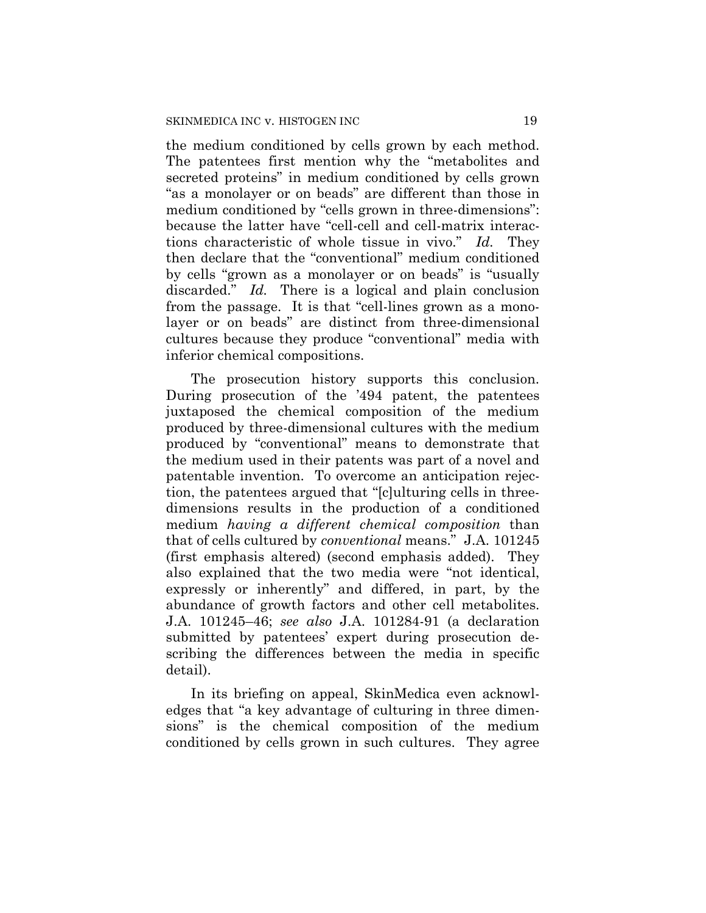the medium conditioned by cells grown by each method. The patentees first mention why the "metabolites and secreted proteins" in medium conditioned by cells grown "as a monolayer or on beads" are different than those in medium conditioned by "cells grown in three-dimensions": because the latter have "cell-cell and cell-matrix interactions characteristic of whole tissue in vivo." *Id.* They then declare that the "conventional" medium conditioned by cells "grown as a monolayer or on beads" is "usually discarded." *Id.* There is a logical and plain conclusion from the passage. It is that "cell-lines grown as a monolayer or on beads" are distinct from three-dimensional cultures because they produce "conventional" media with inferior chemical compositions.

The prosecution history supports this conclusion. During prosecution of the '494 patent, the patentees juxtaposed the chemical composition of the medium produced by three-dimensional cultures with the medium produced by "conventional" means to demonstrate that the medium used in their patents was part of a novel and patentable invention. To overcome an anticipation rejection, the patentees argued that "[c]ulturing cells in three-dimensions results in the production of a conditioned medium *having a different chemical composition* than that of cells cultured by *conventional* means." J.A. 101245 (first emphasis altered) (second emphasis added). They also explained that the two media were "not identical, expressly or inherently" and differed, in part, by the abundance of growth factors and other cell metabolites. J.A. 101245–46; *see also* J.A. 101284-91 (a declaration submitted by patentees' expert during prosecution describing the differences between the media in specific detail).

In its briefing on appeal, SkinMedica even acknowledges that "a key advantage of culturing in three dimensions" is the chemical composition of the medium conditioned by cells grown in such cultures. They agree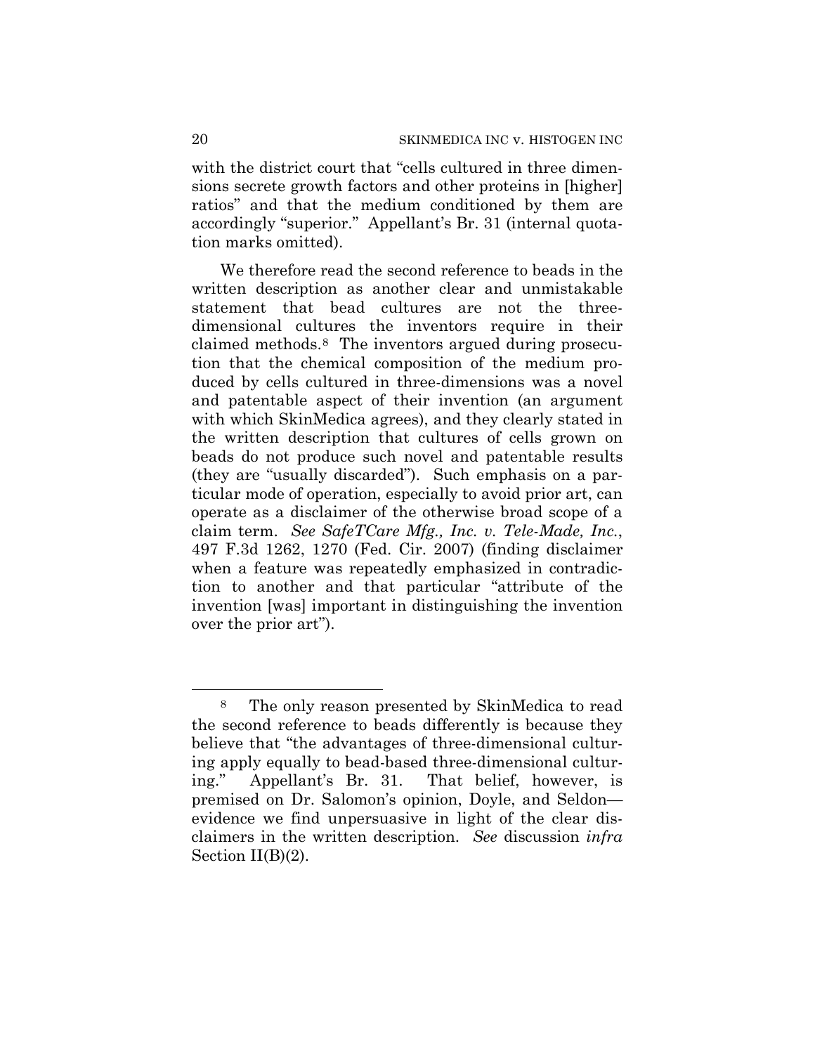with the district court that "cells cultured in three dimensions secrete growth factors and other proteins in [higher] ratios" and that the medium conditioned by them are accordingly "superior." Appellant's Br. 31 (internal quotation marks omitted).

We therefore read the second reference to beads in the written description as another clear and unmistakable statement that bead cultures are not the three-dimensional cultures the inventors require in their claimed methods.[8] The inventors argued during prosecution that the chemical composition of the medium produced by cells cultured in three-dimensions was a novel and patentable aspect of their invention (an argument with which SkinMedica agrees), and they clearly stated in the written description that cultures of cells grown on beads do not produce such novel and patentable results (they are "usually discarded"). Such emphasis on a particular mode of operation, especially to avoid prior art, can operate as a disclaimer of the otherwise broad scope of a claim term. *See SafeTCare Mfg., Inc. v. Tele-Made, Inc.*, 497 F.3d 1262, 1270 (Fed. Cir. 2007) (finding disclaimer when a feature was repeatedly emphasized in contradiction to another and that particular "attribute of the invention [was] important in distinguishing the invention over the prior art").

---

[8] The only reason presented by SkinMedica to read the second reference to beads differently is because they believe that "the advantages of three-dimensional culturing apply equally to bead-based three-dimensional culturing." Appellant's Br. 31. That belief, however, is premised on Dr. Salomon's opinion, Doyle, and Seldon—evidence we find unpersuasive in light of the clear disclaimers in the written description. *See* discussion *infra* Section II(B)(2).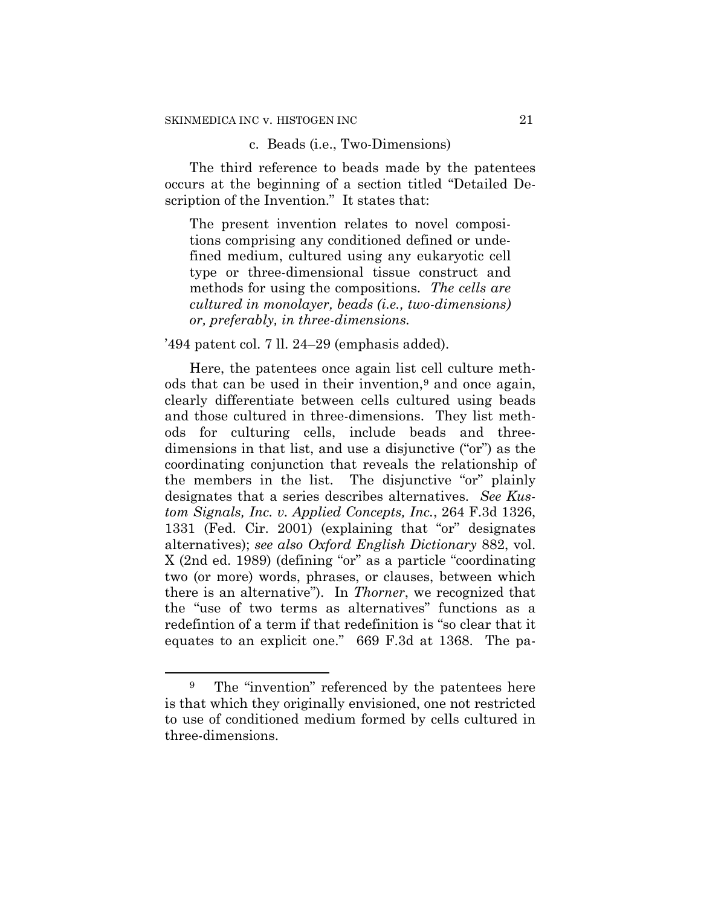c. Beads (i.e., Two-Dimensions)

The third reference to beads made by the patentees occurs at the beginning of a section titled "Detailed Description of the Invention." It states that:

> The present invention relates to novel compositions comprising any conditioned defined or undefined medium, cultured using any eukaryotic cell type or three-dimensional tissue construct and methods for using the compositions. *The cells are cultured in monolayer, beads (i.e., two-dimensions) or, preferably, in three-dimensions.*

'494 patent col. 7 ll. 24–29 (emphasis added).

Here, the patentees once again list cell culture methods that can be used in their invention,[9] and once again, clearly differentiate between cells cultured using beads and those cultured in three-dimensions. They list methods for culturing cells, include beads and three-dimensions in that list, and use a disjunctive ("or") as the coordinating conjunction that reveals the relationship of the members in the list. The disjunctive "or" plainly designates that a series describes alternatives. *See Kustom Signals, Inc. v. Applied Concepts, Inc.*, 264 F.3d 1326, 1331 (Fed. Cir. 2001) (explaining that "or" designates alternatives); *see also Oxford English Dictionary* 882, vol. X (2nd ed. 1989) (defining "or" as a particle "coordinating two (or more) words, phrases, or clauses, between which there is an alternative"). In *Thorner*, we recognized that the "use of two terms as alternatives" functions as a redefintion of a term if that redefinition is "so clear that it equates to an explicit one." 669 F.3d at 1368. The pa-

[9] The "invention" referenced by the patentees here is that which they originally envisioned, one not restricted to use of conditioned medium formed by cells cultured in three-dimensions.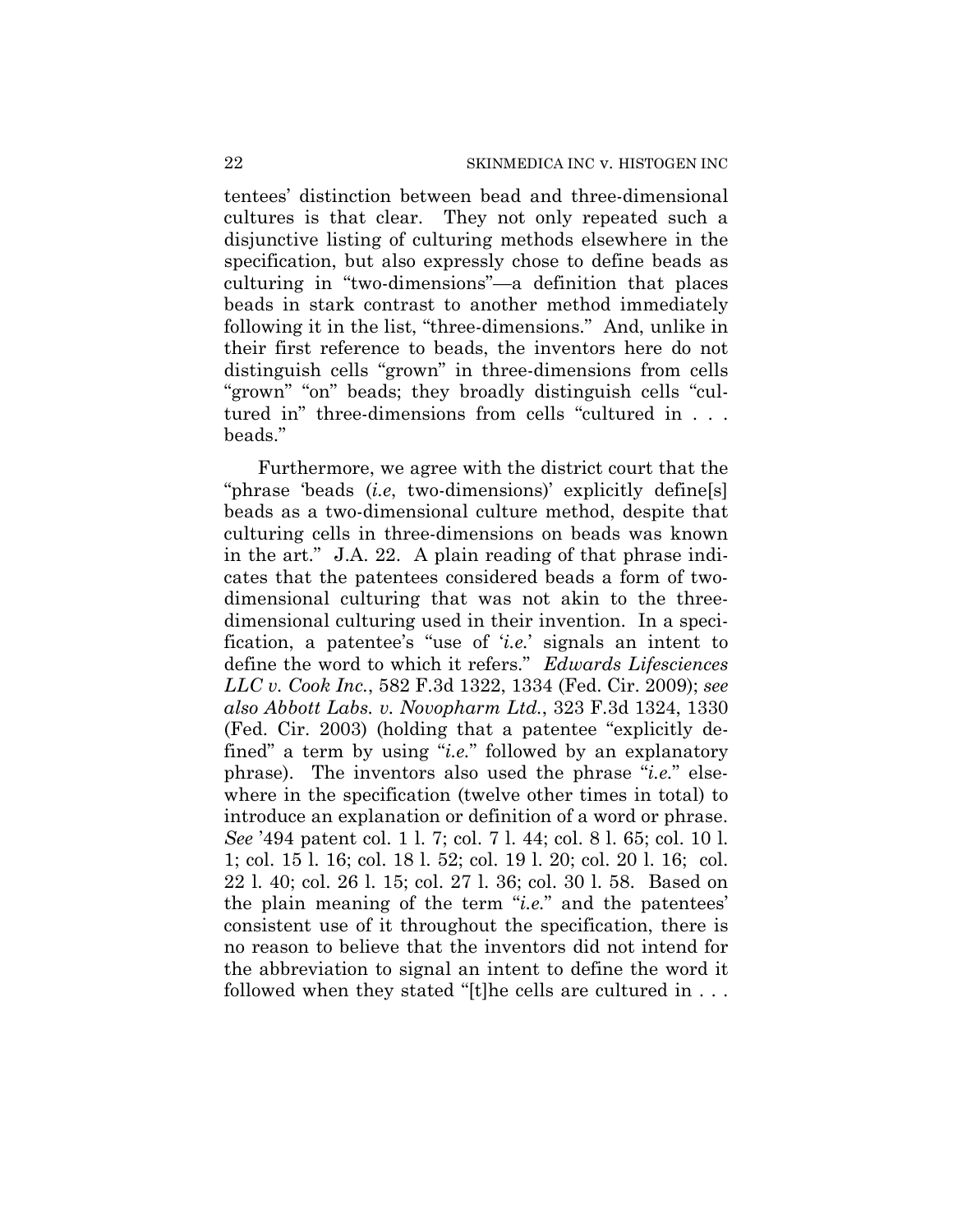tentees' distinction between bead and three-dimensional cultures is that clear. They not only repeated such a disjunctive listing of culturing methods elsewhere in the specification, but also expressly chose to define beads as culturing in "two-dimensions"—a definition that places beads in stark contrast to another method immediately following it in the list, "three-dimensions." And, unlike in their first reference to beads, the inventors here do not distinguish cells "grown" in three-dimensions from cells "grown" "on" beads; they broadly distinguish cells "cultured in" three-dimensions from cells "cultured in . . . beads."

Furthermore, we agree with the district court that the "phrase 'beads (*i.e*, two-dimensions)' explicitly define[s] beads as a two-dimensional culture method, despite that culturing cells in three-dimensions on beads was known in the art." J.A. 22. A plain reading of that phrase indicates that the patentees considered beads a form of two-dimensional culturing that was not akin to the three-dimensional culturing used in their invention. In a specification, a patentee's "use of '*i.e.*' signals an intent to define the word to which it refers." *Edwards Lifesciences LLC v. Cook Inc.*, 582 F.3d 1322, 1334 (Fed. Cir. 2009); *see also Abbott Labs. v. Novopharm Ltd.*, 323 F.3d 1324, 1330 (Fed. Cir. 2003) (holding that a patentee "explicitly defined" a term by using "*i.e.*" followed by an explanatory phrase). The inventors also used the phrase "*i.e.*" elsewhere in the specification (twelve other times in total) to introduce an explanation or definition of a word or phrase. *See* '494 patent col. 1 l. 7; col. 7 l. 44; col. 8 l. 65; col. 10 l. 1; col. 15 l. 16; col. 18 l. 52; col. 19 l. 20; col. 20 l. 16; col. 22 l. 40; col. 26 l. 15; col. 27 l. 36; col. 30 l. 58. Based on the plain meaning of the term "*i.e.*" and the patentees' consistent use of it throughout the specification, there is no reason to believe that the inventors did not intend for the abbreviation to signal an intent to define the word it followed when they stated "[t]he cells are cultured in . . .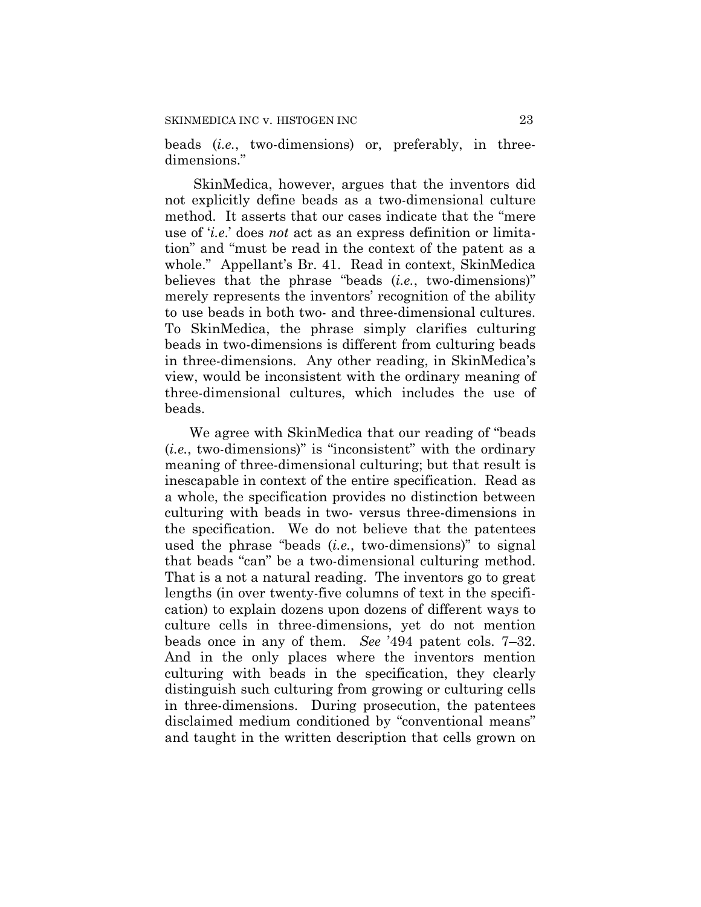beads (*i.e.*, two-dimensions) or, preferably, in three-dimensions."

SkinMedica, however, argues that the inventors did not explicitly define beads as a two-dimensional culture method. It asserts that our cases indicate that the "mere use of '*i.e.*' does *not* act as an express definition or limitation" and "must be read in the context of the patent as a whole." Appellant's Br. 41. Read in context, SkinMedica believes that the phrase "beads (*i.e.*, two-dimensions)" merely represents the inventors' recognition of the ability to use beads in both two- and three-dimensional cultures. To SkinMedica, the phrase simply clarifies culturing beads in two-dimensions is different from culturing beads in three-dimensions. Any other reading, in SkinMedica's view, would be inconsistent with the ordinary meaning of three-dimensional cultures, which includes the use of beads.

We agree with SkinMedica that our reading of "beads (*i.e.*, two-dimensions)" is "inconsistent" with the ordinary meaning of three-dimensional culturing; but that result is inescapable in context of the entire specification. Read as a whole, the specification provides no distinction between culturing with beads in two- versus three-dimensions in the specification. We do not believe that the patentees used the phrase "beads (*i.e.*, two-dimensions)" to signal that beads "can" be a two-dimensional culturing method. That is a not a natural reading. The inventors go to great lengths (in over twenty-five columns of text in the specification) to explain dozens upon dozens of different ways to culture cells in three-dimensions, yet do not mention beads once in any of them. *See* '494 patent cols. 7–32. And in the only places where the inventors mention culturing with beads in the specification, they clearly distinguish such culturing from growing or culturing cells in three-dimensions. During prosecution, the patentees disclaimed medium conditioned by "conventional means" and taught in the written description that cells grown on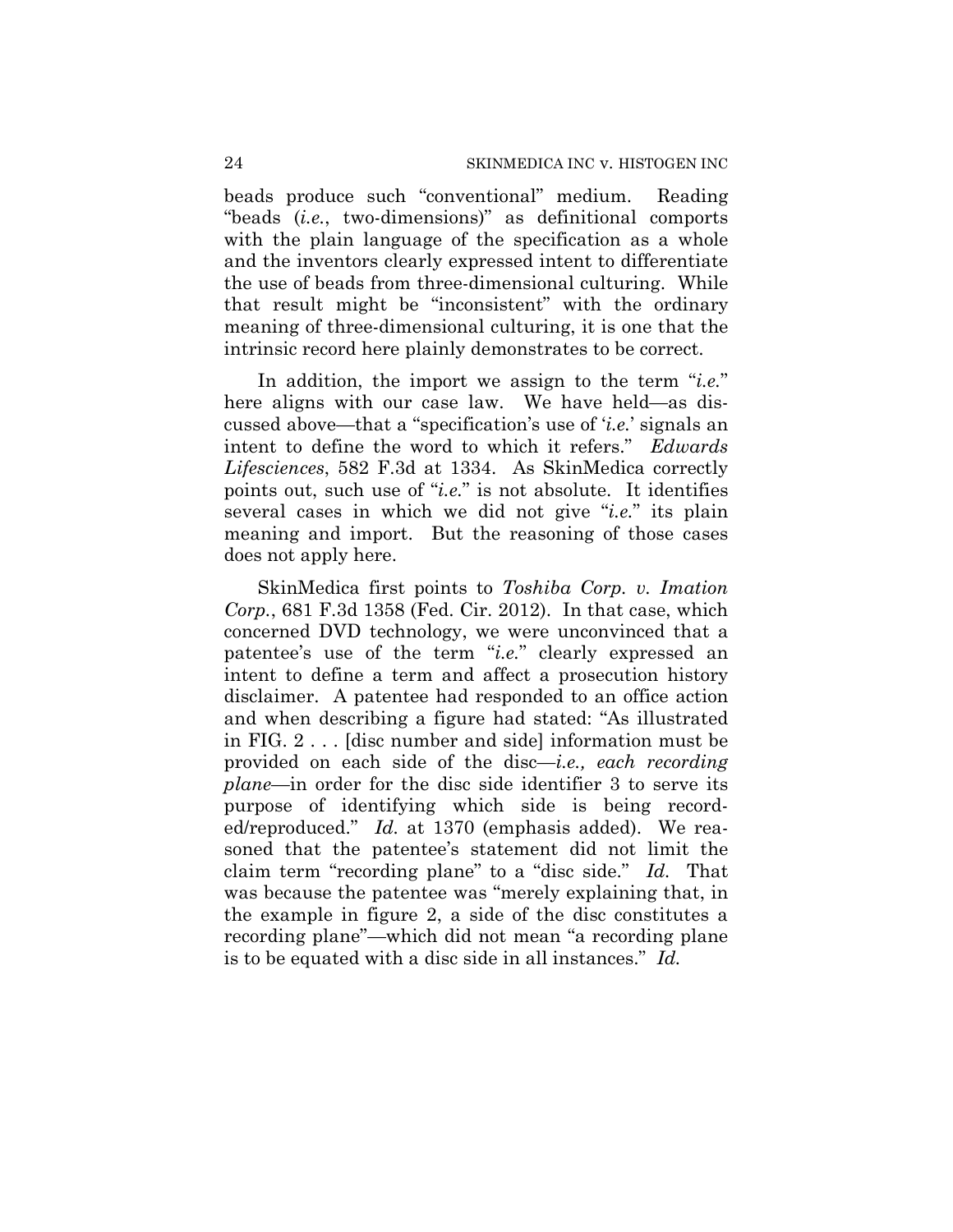beads produce such "conventional" medium. Reading "beads (*i.e.*, two-dimensions)" as definitional comports with the plain language of the specification as a whole and the inventors clearly expressed intent to differentiate the use of beads from three-dimensional culturing. While that result might be "inconsistent" with the ordinary meaning of three-dimensional culturing, it is one that the intrinsic record here plainly demonstrates to be correct.

In addition, the import we assign to the term "*i.e.*" here aligns with our case law. We have held—as discussed above—that a "specification's use of '*i.e.*' signals an intent to define the word to which it refers." *Edwards Lifesciences*, 582 F.3d at 1334. As SkinMedica correctly points out, such use of "*i.e.*" is not absolute. It identifies several cases in which we did not give "*i.e.*" its plain meaning and import. But the reasoning of those cases does not apply here.

SkinMedica first points to *Toshiba Corp. v. Imation Corp.*, 681 F.3d 1358 (Fed. Cir. 2012). In that case, which concerned DVD technology, we were unconvinced that a patentee's use of the term "*i.e.*" clearly expressed an intent to define a term and affect a prosecution history disclaimer. A patentee had responded to an office action and when describing a figure had stated: "As illustrated in FIG. 2 . . . [disc number and side] information must be provided on each side of the disc—*i.e., each recording plane*—in order for the disc side identifier 3 to serve its purpose of identifying which side is being recorded/reproduced." *Id.* at 1370 (emphasis added). We reasoned that the patentee's statement did not limit the claim term "recording plane" to a "disc side." *Id.* That was because the patentee was "merely explaining that, in the example in figure 2, a side of the disc constitutes a recording plane"—which did not mean "a recording plane is to be equated with a disc side in all instances." *Id.*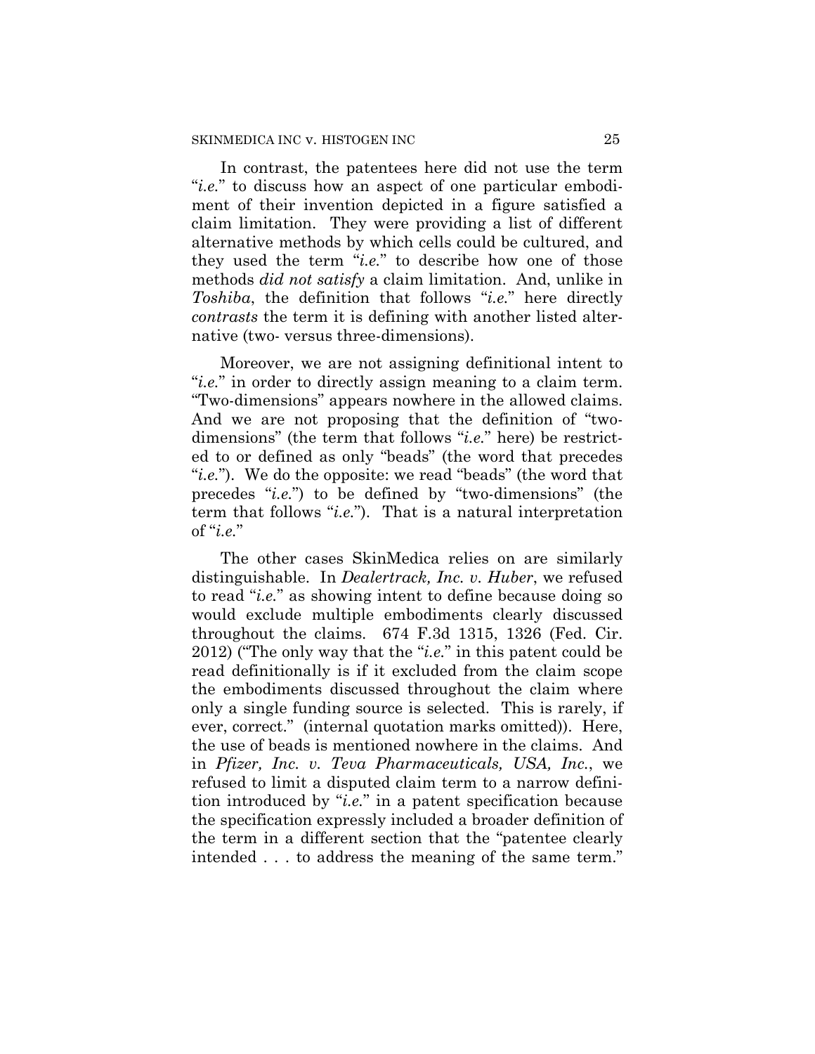In contrast, the patentees here did not use the term "*i.e.*" to discuss how an aspect of one particular embodiment of their invention depicted in a figure satisfied a claim limitation. They were providing a list of different alternative methods by which cells could be cultured, and they used the term "*i.e.*" to describe how one of those methods *did not satisfy* a claim limitation. And, unlike in *Toshiba*, the definition that follows "*i.e.*" here directly *contrasts* the term it is defining with another listed alternative (two- versus three-dimensions).

Moreover, we are not assigning definitional intent to "*i.e.*" in order to directly assign meaning to a claim term. "Two-dimensions" appears nowhere in the allowed claims. And we are not proposing that the definition of "two-dimensions" (the term that follows "*i.e.*" here) be restricted to or defined as only "beads" (the word that precedes "*i.e.*"). We do the opposite: we read "beads" (the word that precedes "*i.e.*") to be defined by "two-dimensions" (the term that follows "*i.e.*"). That is a natural interpretation of "*i.e.*"

The other cases SkinMedica relies on are similarly distinguishable. In *Dealertrack, Inc. v. Huber*, we refused to read "*i.e.*" as showing intent to define because doing so would exclude multiple embodiments clearly discussed throughout the claims. 674 F.3d 1315, 1326 (Fed. Cir. 2012) ("The only way that the "*i.e.*" in this patent could be read definitionally is if it excluded from the claim scope the embodiments discussed throughout the claim where only a single funding source is selected. This is rarely, if ever, correct." (internal quotation marks omitted)). Here, the use of beads is mentioned nowhere in the claims. And in *Pfizer, Inc. v. Teva Pharmaceuticals, USA, Inc.*, we refused to limit a disputed claim term to a narrow definition introduced by "*i.e.*" in a patent specification because the specification expressly included a broader definition of the term in a different section that the "patentee clearly intended . . . to address the meaning of the same term."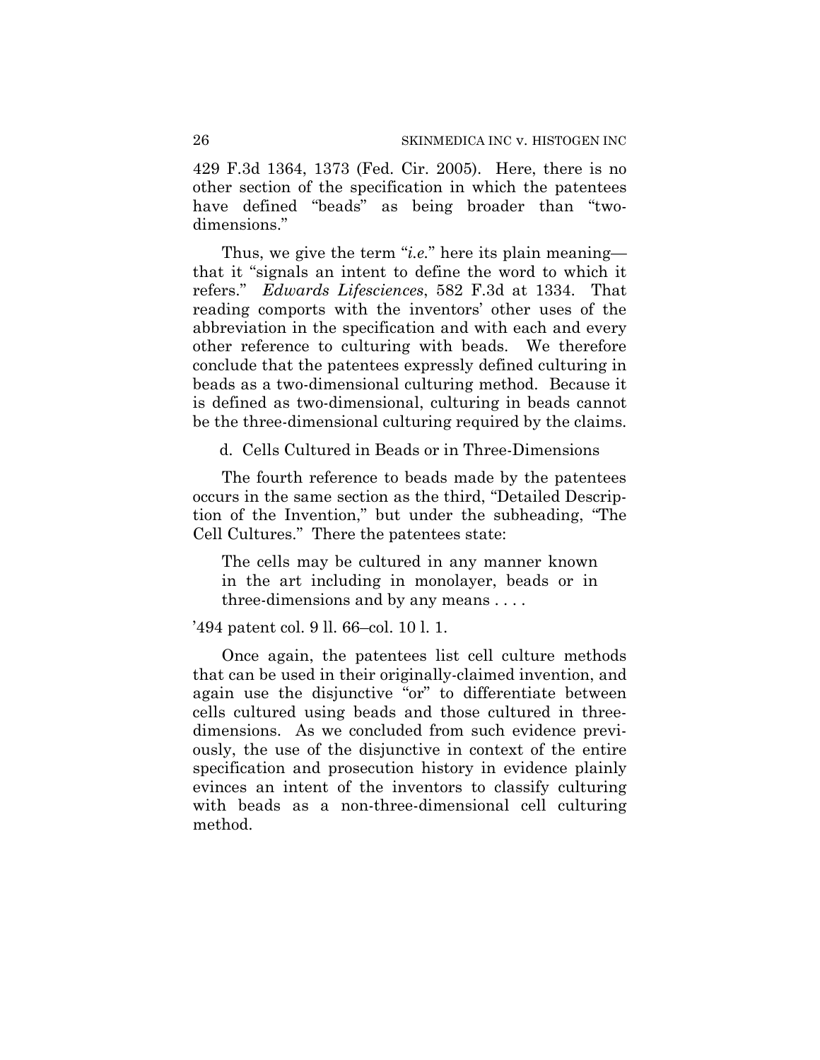429 F.3d 1364, 1373 (Fed. Cir. 2005). Here, there is no other section of the specification in which the patentees have defined "beads" as being broader than "two-dimensions."

Thus, we give the term "*i.e.*" here its plain meaning—that it "signals an intent to define the word to which it refers." *Edwards Lifesciences*, 582 F.3d at 1334. That reading comports with the inventors' other uses of the abbreviation in the specification and with each and every other reference to culturing with beads. We therefore conclude that the patentees expressly defined culturing in beads as a two-dimensional culturing method. Because it is defined as two-dimensional, culturing in beads cannot be the three-dimensional culturing required by the claims.

d. Cells Cultured in Beads or in Three-Dimensions

The fourth reference to beads made by the patentees occurs in the same section as the third, "Detailed Description of the Invention," but under the subheading, "The Cell Cultures." There the patentees state:

> The cells may be cultured in any manner known in the art including in monolayer, beads or in three-dimensions and by any means . . . .

'494 patent col. 9 ll. 66–col. 10 l. 1.

Once again, the patentees list cell culture methods that can be used in their originally-claimed invention, and again use the disjunctive "or" to differentiate between cells cultured using beads and those cultured in three-dimensions. As we concluded from such evidence previously, the use of the disjunctive in context of the entire specification and prosecution history in evidence plainly evinces an intent of the inventors to classify culturing with beads as a non-three-dimensional cell culturing method.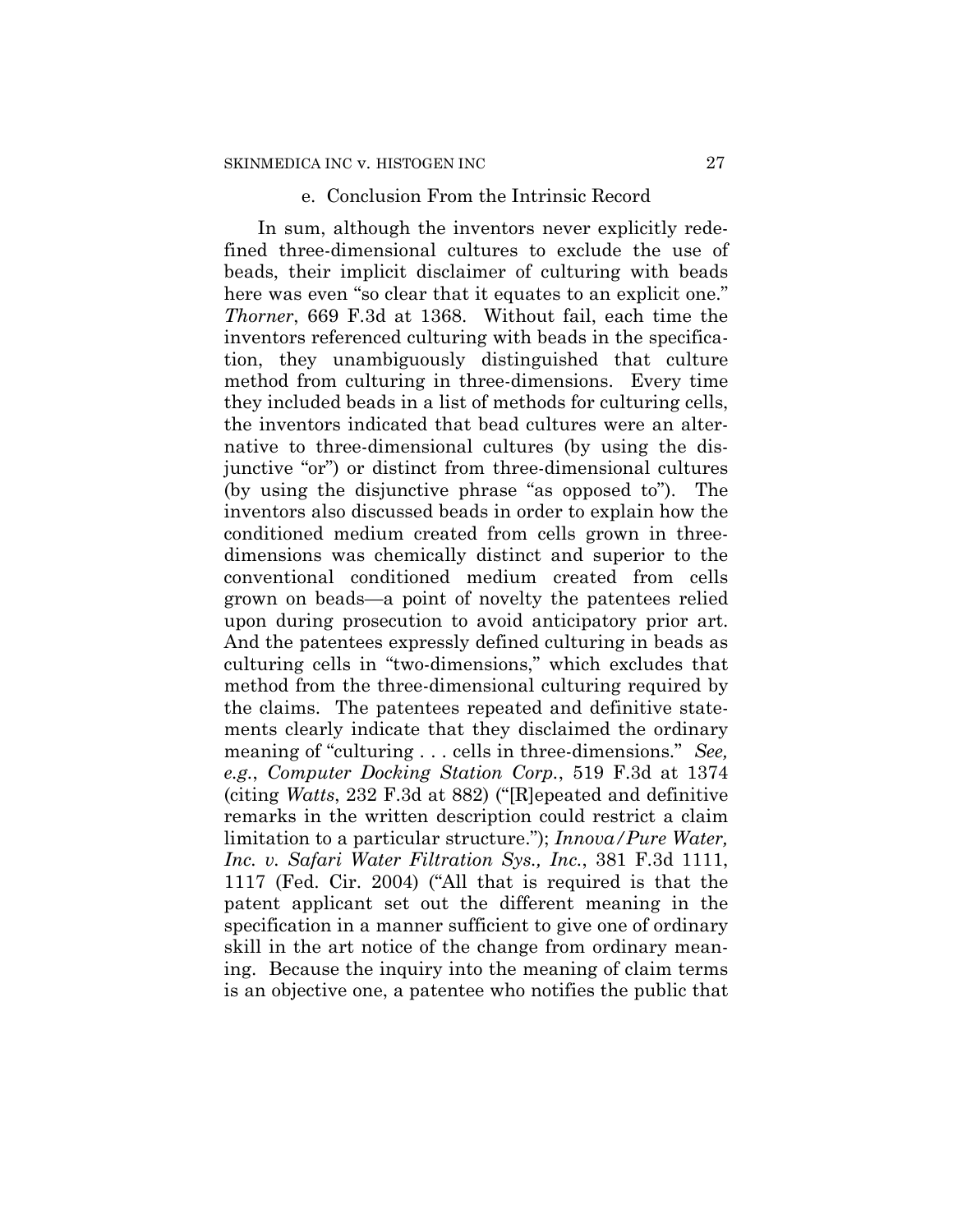#### e. Conclusion From the Intrinsic Record

In sum, although the inventors never explicitly redefined three-dimensional cultures to exclude the use of beads, their implicit disclaimer of culturing with beads here was even "so clear that it equates to an explicit one." *Thorner*, 669 F.3d at 1368. Without fail, each time the inventors referenced culturing with beads in the specification, they unambiguously distinguished that culture method from culturing in three-dimensions. Every time they included beads in a list of methods for culturing cells, the inventors indicated that bead cultures were an alternative to three-dimensional cultures (by using the disjunctive "or") or distinct from three-dimensional cultures (by using the disjunctive phrase "as opposed to"). The inventors also discussed beads in order to explain how the conditioned medium created from cells grown in three-dimensions was chemically distinct and superior to the conventional conditioned medium created from cells grown on beads—a point of novelty the patentees relied upon during prosecution to avoid anticipatory prior art. And the patentees expressly defined culturing in beads as culturing cells in "two-dimensions," which excludes that method from the three-dimensional culturing required by the claims. The patentees repeated and definitive statements clearly indicate that they disclaimed the ordinary meaning of "culturing . . . cells in three-dimensions." *See, e.g.*, *Computer Docking Station Corp.*, 519 F.3d at 1374 (citing *Watts*, 232 F.3d at 882) ("[R]epeated and definitive remarks in the written description could restrict a claim limitation to a particular structure."); *Innova/Pure Water, Inc. v. Safari Water Filtration Sys., Inc.*, 381 F.3d 1111, 1117 (Fed. Cir. 2004) ("All that is required is that the patent applicant set out the different meaning in the specification in a manner sufficient to give one of ordinary skill in the art notice of the change from ordinary meaning. Because the inquiry into the meaning of claim terms is an objective one, a patentee who notifies the public that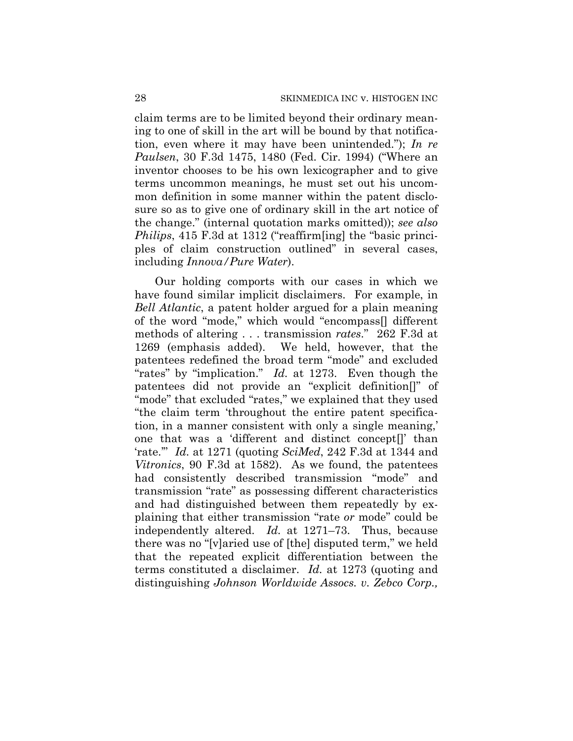claim terms are to be limited beyond their ordinary meaning to one of skill in the art will be bound by that notification, even where it may have been unintended."); *In re Paulsen*, 30 F.3d 1475, 1480 (Fed. Cir. 1994) ("Where an inventor chooses to be his own lexicographer and to give terms uncommon meanings, he must set out his uncommon definition in some manner within the patent disclosure so as to give one of ordinary skill in the art notice of the change." (internal quotation marks omitted)); *see also Philips*, 415 F.3d at 1312 ("reaffirm[ing] the "basic principles of claim construction outlined" in several cases, including *Innova/Pure Water*).

Our holding comports with our cases in which we have found similar implicit disclaimers. For example, in *Bell Atlantic*, a patent holder argued for a plain meaning of the word "mode," which would "encompass[] different methods of altering . . . transmission *rates*." 262 F.3d at 1269 (emphasis added). We held, however, that the patentees redefined the broad term "mode" and excluded "rates" by "implication." *Id.* at 1273. Even though the patentees did not provide an "explicit definition[]" of "mode" that excluded "rates," we explained that they used "the claim term 'throughout the entire patent specification, in a manner consistent with only a single meaning,' one that was a 'different and distinct concept[]' than 'rate.'" *Id.* at 1271 (quoting *SciMed*, 242 F.3d at 1344 and *Vitronics*, 90 F.3d at 1582). As we found, the patentees had consistently described transmission "mode" and transmission "rate" as possessing different characteristics and had distinguished between them repeatedly by explaining that either transmission "rate *or* mode" could be independently altered. *Id.* at 1271–73. Thus, because there was no "[v]aried use of [the] disputed term," we held that the repeated explicit differentiation between the terms constituted a disclaimer. *Id.* at 1273 (quoting and distinguishing *Johnson Worldwide Assocs. v. Zebco Corp.,*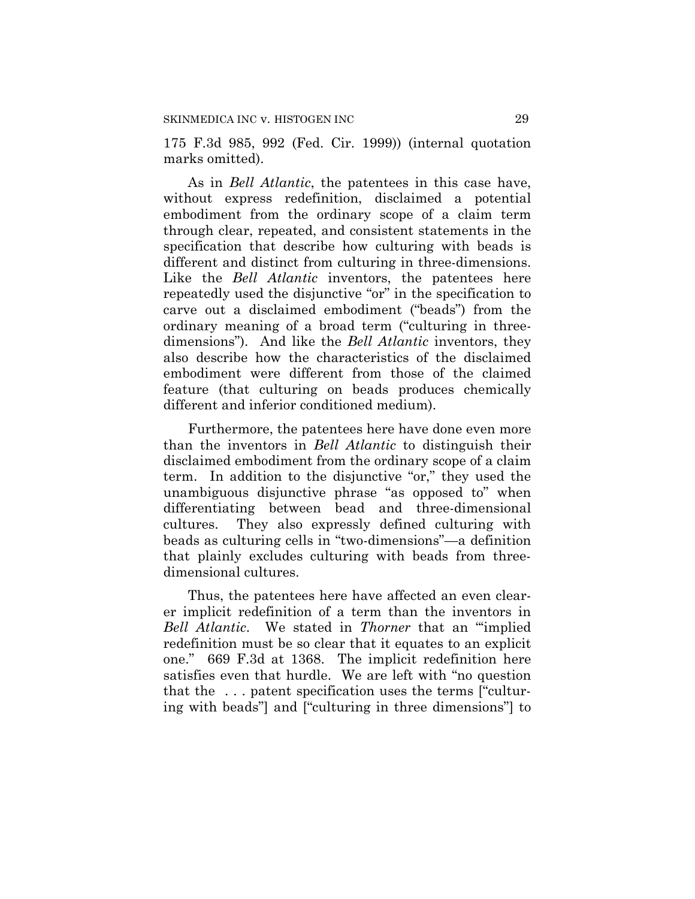175 F.3d 985, 992 (Fed. Cir. 1999)) (internal quotation marks omitted).

As in *Bell Atlantic*, the patentees in this case have, without express redefinition, disclaimed a potential embodiment from the ordinary scope of a claim term through clear, repeated, and consistent statements in the specification that describe how culturing with beads is different and distinct from culturing in three-dimensions. Like the *Bell Atlantic* inventors, the patentees here repeatedly used the disjunctive "or" in the specification to carve out a disclaimed embodiment ("beads") from the ordinary meaning of a broad term ("culturing in three-dimensions"). And like the *Bell Atlantic* inventors, they also describe how the characteristics of the disclaimed embodiment were different from those of the claimed feature (that culturing on beads produces chemically different and inferior conditioned medium).

Furthermore, the patentees here have done even more than the inventors in *Bell Atlantic* to distinguish their disclaimed embodiment from the ordinary scope of a claim term. In addition to the disjunctive "or," they used the unambiguous disjunctive phrase "as opposed to" when differentiating between bead and three-dimensional cultures. They also expressly defined culturing with beads as culturing cells in "two-dimensions"—a definition that plainly excludes culturing with beads from three-dimensional cultures.

Thus, the patentees here have affected an even clearer implicit redefinition of a term than the inventors in *Bell Atlantic*. We stated in *Thorner* that an "'implied redefinition must be so clear that it equates to an explicit one." 669 F.3d at 1368. The implicit redefinition here satisfies even that hurdle. We are left with "no question that the . . . patent specification uses the terms ["culturing with beads"] and ["culturing in three dimensions"] to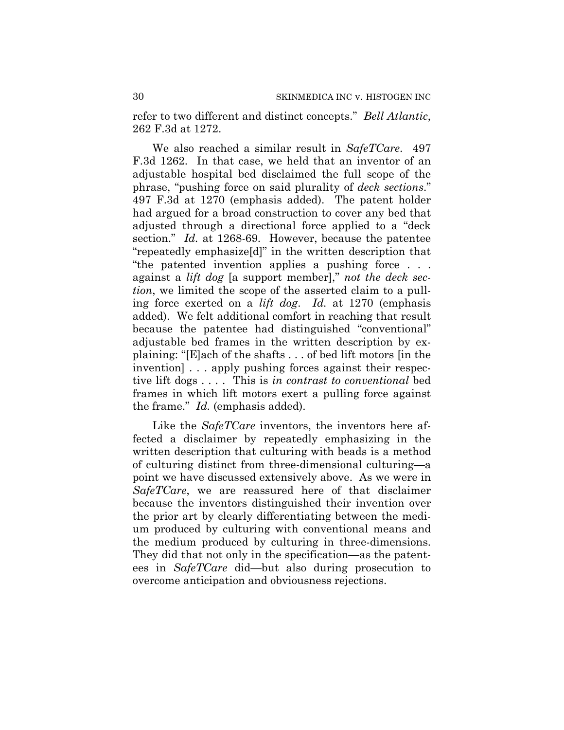refer to two different and distinct concepts." *Bell Atlantic*, 262 F.3d at 1272.

We also reached a similar result in *SafeTCare*. 497 F.3d 1262. In that case, we held that an inventor of an adjustable hospital bed disclaimed the full scope of the phrase, "pushing force on said plurality of *deck sections*." 497 F.3d at 1270 (emphasis added). The patent holder had argued for a broad construction to cover any bed that adjusted through a directional force applied to a "deck section." *Id.* at 1268-69. However, because the patentee "repeatedly emphasize[d]" in the written description that "the patented invention applies a pushing force . . . against a *lift dog* [a support member]," *not the deck section*, we limited the scope of the asserted claim to a pulling force exerted on a *lift dog*. *Id.* at 1270 (emphasis added). We felt additional comfort in reaching that result because the patentee had distinguished "conventional" adjustable bed frames in the written description by explaining: "[E]ach of the shafts . . . of bed lift motors [in the invention] . . . apply pushing forces against their respective lift dogs . . . . This is *in contrast to conventional* bed frames in which lift motors exert a pulling force against the frame." *Id.* (emphasis added).

Like the *SafeTCare* inventors, the inventors here affected a disclaimer by repeatedly emphasizing in the written description that culturing with beads is a method of culturing distinct from three-dimensional culturing—a point we have discussed extensively above. As we were in *SafeTCare*, we are reassured here of that disclaimer because the inventors distinguished their invention over the prior art by clearly differentiating between the medium produced by culturing with conventional means and the medium produced by culturing in three-dimensions. They did that not only in the specification—as the patentees in *SafeTCare* did—but also during prosecution to overcome anticipation and obviousness rejections.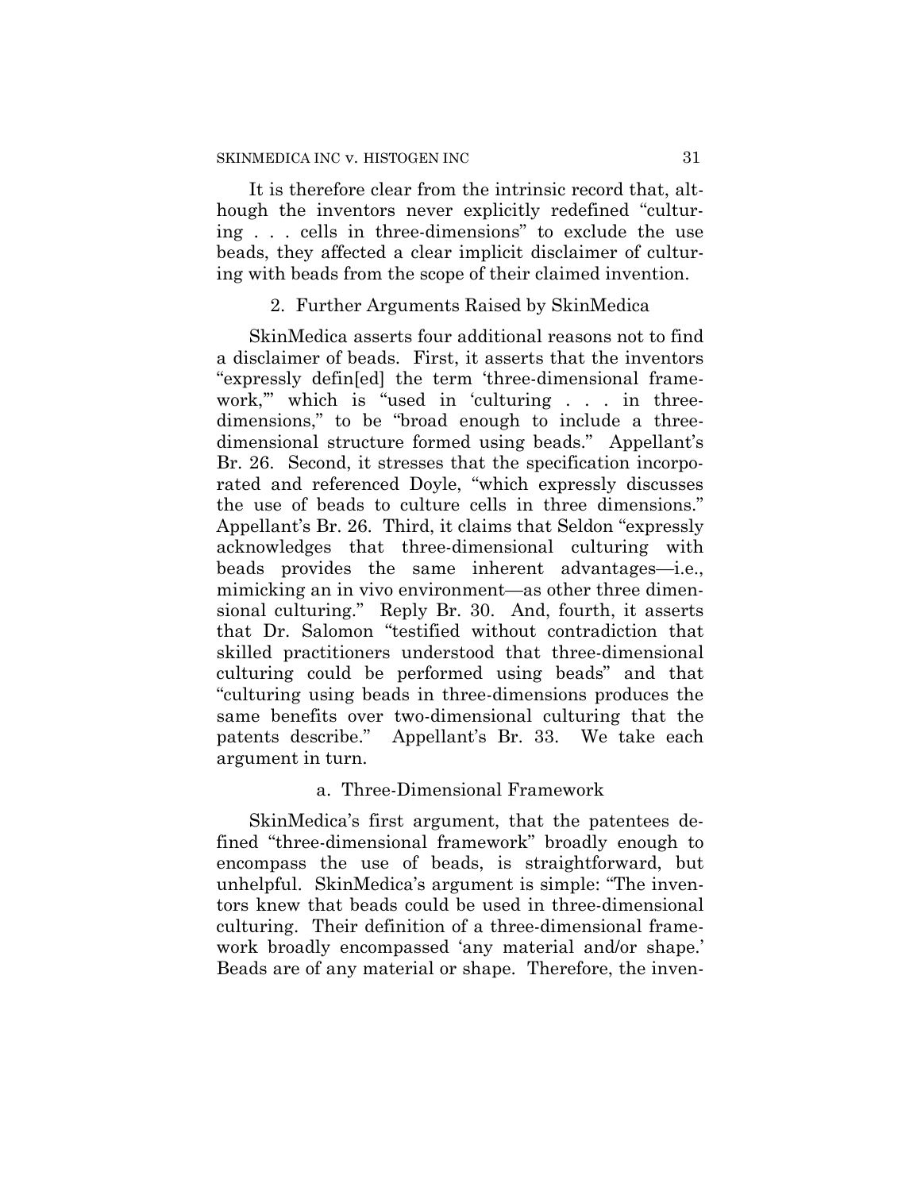It is therefore clear from the intrinsic record that, although the inventors never explicitly redefined "culturing . . . cells in three-dimensions" to exclude the use beads, they affected a clear implicit disclaimer of culturing with beads from the scope of their claimed invention.

### 2. Further Arguments Raised by SkinMedica

SkinMedica asserts four additional reasons not to find a disclaimer of beads. First, it asserts that the inventors "expressly defin[ed] the term 'three-dimensional framework,'" which is "used in 'culturing . . . in three-dimensions," to be "broad enough to include a three-dimensional structure formed using beads." Appellant's Br. 26. Second, it stresses that the specification incorporated and referenced Doyle, "which expressly discusses the use of beads to culture cells in three dimensions." Appellant's Br. 26. Third, it claims that Seldon "expressly acknowledges that three-dimensional culturing with beads provides the same inherent advantages—i.e., mimicking an in vivo environment—as other three dimensional culturing." Reply Br. 30. And, fourth, it asserts that Dr. Salomon "testified without contradiction that skilled practitioners understood that three-dimensional culturing could be performed using beads" and that "culturing using beads in three-dimensions produces the same benefits over two-dimensional culturing that the patents describe." Appellant's Br. 33. We take each argument in turn.

#### a. Three-Dimensional Framework

SkinMedica's first argument, that the patentees defined "three-dimensional framework" broadly enough to encompass the use of beads, is straightforward, but unhelpful. SkinMedica's argument is simple: "The inventors knew that beads could be used in three-dimensional culturing. Their definition of a three-dimensional framework broadly encompassed 'any material and/or shape.' Beads are of any material or shape. Therefore, the inven-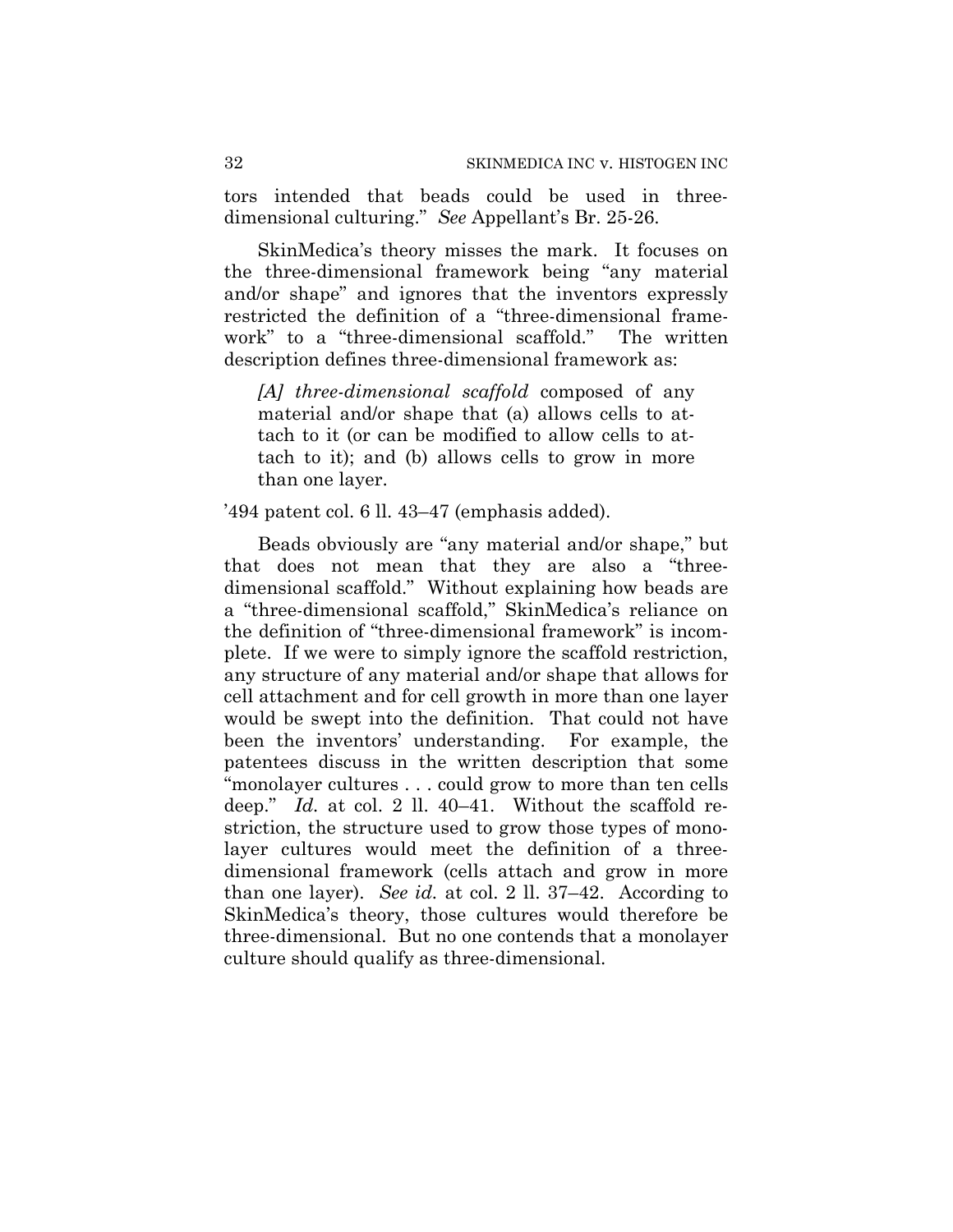tors intended that beads could be used in three-dimensional culturing." *See* Appellant's Br. 25-26.

SkinMedica's theory misses the mark. It focuses on the three-dimensional framework being "any material and/or shape" and ignores that the inventors expressly restricted the definition of a "three-dimensional framework" to a "three-dimensional scaffold." The written description defines three-dimensional framework as:

> *[A] three-dimensional scaffold* composed of any material and/or shape that (a) allows cells to attach to it (or can be modified to allow cells to attach to it); and (b) allows cells to grow in more than one layer.

'494 patent col. 6 ll. 43–47 (emphasis added).

Beads obviously are "any material and/or shape," but that does not mean that they are also a "three-dimensional scaffold." Without explaining how beads are a "three-dimensional scaffold," SkinMedica's reliance on the definition of "three-dimensional framework" is incomplete. If we were to simply ignore the scaffold restriction, any structure of any material and/or shape that allows for cell attachment and for cell growth in more than one layer would be swept into the definition. That could not have been the inventors' understanding. For example, the patentees discuss in the written description that some "monolayer cultures . . . could grow to more than ten cells deep." *Id.* at col. 2 ll. 40–41. Without the scaffold restriction, the structure used to grow those types of monolayer cultures would meet the definition of a three-dimensional framework (cells attach and grow in more than one layer). *See id.* at col. 2 ll. 37–42. According to SkinMedica's theory, those cultures would therefore be three-dimensional. But no one contends that a monolayer culture should qualify as three-dimensional.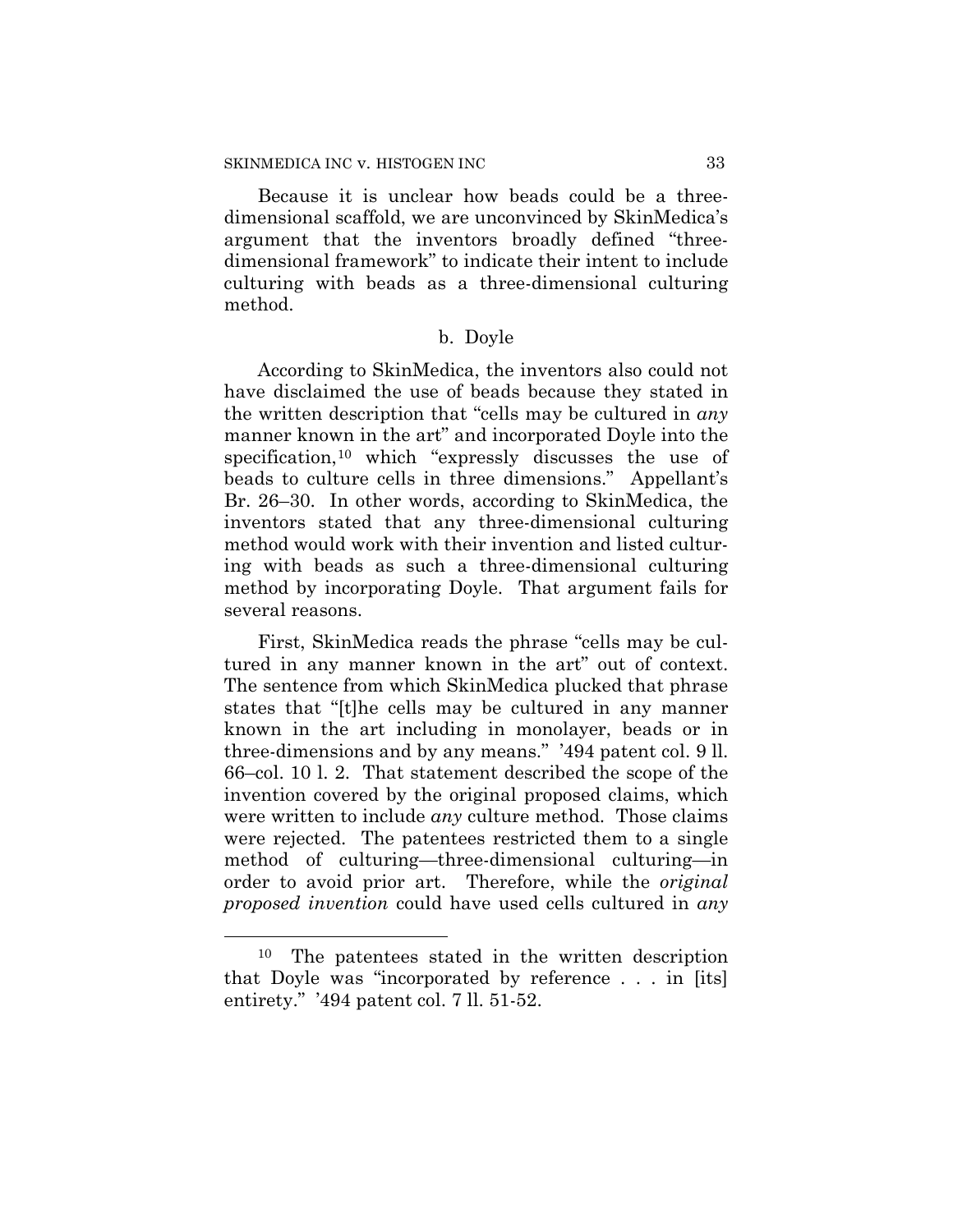Because it is unclear how beads could be a three-dimensional scaffold, we are unconvinced by SkinMedica's argument that the inventors broadly defined "three-dimensional framework" to indicate their intent to include culturing with beads as a three-dimensional culturing method.

b. Doyle

According to SkinMedica, the inventors also could not have disclaimed the use of beads because they stated in the written description that "cells may be cultured in *any* manner known in the art" and incorporated Doyle into the specification,[10] which "expressly discusses the use of beads to culture cells in three dimensions." Appellant's Br. 26–30. In other words, according to SkinMedica, the inventors stated that any three-dimensional culturing method would work with their invention and listed culturing with beads as such a three-dimensional culturing method by incorporating Doyle. That argument fails for several reasons.

First, SkinMedica reads the phrase "cells may be cultured in any manner known in the art" out of context. The sentence from which SkinMedica plucked that phrase states that "[t]he cells may be cultured in any manner known in the art including in monolayer, beads or in three-dimensions and by any means." '494 patent col. 9 ll. 66–col. 10 l. 2. That statement described the scope of the invention covered by the original proposed claims, which were written to include *any* culture method. Those claims were rejected. The patentees restricted them to a single method of culturing—three-dimensional culturing—in order to avoid prior art. Therefore, while the *original proposed invention* could have used cells cultured in *any*

[10] The patentees stated in the written description that Doyle was "incorporated by reference . . . in [its] entirety." '494 patent col. 7 ll. 51-52.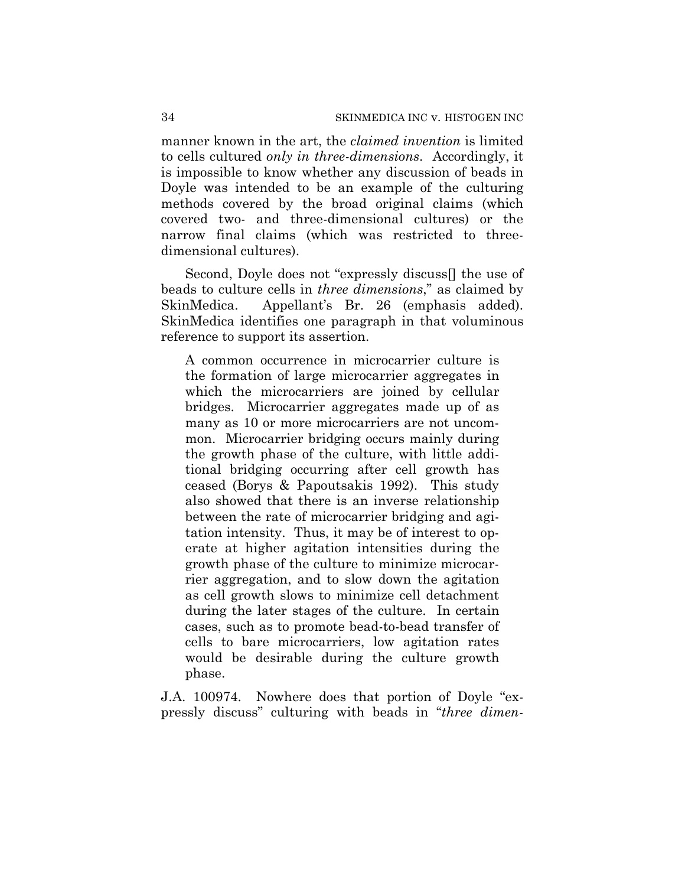manner known in the art, the *claimed invention* is limited to cells cultured *only in three-dimensions*. Accordingly, it is impossible to know whether any discussion of beads in Doyle was intended to be an example of the culturing methods covered by the broad original claims (which covered two- and three-dimensional cultures) or the narrow final claims (which was restricted to three-dimensional cultures).

Second, Doyle does not "expressly discuss[] the use of beads to culture cells in *three dimensions*," as claimed by SkinMedica. Appellant's Br. 26 (emphasis added). SkinMedica identifies one paragraph in that voluminous reference to support its assertion.

> A common occurrence in microcarrier culture is the formation of large microcarrier aggregates in which the microcarriers are joined by cellular bridges. Microcarrier aggregates made up of as many as 10 or more microcarriers are not uncommon. Microcarrier bridging occurs mainly during the growth phase of the culture, with little additional bridging occurring after cell growth has ceased (Borys & Papoutsakis 1992). This study also showed that there is an inverse relationship between the rate of microcarrier bridging and agitation intensity. Thus, it may be of interest to operate at higher agitation intensities during the growth phase of the culture to minimize microcarrier aggregation, and to slow down the agitation as cell growth slows to minimize cell detachment during the later stages of the culture. In certain cases, such as to promote bead-to-bead transfer of cells to bare microcarriers, low agitation rates would be desirable during the culture growth phase.

J.A. 100974. Nowhere does that portion of Doyle "expressly discuss" culturing with beads in "*three dimen-*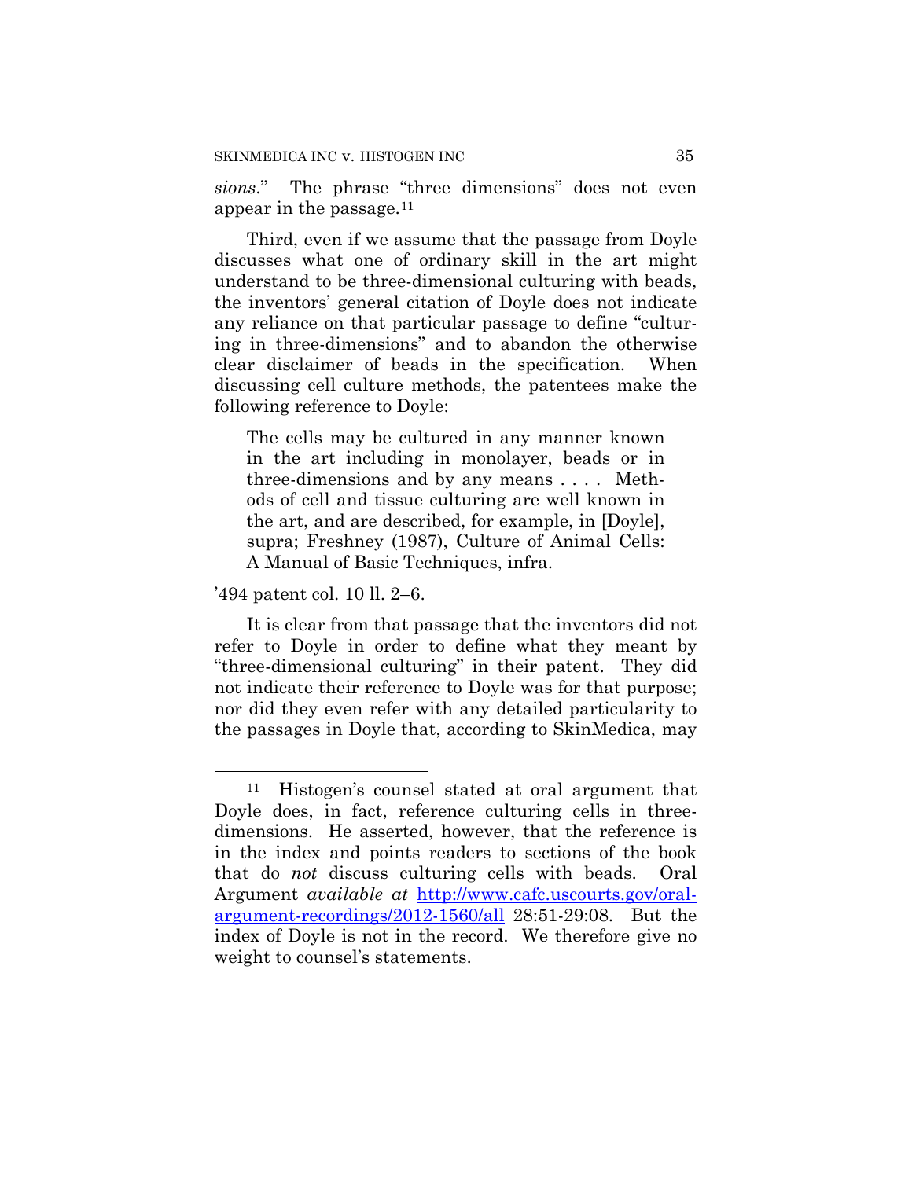*sions*." The phrase "three dimensions" does not even appear in the passage.[11]

Third, even if we assume that the passage from Doyle discusses what one of ordinary skill in the art might understand to be three-dimensional culturing with beads, the inventors' general citation of Doyle does not indicate any reliance on that particular passage to define "culturing in three-dimensions" and to abandon the otherwise clear disclaimer of beads in the specification. When discussing cell culture methods, the patentees make the following reference to Doyle:

> The cells may be cultured in any manner known in the art including in monolayer, beads or in three-dimensions and by any means . . . . Methods of cell and tissue culturing are well known in the art, and are described, for example, in [Doyle], supra; Freshney (1987), Culture of Animal Cells: A Manual of Basic Techniques, infra.

'494 patent col. 10 ll. 2–6.

It is clear from that passage that the inventors did not refer to Doyle in order to define what they meant by "three-dimensional culturing" in their patent. They did not indicate their reference to Doyle was for that purpose; nor did they even refer with any detailed particularity to the passages in Doyle that, according to SkinMedica, may

---

[11] Histogen's counsel stated at oral argument that Doyle does, in fact, reference culturing cells in three-dimensions. He asserted, however, that the reference is in the index and points readers to sections of the book that do *not* discuss culturing cells with beads. Oral Argument *available at* http://www.cafc.uscourts.gov/oral-argument-recordings/2012-1560/all 28:51-29:08. But the index of Doyle is not in the record. We therefore give no weight to counsel's statements.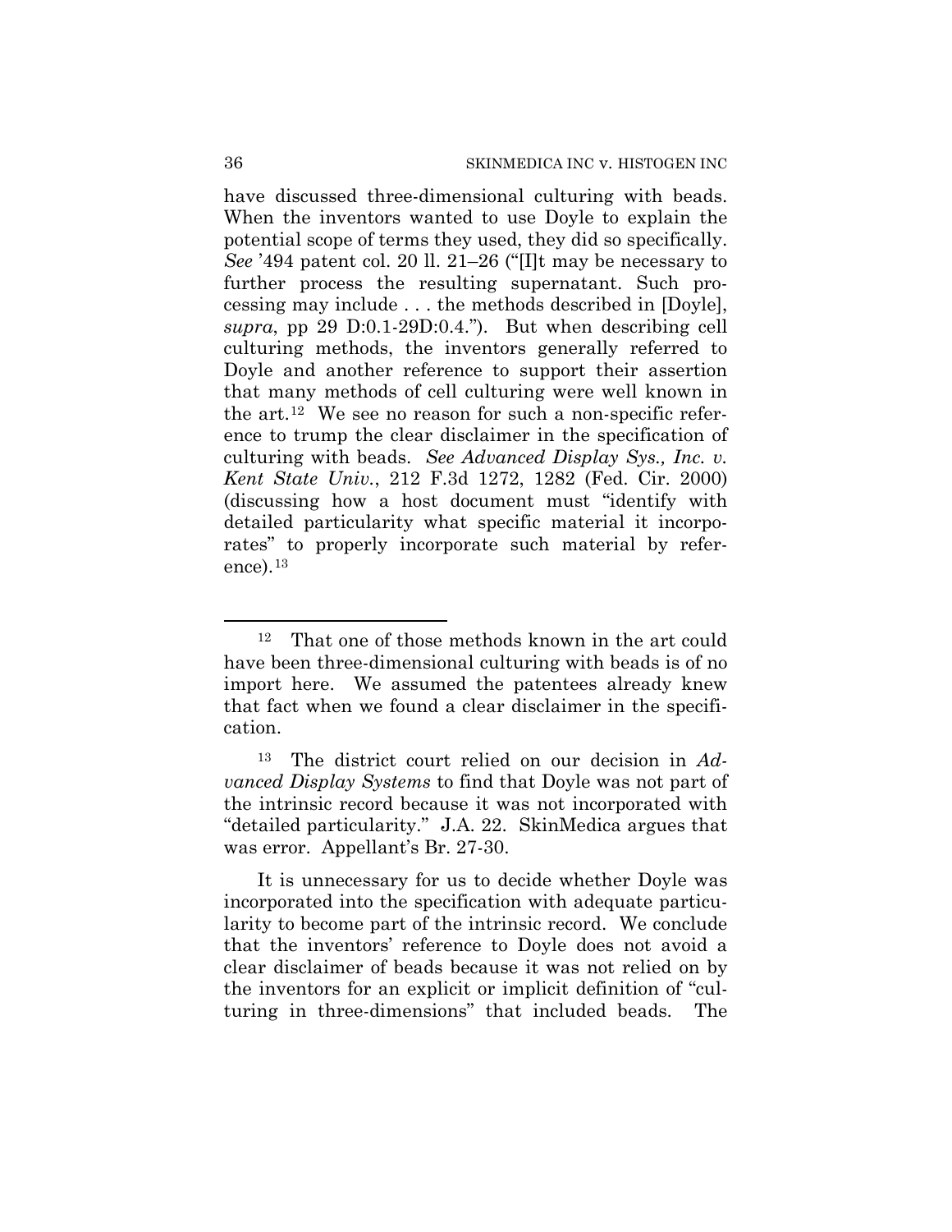have discussed three-dimensional culturing with beads. When the inventors wanted to use Doyle to explain the potential scope of terms they used, they did so specifically. *See* '494 patent col. 20 ll. 21–26 ("[I]t may be necessary to further process the resulting supernatant. Such processing may include . . . the methods described in [Doyle], *supra*, pp 29 D:0.1-29D:0.4."). But when describing cell culturing methods, the inventors generally referred to Doyle and another reference to support their assertion that many methods of cell culturing were well known in the art.[12] We see no reason for such a non-specific reference to trump the clear disclaimer in the specification of culturing with beads. *See Advanced Display Sys., Inc. v. Kent State Univ.*, 212 F.3d 1272, 1282 (Fed. Cir. 2000) (discussing how a host document must "identify with detailed particularity what specific material it incorporates" to properly incorporate such material by reference).[13]

---

[12] That one of those methods known in the art could have been three-dimensional culturing with beads is of no import here. We assumed the patentees already knew that fact when we found a clear disclaimer in the specification.

[13] The district court relied on our decision in *Advanced Display Systems* to find that Doyle was not part of the intrinsic record because it was not incorporated with "detailed particularity." J.A. 22. SkinMedica argues that was error. Appellant's Br. 27-30.

It is unnecessary for us to decide whether Doyle was incorporated into the specification with adequate particularity to become part of the intrinsic record. We conclude that the inventors' reference to Doyle does not avoid a clear disclaimer of beads because it was not relied on by the inventors for an explicit or implicit definition of "culturing in three-dimensions" that included beads. The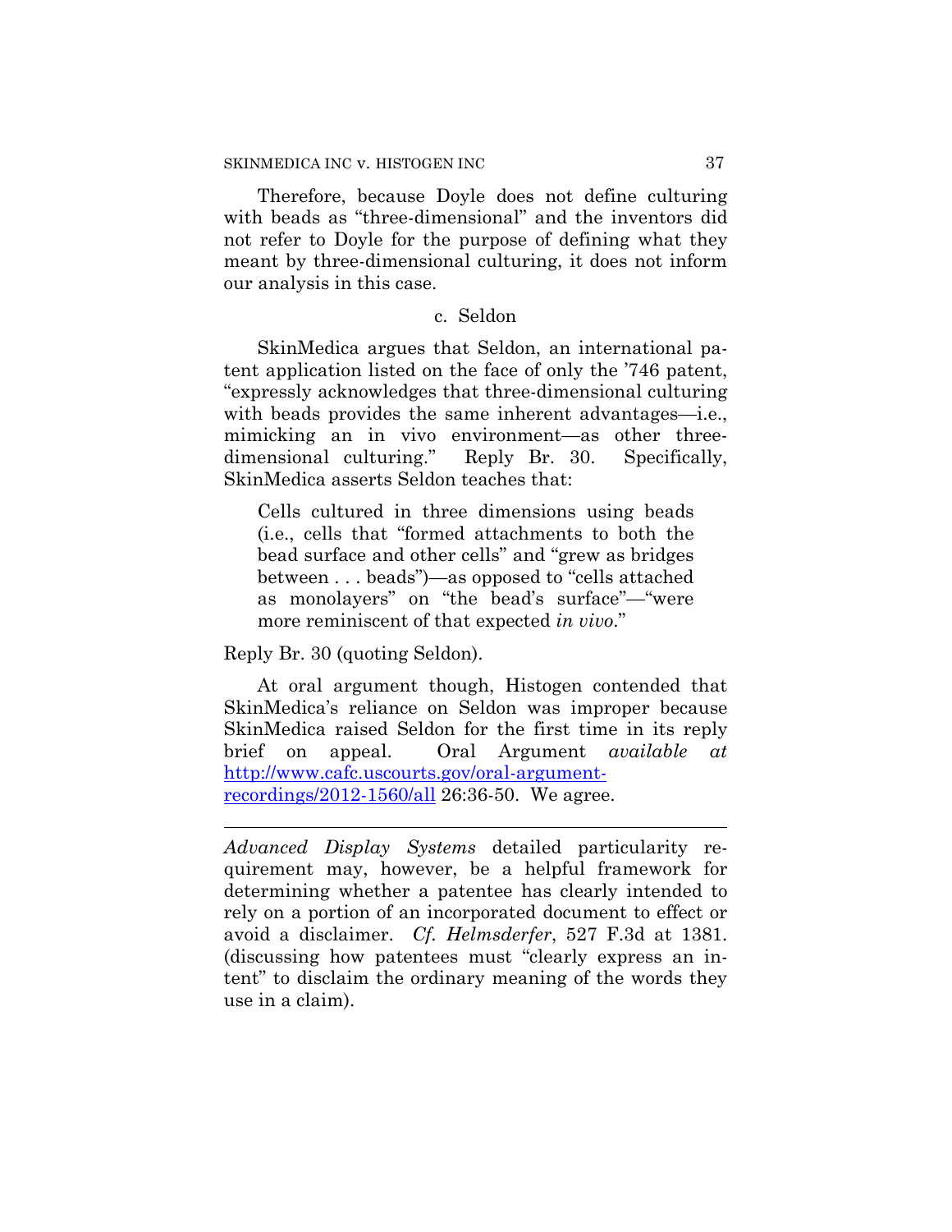Therefore, because Doyle does not define culturing with beads as "three-dimensional" and the inventors did not refer to Doyle for the purpose of defining what they meant by three-dimensional culturing, it does not inform our analysis in this case.

c. Seldon

SkinMedica argues that Seldon, an international patent application listed on the face of only the '746 patent, "expressly acknowledges that three-dimensional culturing with beads provides the same inherent advantages—i.e., mimicking an in vivo environment—as other three-dimensional culturing." Reply Br. 30. Specifically, SkinMedica asserts Seldon teaches that:

> Cells cultured in three dimensions using beads (i.e., cells that "formed attachments to both the bead surface and other cells" and "grew as bridges between . . . beads")—as opposed to "cells attached as monolayers" on "the bead's surface"—"were more reminiscent of that expected *in vivo*."

Reply Br. 30 (quoting Seldon).

At oral argument though, Histogen contended that SkinMedica's reliance on Seldon was improper because SkinMedica raised Seldon for the first time in its reply brief on appeal. Oral Argument *available at* http://www.cafc.uscourts.gov/oral-argument-recordings/2012-1560/all 26:36-50. We agree.

---

*Advanced Display Systems* detailed particularity requirement may, however, be a helpful framework for determining whether a patentee has clearly intended to rely on a portion of an incorporated document to effect or avoid a disclaimer. *Cf. Helmsderfer*, 527 F.3d at 1381. (discussing how patentees must "clearly express an intent" to disclaim the ordinary meaning of the words they use in a claim).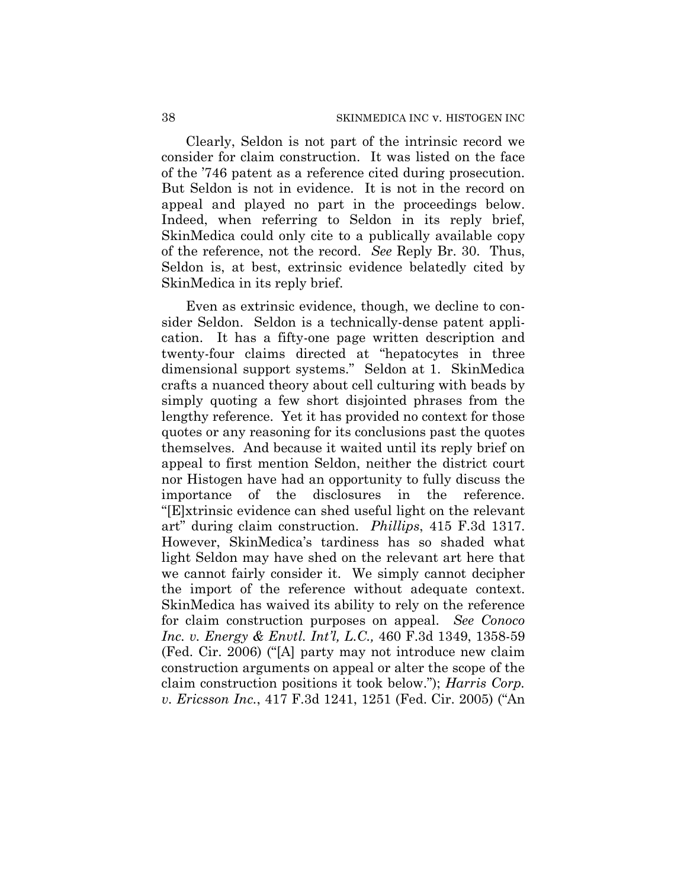Clearly, Seldon is not part of the intrinsic record we consider for claim construction. It was listed on the face of the '746 patent as a reference cited during prosecution. But Seldon is not in evidence. It is not in the record on appeal and played no part in the proceedings below. Indeed, when referring to Seldon in its reply brief, SkinMedica could only cite to a publically available copy of the reference, not the record. *See* Reply Br. 30. Thus, Seldon is, at best, extrinsic evidence belatedly cited by SkinMedica in its reply brief.

Even as extrinsic evidence, though, we decline to consider Seldon. Seldon is a technically-dense patent application. It has a fifty-one page written description and twenty-four claims directed at "hepatocytes in three dimensional support systems." Seldon at 1. SkinMedica crafts a nuanced theory about cell culturing with beads by simply quoting a few short disjointed phrases from the lengthy reference. Yet it has provided no context for those quotes or any reasoning for its conclusions past the quotes themselves. And because it waited until its reply brief on appeal to first mention Seldon, neither the district court nor Histogen have had an opportunity to fully discuss the importance of the disclosures in the reference. "[E]xtrinsic evidence can shed useful light on the relevant art" during claim construction. *Phillips*, 415 F.3d 1317. However, SkinMedica's tardiness has so shaded what light Seldon may have shed on the relevant art here that we cannot fairly consider it. We simply cannot decipher the import of the reference without adequate context. SkinMedica has waived its ability to rely on the reference for claim construction purposes on appeal. *See Conoco Inc. v. Energy & Envtl. Int'l, L.C.,* 460 F.3d 1349, 1358-59 (Fed. Cir. 2006) ("[A] party may not introduce new claim construction arguments on appeal or alter the scope of the claim construction positions it took below."); *Harris Corp. v. Ericsson Inc.*, 417 F.3d 1241, 1251 (Fed. Cir. 2005) ("An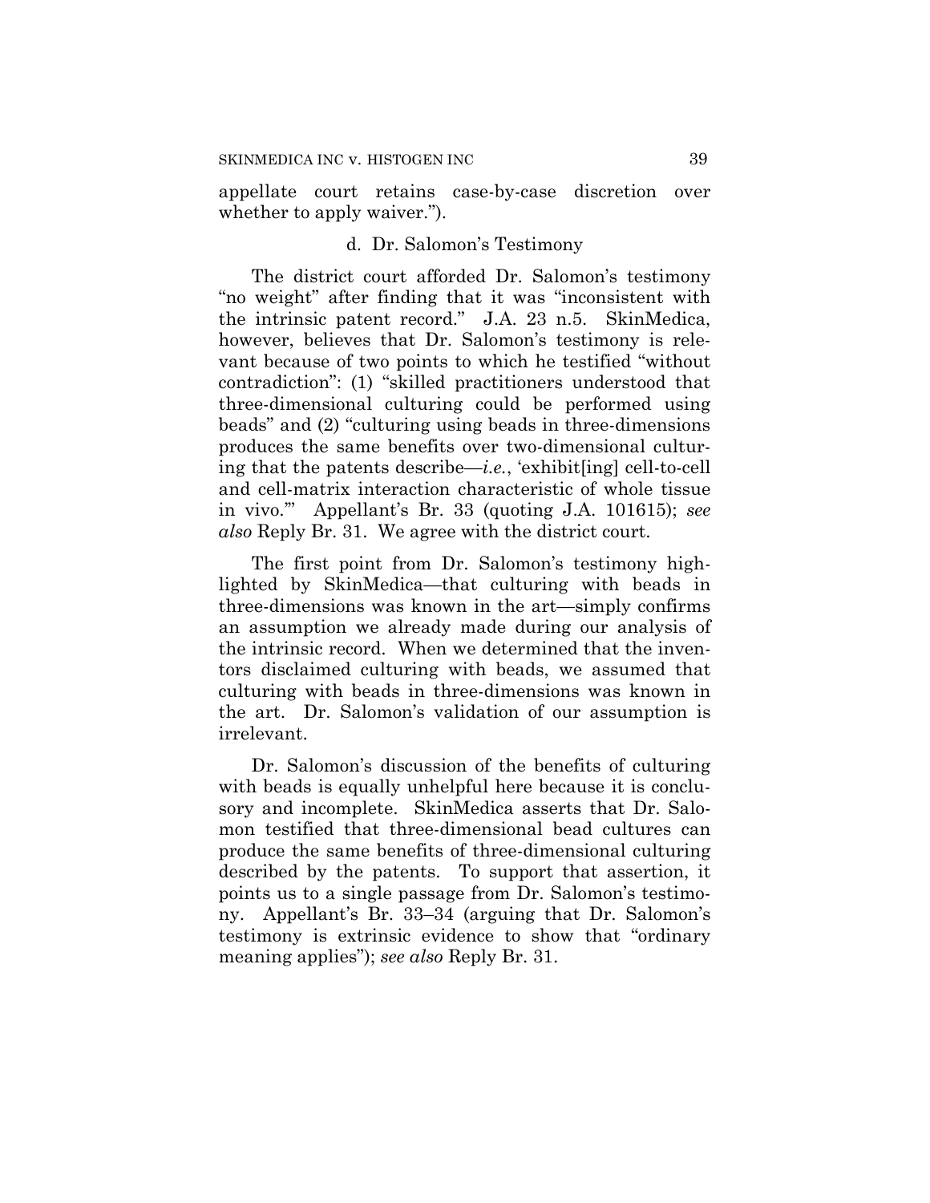appellate court retains case-by-case discretion over whether to apply waiver.").

### d. Dr. Salomon's Testimony

The district court afforded Dr. Salomon's testimony "no weight" after finding that it was "inconsistent with the intrinsic patent record." J.A. 23 n.5. SkinMedica, however, believes that Dr. Salomon's testimony is relevant because of two points to which he testified "without contradiction": (1) "skilled practitioners understood that three-dimensional culturing could be performed using beads" and (2) "culturing using beads in three-dimensions produces the same benefits over two-dimensional culturing that the patents describe—*i.e.*, 'exhibit[ing] cell-to-cell and cell-matrix interaction characteristic of whole tissue in vivo.'" Appellant's Br. 33 (quoting J.A. 101615); *see also* Reply Br. 31. We agree with the district court.

The first point from Dr. Salomon's testimony highlighted by SkinMedica—that culturing with beads in three-dimensions was known in the art—simply confirms an assumption we already made during our analysis of the intrinsic record. When we determined that the inventors disclaimed culturing with beads, we assumed that culturing with beads in three-dimensions was known in the art. Dr. Salomon's validation of our assumption is irrelevant.

Dr. Salomon's discussion of the benefits of culturing with beads is equally unhelpful here because it is conclusory and incomplete. SkinMedica asserts that Dr. Salomon testified that three-dimensional bead cultures can produce the same benefits of three-dimensional culturing described by the patents. To support that assertion, it points us to a single passage from Dr. Salomon's testimony. Appellant's Br. 33–34 (arguing that Dr. Salomon's testimony is extrinsic evidence to show that "ordinary meaning applies"); *see also* Reply Br. 31.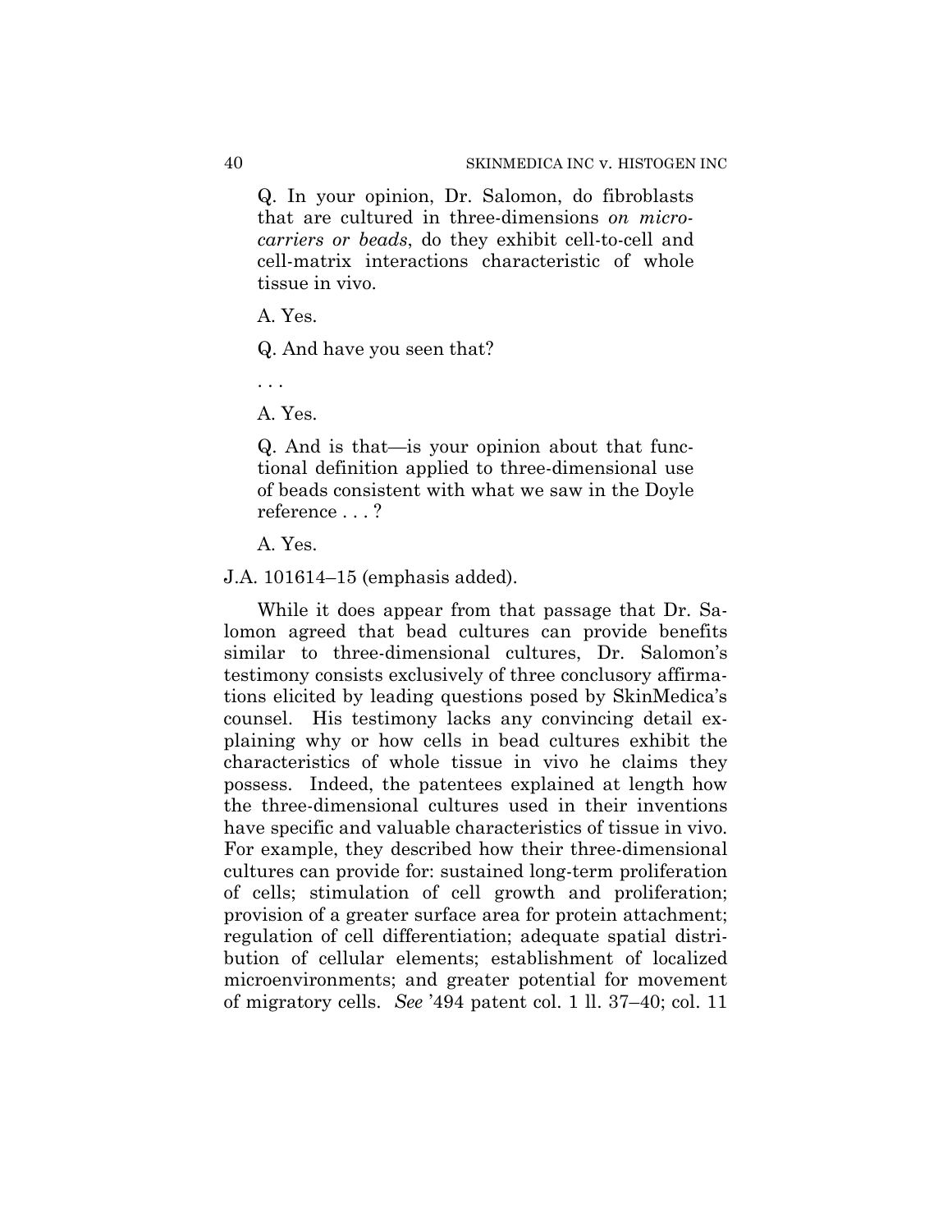> Q. In your opinion, Dr. Salomon, do fibroblasts that are cultured in three-dimensions *on micro-carriers or beads*, do they exhibit cell-to-cell and cell-matrix interactions characteristic of whole tissue in vivo.
>
> A. Yes.
>
> Q. And have you seen that?
>
> . . .
>
> A. Yes.
>
> Q. And is that—is your opinion about that functional definition applied to three-dimensional use of beads consistent with what we saw in the Doyle reference . . . ?
>
> A. Yes.

J.A. 101614–15 (emphasis added).

While it does appear from that passage that Dr. Salomon agreed that bead cultures can provide benefits similar to three-dimensional cultures, Dr. Salomon's testimony consists exclusively of three conclusory affirmations elicited by leading questions posed by SkinMedica's counsel. His testimony lacks any convincing detail explaining why or how cells in bead cultures exhibit the characteristics of whole tissue in vivo he claims they possess. Indeed, the patentees explained at length how the three-dimensional cultures used in their inventions have specific and valuable characteristics of tissue in vivo. For example, they described how their three-dimensional cultures can provide for: sustained long-term proliferation of cells; stimulation of cell growth and proliferation; provision of a greater surface area for protein attachment; regulation of cell differentiation; adequate spatial distribution of cellular elements; establishment of localized microenvironments; and greater potential for movement of migratory cells. *See* '494 patent col. 1 ll. 37–40; col. 11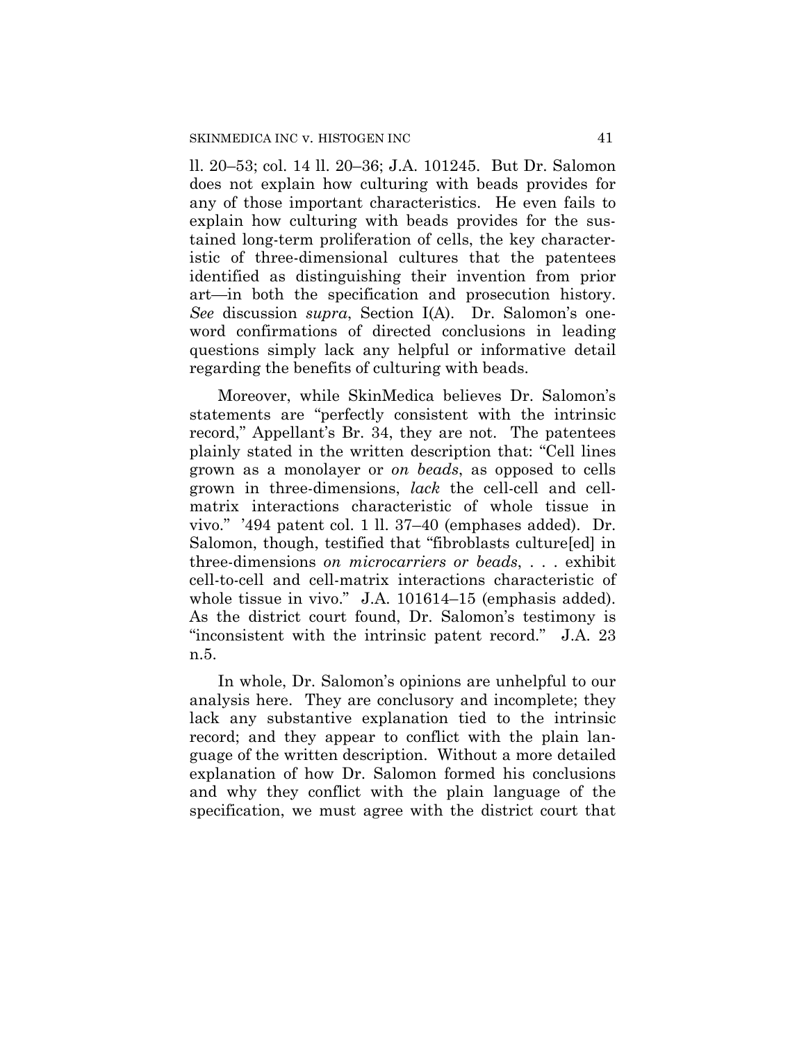ll. 20–53; col. 14 ll. 20–36; J.A. 101245. But Dr. Salomon does not explain how culturing with beads provides for any of those important characteristics. He even fails to explain how culturing with beads provides for the sustained long-term proliferation of cells, the key characteristic of three-dimensional cultures that the patentees identified as distinguishing their invention from prior art—in both the specification and prosecution history. *See* discussion *supra*, Section I(A). Dr. Salomon's one-word confirmations of directed conclusions in leading questions simply lack any helpful or informative detail regarding the benefits of culturing with beads.

Moreover, while SkinMedica believes Dr. Salomon's statements are "perfectly consistent with the intrinsic record," Appellant's Br. 34, they are not. The patentees plainly stated in the written description that: "Cell lines grown as a monolayer or *on beads*, as opposed to cells grown in three-dimensions, *lack* the cell-cell and cell-matrix interactions characteristic of whole tissue in vivo." '494 patent col. 1 ll. 37–40 (emphases added). Dr. Salomon, though, testified that "fibroblasts culture[ed] in three-dimensions *on microcarriers or beads*, . . . exhibit cell-to-cell and cell-matrix interactions characteristic of whole tissue in vivo." J.A. 101614–15 (emphasis added). As the district court found, Dr. Salomon's testimony is "inconsistent with the intrinsic patent record." J.A. 23 n.5.

In whole, Dr. Salomon's opinions are unhelpful to our analysis here. They are conclusory and incomplete; they lack any substantive explanation tied to the intrinsic record; and they appear to conflict with the plain language of the written description. Without a more detailed explanation of how Dr. Salomon formed his conclusions and why they conflict with the plain language of the specification, we must agree with the district court that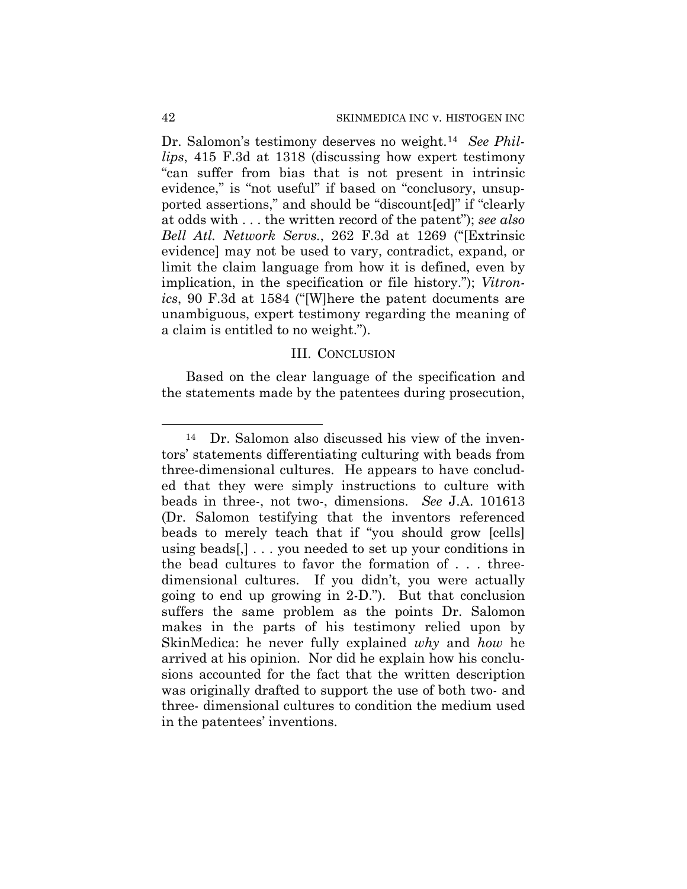Dr. Salomon's testimony deserves no weight.[14] *See Phillips*, 415 F.3d at 1318 (discussing how expert testimony "can suffer from bias that is not present in intrinsic evidence," is "not useful" if based on "conclusory, unsupported assertions," and should be "discount[ed]" if "clearly at odds with . . . the written record of the patent"); *see also Bell Atl. Network Servs.*, 262 F.3d at 1269 ("[Extrinsic evidence] may not be used to vary, contradict, expand, or limit the claim language from how it is defined, even by implication, in the specification or file history."); *Vitronics*, 90 F.3d at 1584 ("[W]here the patent documents are unambiguous, expert testimony regarding the meaning of a claim is entitled to no weight.").

## III. CONCLUSION

Based on the clear language of the specification and the statements made by the patentees during prosecution,

---

[14] Dr. Salomon also discussed his view of the inventors' statements differentiating culturing with beads from three-dimensional cultures. He appears to have concluded that they were simply instructions to culture with beads in three-, not two-, dimensions. *See* J.A. 101613 (Dr. Salomon testifying that the inventors referenced beads to merely teach that if "you should grow [cells] using beads[,] . . . you needed to set up your conditions in the bead cultures to favor the formation of . . . three-dimensional cultures. If you didn't, you were actually going to end up growing in 2-D."). But that conclusion suffers the same problem as the points Dr. Salomon makes in the parts of his testimony relied upon by SkinMedica: he never fully explained *why* and *how* he arrived at his opinion. Nor did he explain how his conclusions accounted for the fact that the written description was originally drafted to support the use of both two- and three- dimensional cultures to condition the medium used in the patentees' inventions.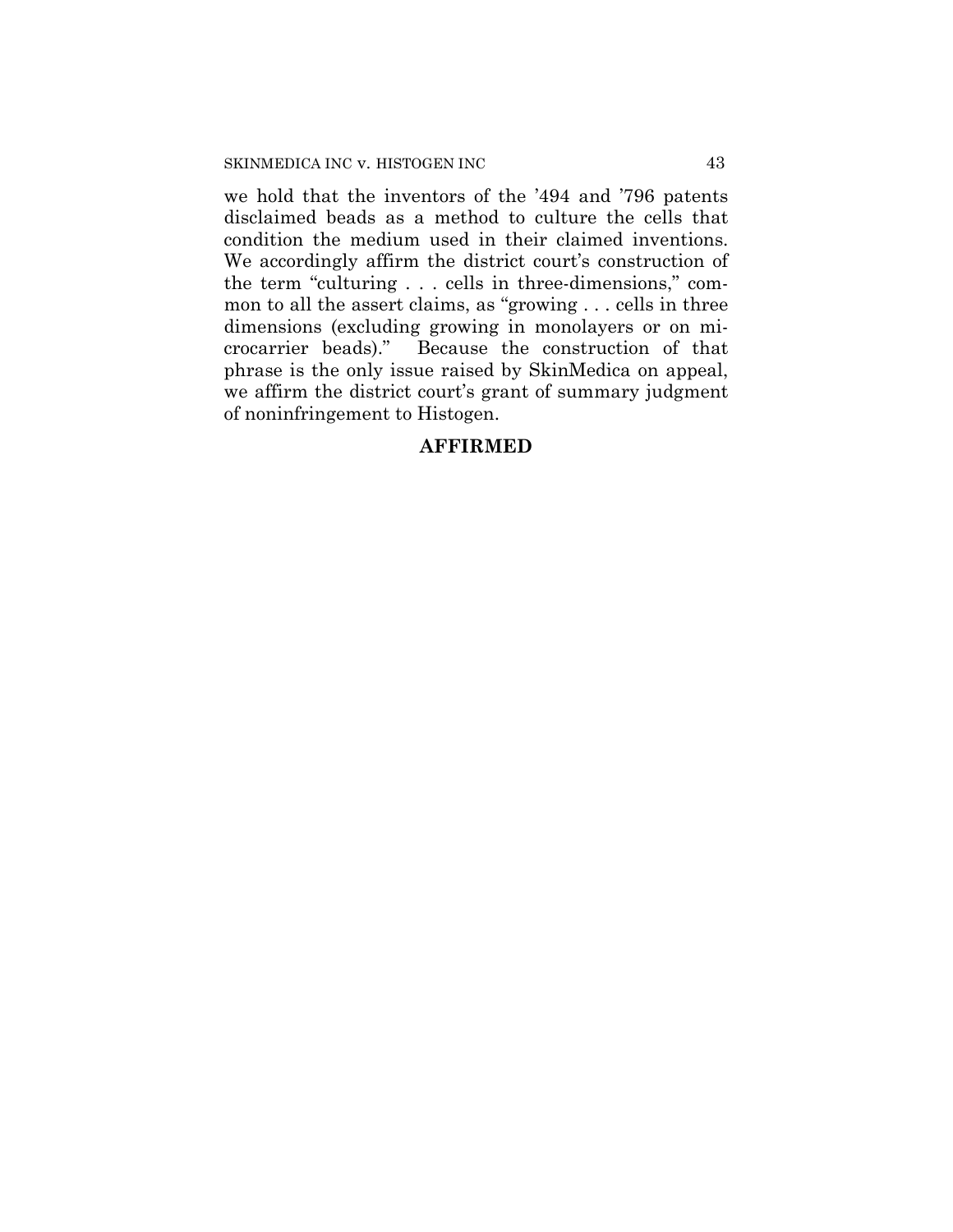we hold that the inventors of the '494 and '796 patents disclaimed beads as a method to culture the cells that condition the medium used in their claimed inventions. We accordingly affirm the district court's construction of the term "culturing . . . cells in three-dimensions," common to all the assert claims, as "growing . . . cells in three dimensions (excluding growing in monolayers or on microcarrier beads)." Because the construction of that phrase is the only issue raised by SkinMedica on appeal, we affirm the district court's grant of summary judgment of noninfringement to Histogen.

**AFFIRMED**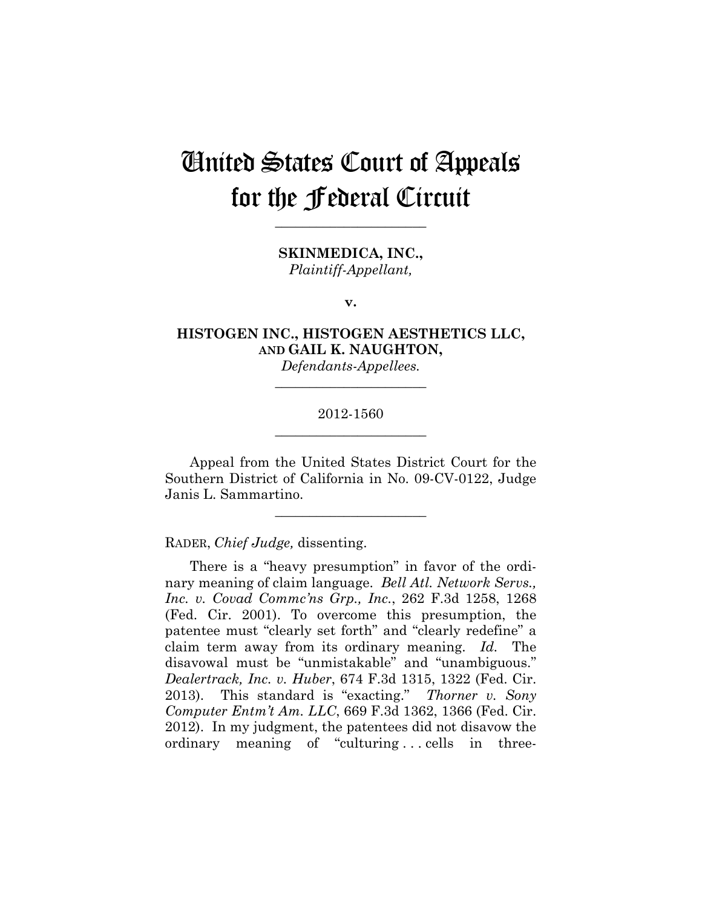# United States Court of Appeals for the Federal Circuit

---

**SKINMEDICA, INC.,**
*Plaintiff-Appellant,*

**v.**

**HISTOGEN INC., HISTOGEN AESTHETICS LLC, AND GAIL K. NAUGHTON,**
*Defendants-Appellees.*

---

2012-1560

---

Appeal from the United States District Court for the Southern District of California in No. 09-CV-0122, Judge Janis L. Sammartino.

---

RADER, *Chief Judge,* dissenting.

There is a "heavy presumption" in favor of the ordinary meaning of claim language. *Bell Atl. Network Servs., Inc. v. Covad Commc'ns Grp., Inc.*, 262 F.3d 1258, 1268 (Fed. Cir. 2001). To overcome this presumption, the patentee must "clearly set forth" and "clearly redefine" a claim term away from its ordinary meaning. *Id.* The disavowal must be "unmistakable" and "unambiguous." *Dealertrack, Inc. v. Huber*, 674 F.3d 1315, 1322 (Fed. Cir. 2013). This standard is "exacting." *Thorner v. Sony Computer Entm't Am. LLC*, 669 F.3d 1362, 1366 (Fed. Cir. 2012). In my judgment, the patentees did not disavow the ordinary meaning of "culturing . . . cells in three-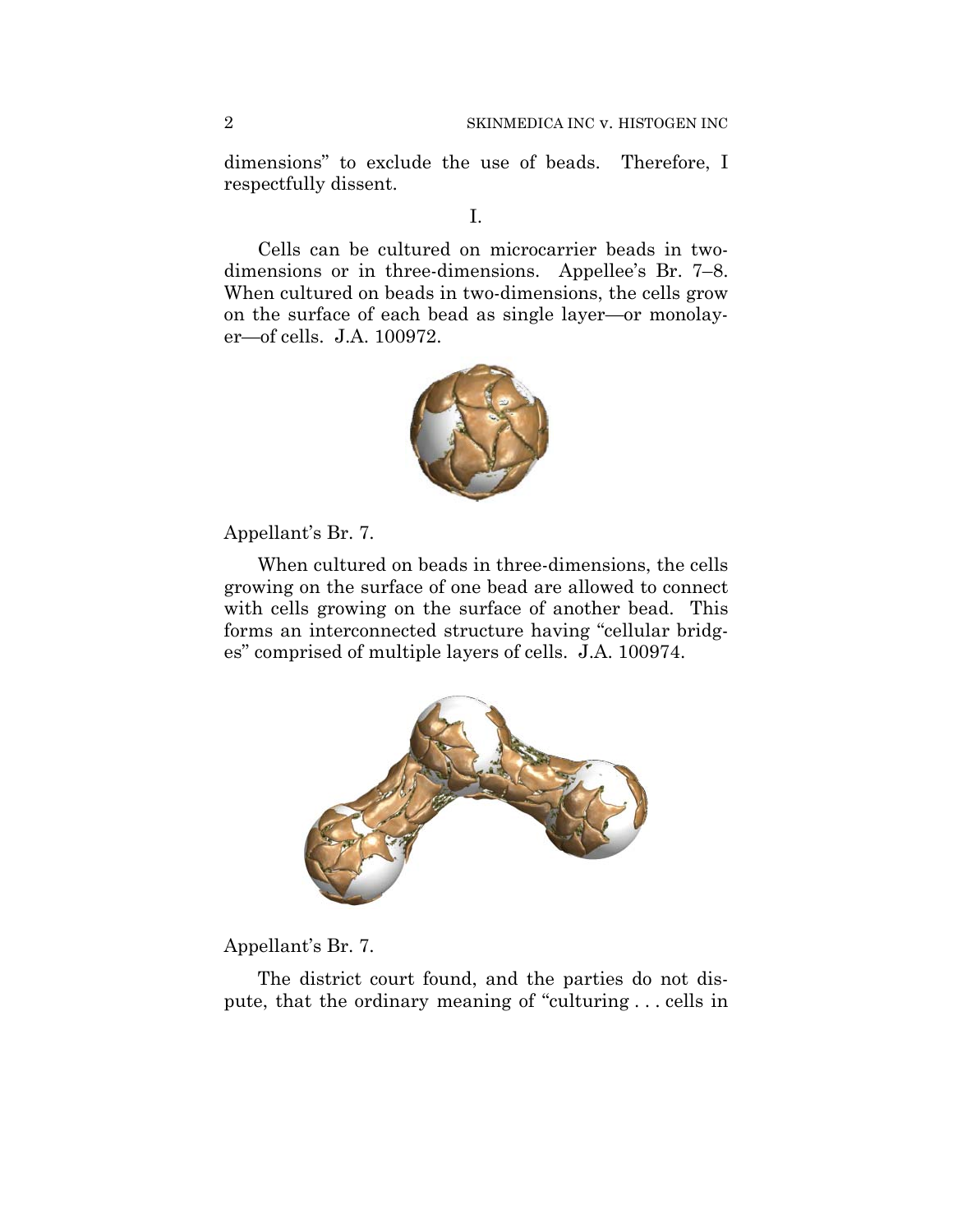dimensions" to exclude the use of beads. Therefore, I respectfully dissent.

I.

Cells can be cultured on microcarrier beads in two-dimensions or in three-dimensions. Appellee's Br. 7–8. When cultured on beads in two-dimensions, the cells grow on the surface of each bead as single layer—or monolayer—of cells. J.A. 100972.

Appellant's Br. 7.

When cultured on beads in three-dimensions, the cells growing on the surface of one bead are allowed to connect with cells growing on the surface of another bead. This forms an interconnected structure having "cellular bridges" comprised of multiple layers of cells. J.A. 100974.

Appellant's Br. 7.

The district court found, and the parties do not dispute, that the ordinary meaning of "culturing . . . cells in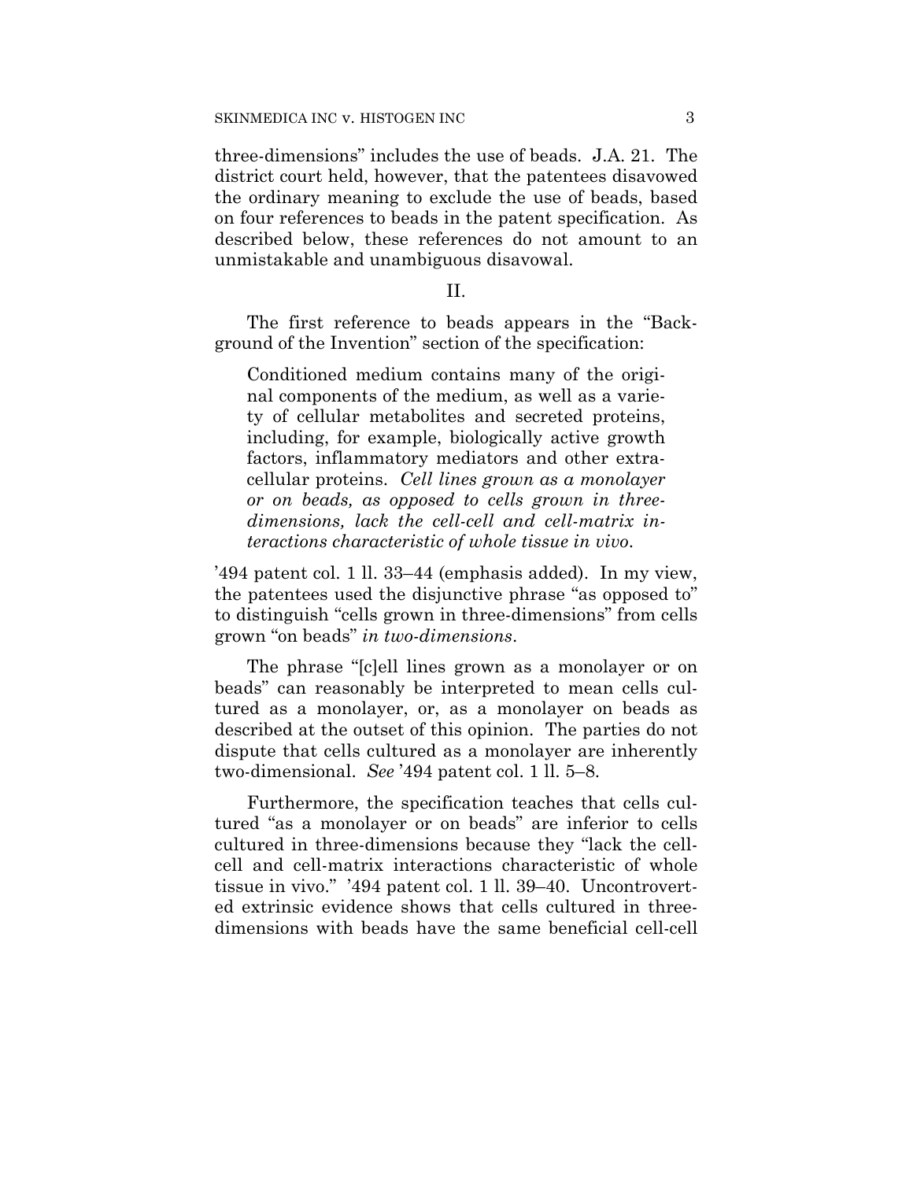three-dimensions" includes the use of beads. J.A. 21. The district court held, however, that the patentees disavowed the ordinary meaning to exclude the use of beads, based on four references to beads in the patent specification. As described below, these references do not amount to an unmistakable and unambiguous disavowal.

II.

The first reference to beads appears in the "Background of the Invention" section of the specification:

> Conditioned medium contains many of the original components of the medium, as well as a variety of cellular metabolites and secreted proteins, including, for example, biologically active growth factors, inflammatory mediators and other extracellular proteins. *Cell lines grown as a monolayer or on beads, as opposed to cells grown in three-dimensions, lack the cell-cell and cell-matrix interactions characteristic of whole tissue in vivo.*

'494 patent col. 1 ll. 33–44 (emphasis added). In my view, the patentees used the disjunctive phrase "as opposed to" to distinguish "cells grown in three-dimensions" from cells grown "on beads" *in two-dimensions*.

The phrase "[c]ell lines grown as a monolayer or on beads" can reasonably be interpreted to mean cells cultured as a monolayer, or, as a monolayer on beads as described at the outset of this opinion. The parties do not dispute that cells cultured as a monolayer are inherently two-dimensional. *See* '494 patent col. 1 ll. 5–8.

Furthermore, the specification teaches that cells cultured "as a monolayer or on beads" are inferior to cells cultured in three-dimensions because they "lack the cell-cell and cell-matrix interactions characteristic of whole tissue in vivo." '494 patent col. 1 ll. 39–40. Uncontroverted extrinsic evidence shows that cells cultured in three-dimensions with beads have the same beneficial cell-cell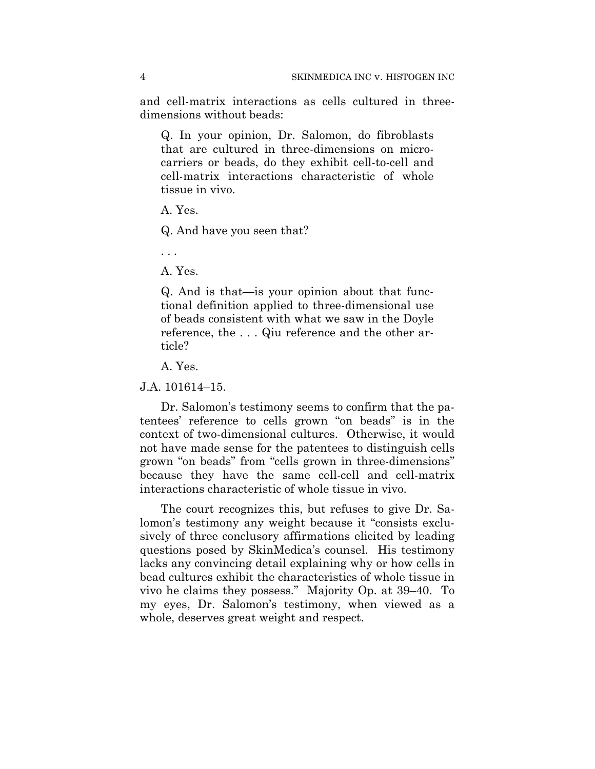and cell-matrix interactions as cells cultured in three-dimensions without beads:

> Q. In your opinion, Dr. Salomon, do fibroblasts that are cultured in three-dimensions on micro-carriers or beads, do they exhibit cell-to-cell and cell-matrix interactions characteristic of whole tissue in vivo.
>
> A. Yes.
>
> Q. And have you seen that?
>
> . . .
>
> A. Yes.
>
> Q. And is that—is your opinion about that functional definition applied to three-dimensional use of beads consistent with what we saw in the Doyle reference, the . . . Qiu reference and the other article?
>
> A. Yes.

J.A. 101614–15.

Dr. Salomon's testimony seems to confirm that the patentees' reference to cells grown "on beads" is in the context of two-dimensional cultures. Otherwise, it would not have made sense for the patentees to distinguish cells grown "on beads" from "cells grown in three-dimensions" because they have the same cell-cell and cell-matrix interactions characteristic of whole tissue in vivo.

The court recognizes this, but refuses to give Dr. Salomon's testimony any weight because it "consists exclusively of three conclusory affirmations elicited by leading questions posed by SkinMedica's counsel. His testimony lacks any convincing detail explaining why or how cells in bead cultures exhibit the characteristics of whole tissue in vivo he claims they possess." Majority Op. at 39–40. To my eyes, Dr. Salomon's testimony, when viewed as a whole, deserves great weight and respect.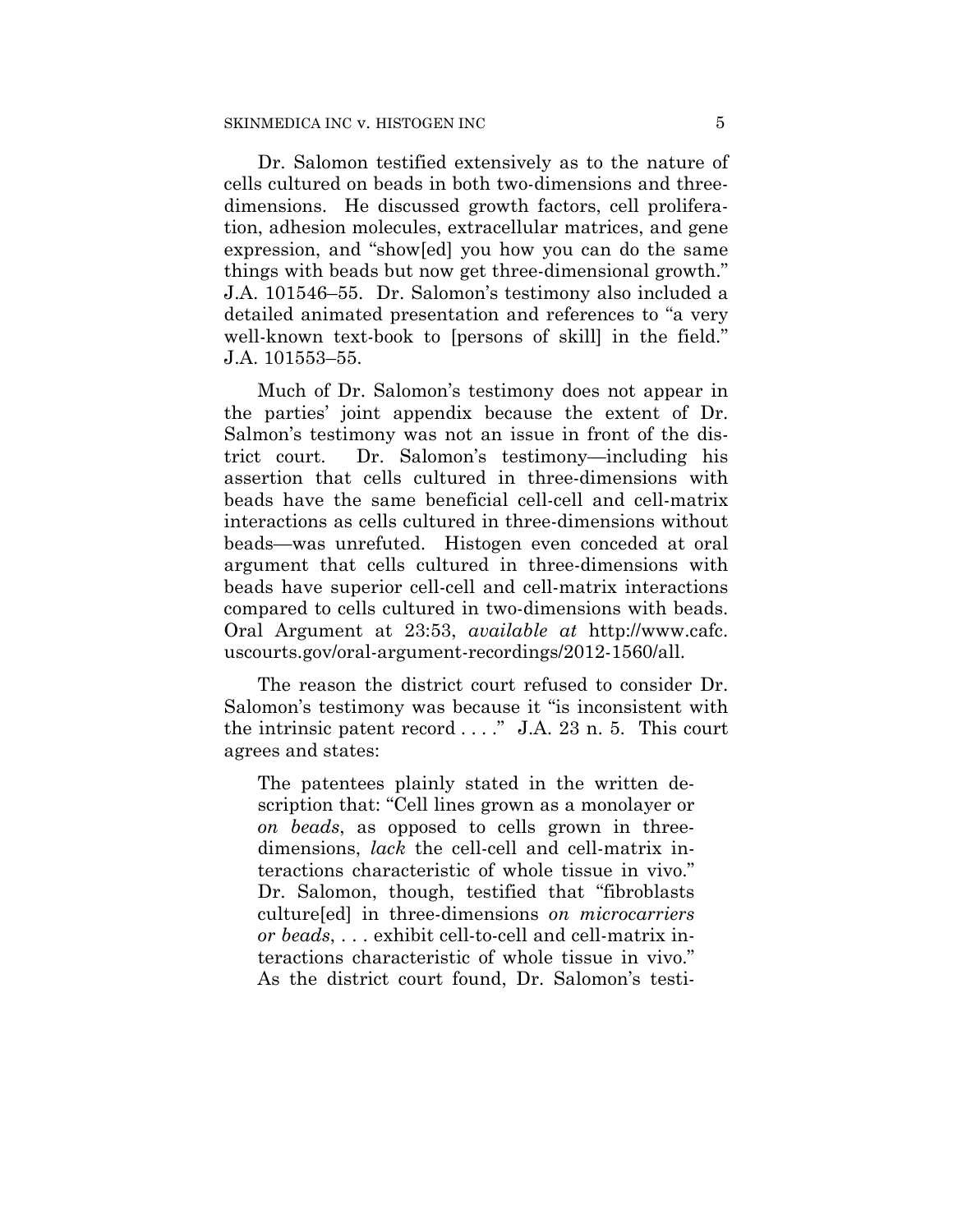Dr. Salomon testified extensively as to the nature of cells cultured on beads in both two-dimensions and three-dimensions. He discussed growth factors, cell proliferation, adhesion molecules, extracellular matrices, and gene expression, and "show[ed] you how you can do the same things with beads but now get three-dimensional growth." J.A. 101546–55. Dr. Salomon's testimony also included a detailed animated presentation and references to "a very well-known text-book to [persons of skill] in the field." J.A. 101553–55.

Much of Dr. Salomon's testimony does not appear in the parties' joint appendix because the extent of Dr. Salmon's testimony was not an issue in front of the district court. Dr. Salomon's testimony—including his assertion that cells cultured in three-dimensions with beads have the same beneficial cell-cell and cell-matrix interactions as cells cultured in three-dimensions without beads—was unrefuted. Histogen even conceded at oral argument that cells cultured in three-dimensions with beads have superior cell-cell and cell-matrix interactions compared to cells cultured in two-dimensions with beads. Oral Argument at 23:53, *available at* http://www.cafc.uscourts.gov/oral-argument-recordings/2012-1560/all.

The reason the district court refused to consider Dr. Salomon's testimony was because it "is inconsistent with the intrinsic patent record . . . ." J.A. 23 n. 5. This court agrees and states:

> The patentees plainly stated in the written description that: "Cell lines grown as a monolayer or *on beads*, as opposed to cells grown in three-dimensions, *lack* the cell-cell and cell-matrix interactions characteristic of whole tissue in vivo." Dr. Salomon, though, testified that "fibroblasts culture[ed] in three-dimensions *on microcarriers or beads*, . . . exhibit cell-to-cell and cell-matrix interactions characteristic of whole tissue in vivo." As the district court found, Dr. Salomon's testi-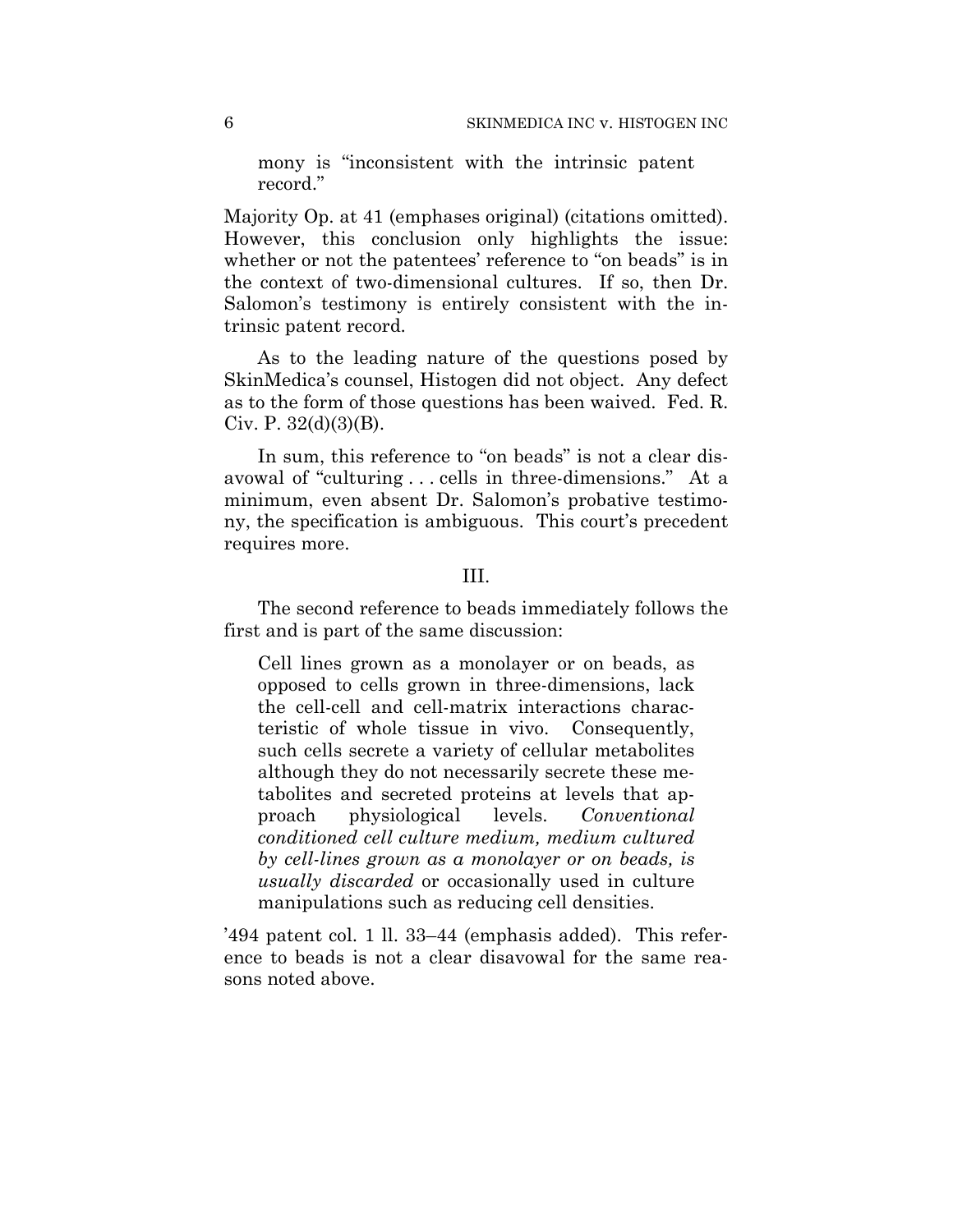> mony is "inconsistent with the intrinsic patent record."

Majority Op. at 41 (emphases original) (citations omitted). However, this conclusion only highlights the issue: whether or not the patentees' reference to "on beads" is in the context of two-dimensional cultures. If so, then Dr. Salomon's testimony is entirely consistent with the intrinsic patent record.

As to the leading nature of the questions posed by SkinMedica's counsel, Histogen did not object. Any defect as to the form of those questions has been waived. Fed. R. Civ. P. 32(d)(3)(B).

In sum, this reference to "on beads" is not a clear disavowal of "culturing . . . cells in three-dimensions." At a minimum, even absent Dr. Salomon's probative testimony, the specification is ambiguous. This court's precedent requires more.

III.

The second reference to beads immediately follows the first and is part of the same discussion:

> Cell lines grown as a monolayer or on beads, as opposed to cells grown in three-dimensions, lack the cell-cell and cell-matrix interactions characteristic of whole tissue in vivo. Consequently, such cells secrete a variety of cellular metabolites although they do not necessarily secrete these metabolites and secreted proteins at levels that approach physiological levels. *Conventional conditioned cell culture medium, medium cultured by cell-lines grown as a monolayer or on beads, is usually discarded* or occasionally used in culture manipulations such as reducing cell densities.

'494 patent col. 1 ll. 33–44 (emphasis added). This reference to beads is not a clear disavowal for the same reasons noted above.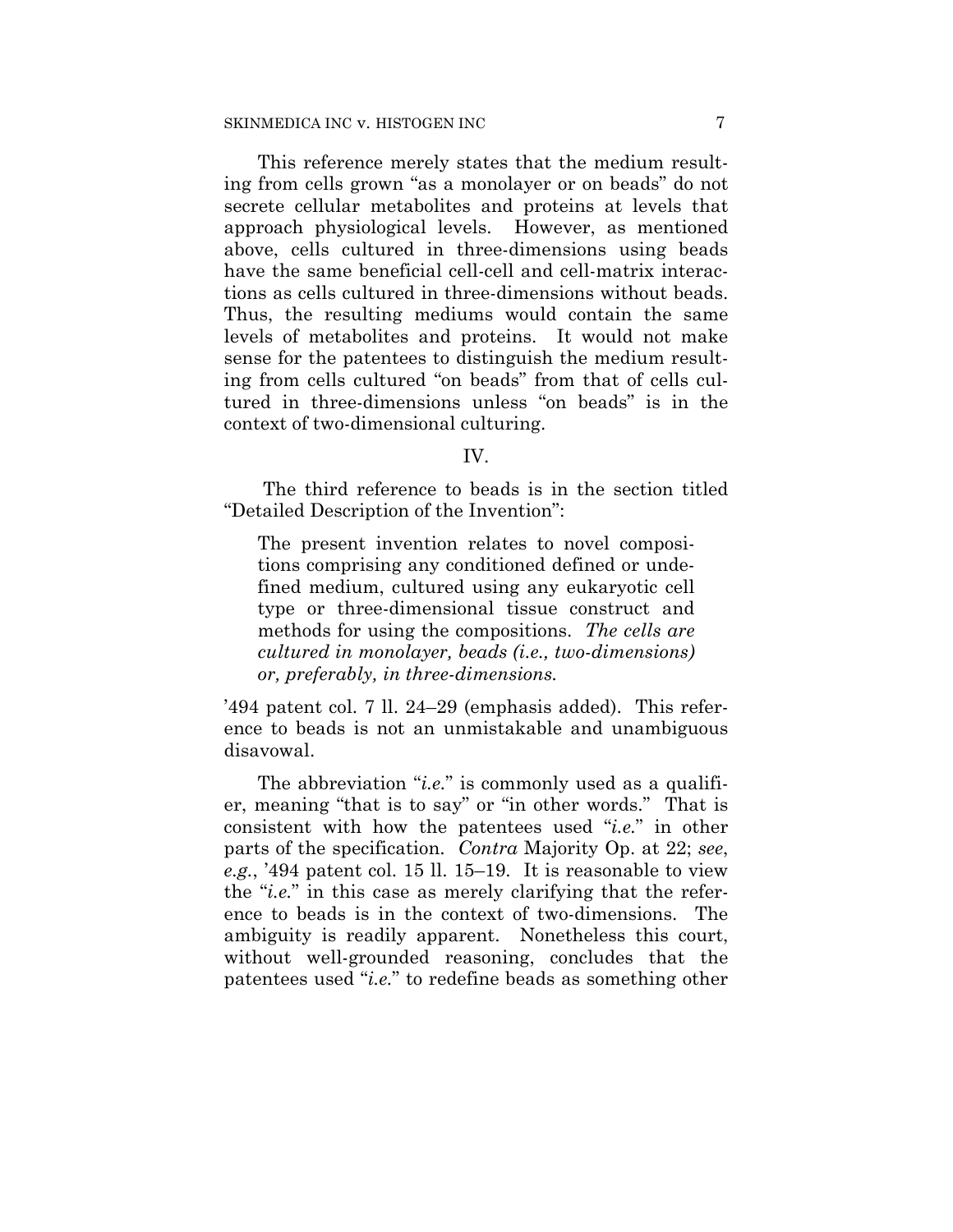This reference merely states that the medium resulting from cells grown "as a monolayer or on beads" do not secrete cellular metabolites and proteins at levels that approach physiological levels. However, as mentioned above, cells cultured in three-dimensions using beads have the same beneficial cell-cell and cell-matrix interactions as cells cultured in three-dimensions without beads. Thus, the resulting mediums would contain the same levels of metabolites and proteins. It would not make sense for the patentees to distinguish the medium resulting from cells cultured "on beads" from that of cells cultured in three-dimensions unless "on beads" is in the context of two-dimensional culturing.

IV.

The third reference to beads is in the section titled "Detailed Description of the Invention":

> The present invention relates to novel compositions comprising any conditioned defined or undefined medium, cultured using any eukaryotic cell type or three-dimensional tissue construct and methods for using the compositions. *The cells are cultured in monolayer, beads (i.e., two-dimensions) or, preferably, in three-dimensions.*

'494 patent col. 7 ll. 24–29 (emphasis added). This reference to beads is not an unmistakable and unambiguous disavowal.

The abbreviation "*i.e.*" is commonly used as a qualifier, meaning "that is to say" or "in other words." That is consistent with how the patentees used "*i.e.*" in other parts of the specification. *Contra* Majority Op. at 22; *see, e.g.*, '494 patent col. 15 ll. 15–19. It is reasonable to view the "*i.e.*" in this case as merely clarifying that the reference to beads is in the context of two-dimensions. The ambiguity is readily apparent. Nonetheless this court, without well-grounded reasoning, concludes that the patentees used "*i.e.*" to redefine beads as something other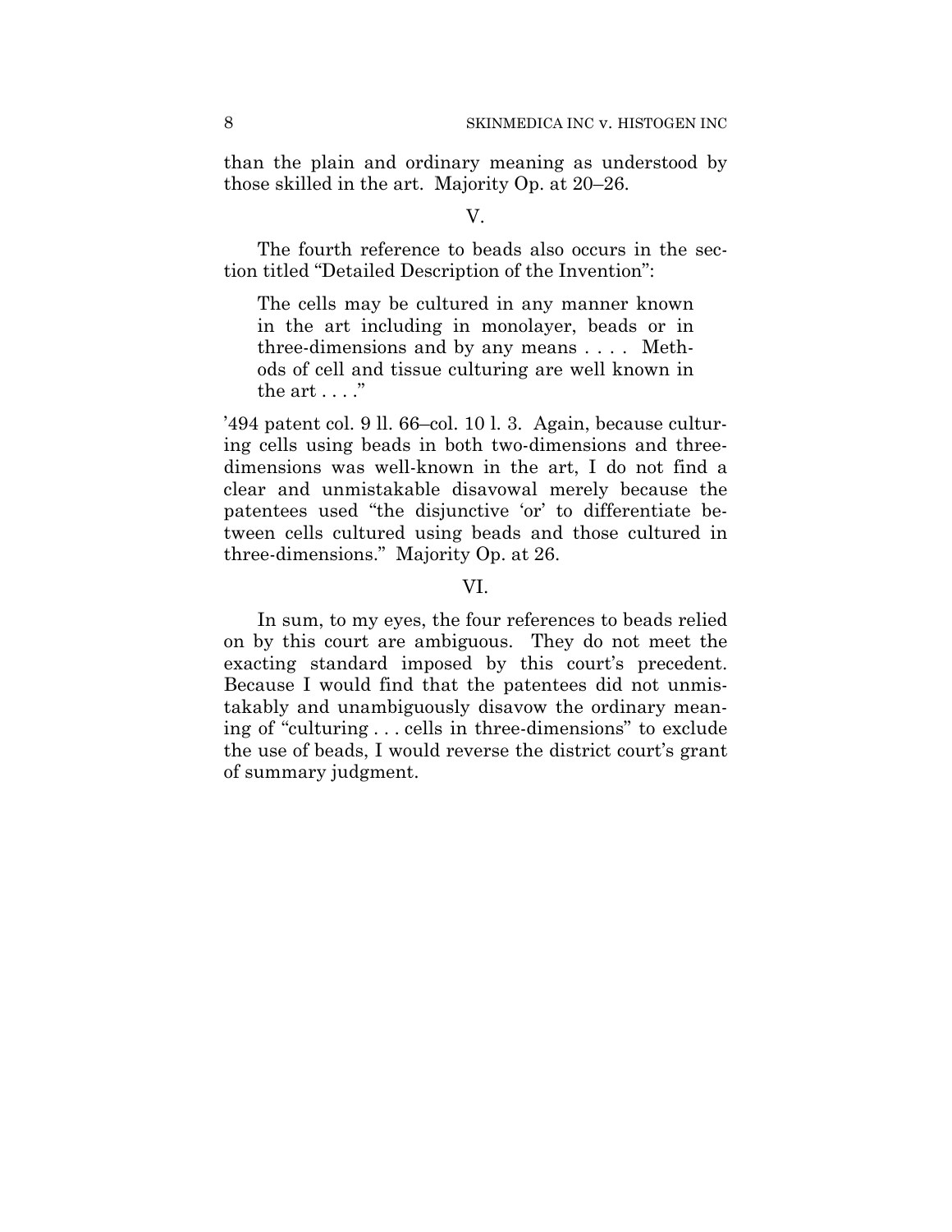than the plain and ordinary meaning as understood by those skilled in the art. Majority Op. at 20–26.

V.

The fourth reference to beads also occurs in the section titled "Detailed Description of the Invention":

> The cells may be cultured in any manner known in the art including in monolayer, beads or in three-dimensions and by any means . . . . Methods of cell and tissue culturing are well known in the art . . . ."

'494 patent col. 9 ll. 66–col. 10 l. 3. Again, because culturing cells using beads in both two-dimensions and three-dimensions was well-known in the art, I do not find a clear and unmistakable disavowal merely because the patentees used "the disjunctive 'or' to differentiate between cells cultured using beads and those cultured in three-dimensions." Majority Op. at 26.

VI.

In sum, to my eyes, the four references to beads relied on by this court are ambiguous. They do not meet the exacting standard imposed by this court's precedent. Because I would find that the patentees did not unmistakably and unambiguously disavow the ordinary meaning of "culturing . . . cells in three-dimensions" to exclude the use of beads, I would reverse the district court's grant of summary judgment.